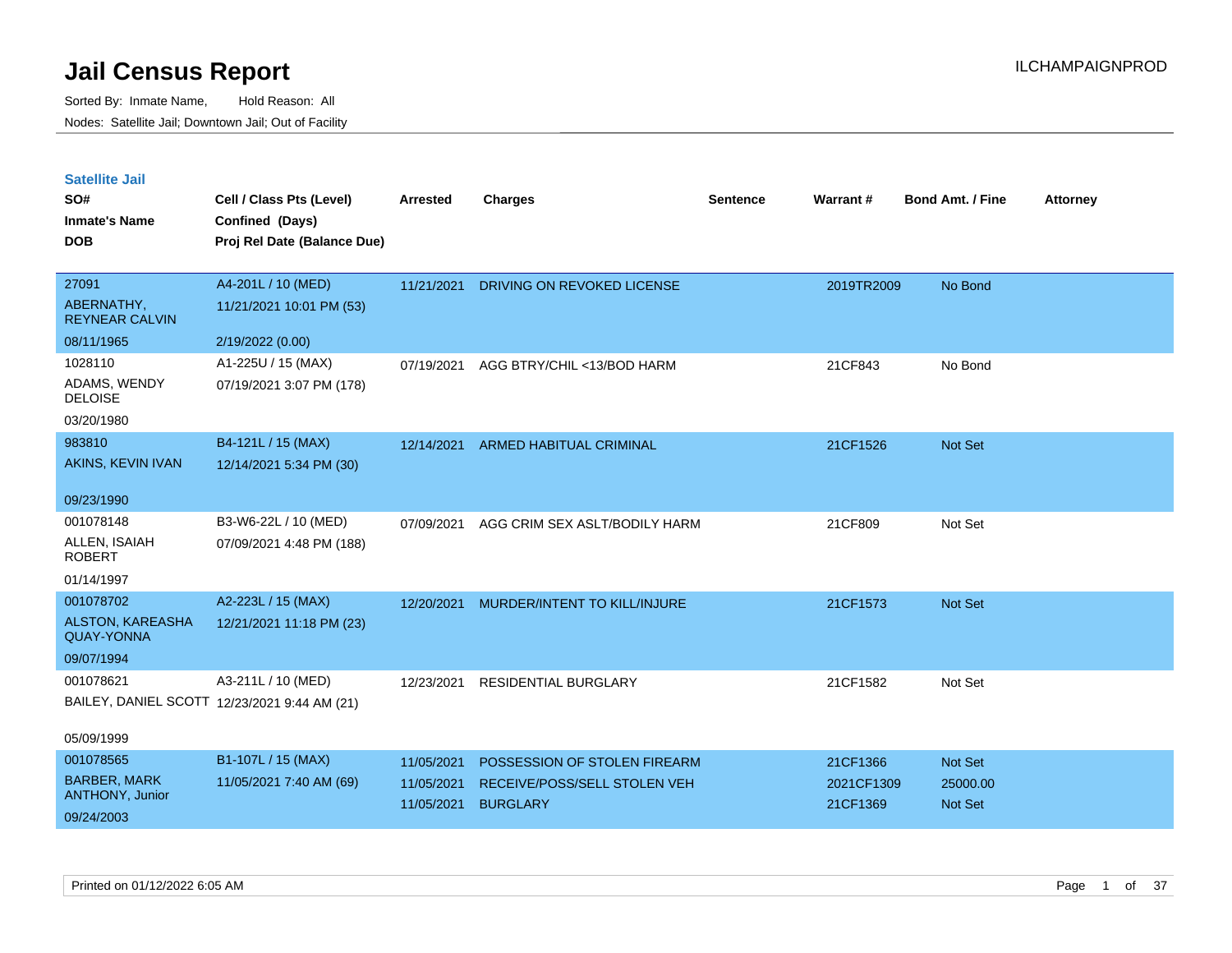# Jail Census Report

Sorted By: Inmate Name, Hold Reason: All

Nodes: Satellite Jail; Downtown Jail; Out of Facility

## Satellite Jail

| SO# / Inmate's Name / DOB | Cell / Class Pts (Level) / Confined (Days) / Proj Rel Date (Balance Due) | Arrested | Charges | Sentence | Warrant # | Bond Amt. / Fine | Attorney |
|---|---|---|---|---|---|---|---|
| 27091<br>ABERNATHY, REYNEAR CALVIN<br>08/11/1965 | A4-201L / 10 (MED)<br>11/21/2021 10:01 PM (53)<br>2/19/2022 (0.00) | 11/21/2021 | DRIVING ON REVOKED LICENSE | | 2019TR2009 | No Bond | |
| 1028110<br>ADAMS, WENDY DELOISE<br>03/20/1980 | A1-225U / 15 (MAX)<br>07/19/2021 3:07 PM (178) | 07/19/2021 | AGG BTRY/CHIL <13/BOD HARM | | 21CF843 | No Bond | |
| 983810<br>AKINS, KEVIN IVAN<br>09/23/1990 | B4-121L / 15 (MAX)<br>12/14/2021 5:34 PM (30) | 12/14/2021 | ARMED HABITUAL CRIMINAL | | 21CF1526 | Not Set | |
| 001078148<br>ALLEN, ISAIAH ROBERT<br>01/14/1997 | B3-W6-22L / 10 (MED)<br>07/09/2021 4:48 PM (188) | 07/09/2021 | AGG CRIM SEX ASLT/BODILY HARM | | 21CF809 | Not Set | |
| 001078702<br>ALSTON, KAREASHA QUAY-YONNA<br>09/07/1994 | A2-223L / 15 (MAX)<br>12/21/2021 11:18 PM (23) | 12/20/2021 | MURDER/INTENT TO KILL/INJURE | | 21CF1573 | Not Set | |
| 001078621<br>BAILEY, DANIEL SCOTT<br>05/09/1999 | A3-211L / 10 (MED)<br>12/23/2021 9:44 AM (21) | 12/23/2021 | RESIDENTIAL BURGLARY | | 21CF1582 | Not Set | |
| 001078565<br>BARBER, MARK ANTHONY, Junior<br>09/24/2003 | B1-107L / 15 (MAX)<br>11/05/2021 7:40 AM (69) | 11/05/2021 | POSSESSION OF STOLEN FIREARM | | 21CF1366 | Not Set | |
| | | 11/05/2021 | RECEIVE/POSS/SELL STOLEN VEH | | 2021CF1309 | 25000.00 | |
| | | 11/05/2021 | BURGLARY | | 21CF1369 | Not Set | |

Printed on 01/12/2022 6:05 AM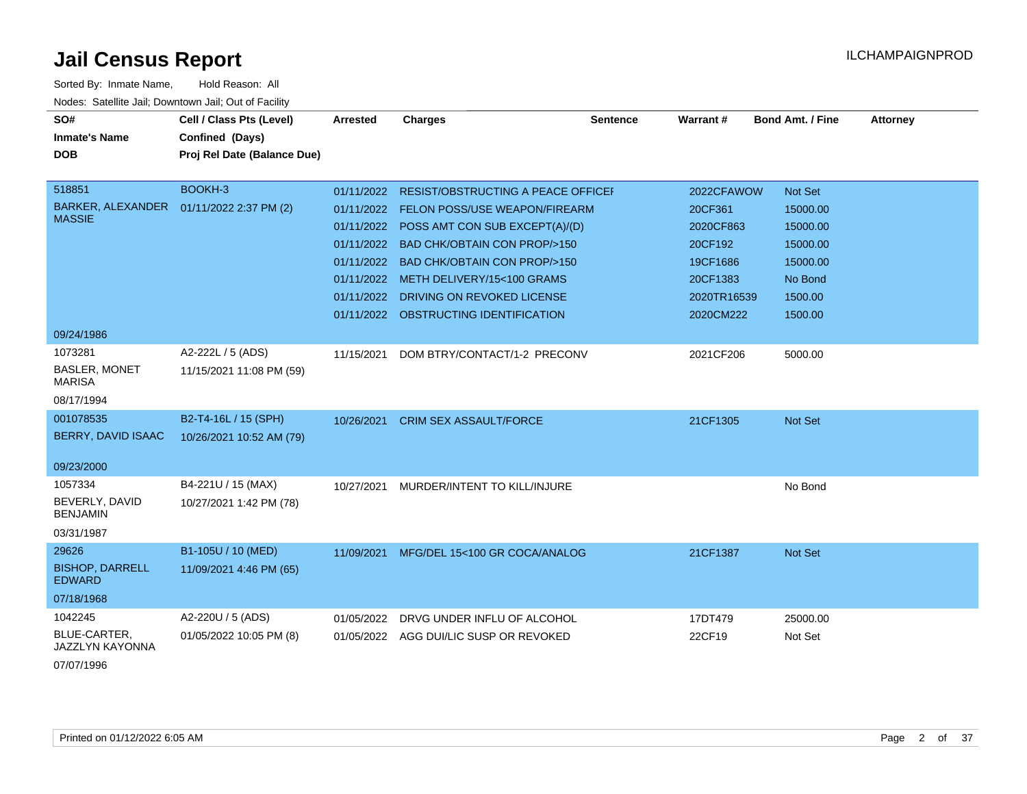# Jail Census Report

ILCHAMPAIGNPROD

Sorted By: Inmate Name, Hold Reason: All

Nodes: Satellite Jail; Downtown Jail; Out of Facility

| SO# / Inmate's Name / DOB | Cell / Class Pts (Level) / Confined (Days) / Proj Rel Date (Balance Due) | Arrested | Charges | Sentence | Warrant # | Bond Amt. / Fine | Attorney |
|---|---|---|---|---|---|---|---|
| 518851 BARKER, ALEXANDER MASSIE 09/24/1986 | BOOKH-3 01/11/2022 2:37 PM (2) | 01/11/2022 | RESIST/OBSTRUCTING A PEACE OFFICEI | | 2022CFAWOW | Not Set | |
| | | 01/11/2022 | FELON POSS/USE WEAPON/FIREARM | | 20CF361 | 15000.00 | |
| | | 01/11/2022 | POSS AMT CON SUB EXCEPT(A)/(D) | | 2020CF863 | 15000.00 | |
| | | 01/11/2022 | BAD CHK/OBTAIN CON PROP/>150 | | 20CF192 | 15000.00 | |
| | | 01/11/2022 | BAD CHK/OBTAIN CON PROP/>150 | | 19CF1686 | 15000.00 | |
| | | 01/11/2022 | METH DELIVERY/15<100 GRAMS | | 20CF1383 | No Bond | |
| | | 01/11/2022 | DRIVING ON REVOKED LICENSE | | 2020TR16539 | 1500.00 | |
| | | 01/11/2022 | OBSTRUCTING IDENTIFICATION | | 2020CM222 | 1500.00 | |
| 1073281 BASLER, MONET MARISA 08/17/1994 | A2-222L / 5 (ADS) 11/15/2021 11:08 PM (59) | 11/15/2021 | DOM BTRY/CONTACT/1-2 PRECONV | | 2021CF206 | 5000.00 | |
| 001078535 BERRY, DAVID ISAAC 09/23/2000 | B2-T4-16L / 15 (SPH) 10/26/2021 10:52 AM (79) | 10/26/2021 | CRIM SEX ASSAULT/FORCE | | 21CF1305 | Not Set | |
| 1057334 BEVERLY, DAVID BENJAMIN 03/31/1987 | B4-221U / 15 (MAX) 10/27/2021 1:42 PM (78) | 10/27/2021 | MURDER/INTENT TO KILL/INJURE | | | No Bond | |
| 29626 BISHOP, DARRELL EDWARD 07/18/1968 | B1-105U / 10 (MED) 11/09/2021 4:46 PM (65) | 11/09/2021 | MFG/DEL 15<100 GR COCA/ANALOG | | 21CF1387 | Not Set | |
| 1042245 BLUE-CARTER, JAZZLYN KAYONNA 07/07/1996 | A2-220U / 5 (ADS) 01/05/2022 10:05 PM (8) | 01/05/2022 | DRVG UNDER INFLU OF ALCOHOL | | 17DT479 | 25000.00 | |
| | | 01/05/2022 | AGG DUI/LIC SUSP OR REVOKED | | 22CF19 | Not Set | |

Printed on 01/12/2022 6:05 AM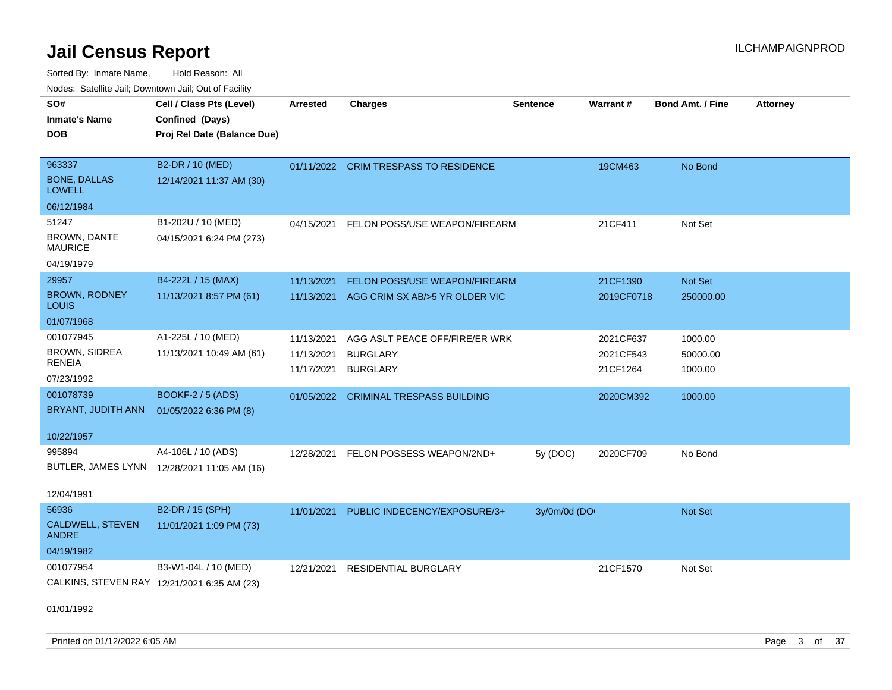# Jail Census Report

ILCHAMPAIGNPROD

Sorted By: Inmate Name, Hold Reason: All

Nodes: Satellite Jail; Downtown Jail; Out of Facility

| SO# / Inmate's Name / DOB | Cell / Class Pts (Level) / Confined (Days) / Proj Rel Date (Balance Due) | Arrested | Charges | Sentence | Warrant # | Bond Amt. / Fine | Attorney |
|---|---|---|---|---|---|---|---|
| 963337<br>BONE, DALLAS LOWELL<br>06/12/1984 | B2-DR / 10 (MED)<br>12/14/2021 11:37 AM (30) | 01/11/2022 | CRIM TRESPASS TO RESIDENCE | | 19CM463 | No Bond | |
| 51247<br>BROWN, DANTE MAURICE<br>04/19/1979 | B1-202U / 10 (MED)<br>04/15/2021 6:24 PM (273) | 04/15/2021 | FELON POSS/USE WEAPON/FIREARM | | 21CF411 | Not Set | |
| 29957<br>BROWN, RODNEY LOUIS<br>01/07/1968 | B4-222L / 15 (MAX)<br>11/13/2021 8:57 PM (61) | 11/13/2021<br>11/13/2021 | FELON POSS/USE WEAPON/FIREARM<br>AGG CRIM SX AB/>5 YR OLDER VIC | | 21CF1390<br>2019CF0718 | Not Set<br>250000.00 | |
| 001077945<br>BROWN, SIDREA RENEIA<br>07/23/1992 | A1-225L / 10 (MED)<br>11/13/2021 10:49 AM (61) | 11/13/2021<br>11/13/2021<br>11/17/2021 | AGG ASLT PEACE OFF/FIRE/ER WRK<br>BURGLARY<br>BURGLARY | | 2021CF637<br>2021CF543<br>21CF1264 | 1000.00<br>50000.00<br>1000.00 | |
| 001078739<br>BRYANT, JUDITH ANN<br>10/22/1957 | BOOKF-2 / 5 (ADS)<br>01/05/2022 6:36 PM (8) | 01/05/2022 | CRIMINAL TRESPASS BUILDING | | 2020CM392 | 1000.00 | |
| 995894<br>BUTLER, JAMES LYNN<br>12/04/1991 | A4-106L / 10 (ADS)<br>12/28/2021 11:05 AM (16) | 12/28/2021 | FELON POSSESS WEAPON/2ND+ | 5y (DOC) | 2020CF709 | No Bond | |
| 56936<br>CALDWELL, STEVEN ANDRE<br>04/19/1982 | B2-DR / 15 (SPH)<br>11/01/2021 1:09 PM (73) | 11/01/2021 | PUBLIC INDECENCY/EXPOSURE/3+ | 3y/0m/0d (DO | | Not Set | |
| 001077954<br>CALKINS, STEVEN RAY<br>01/01/1992 | B3-W1-04L / 10 (MED)<br>12/21/2021 6:35 AM (23) | 12/21/2021 | RESIDENTIAL BURGLARY | | 21CF1570 | Not Set | |

Printed on 01/12/2022 6:05 AM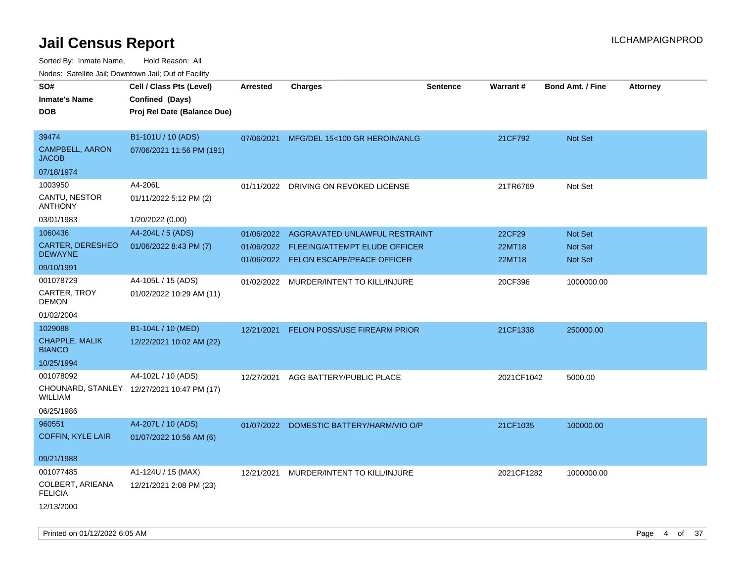# Jail Census Report

ILCHAMPAIGNPROD

Sorted By: Inmate Name, Hold Reason: All

Nodes: Satellite Jail; Downtown Jail; Out of Facility

| SO#<br>Inmate's Name<br>DOB | Cell / Class Pts (Level)<br>Confined (Days)<br>Proj Rel Date (Balance Due) | Arrested | Charges | Sentence | Warrant # | Bond Amt. / Fine | Attorney |
|---|---|---|---|---|---|---|---|
| 39474<br>CAMPBELL, AARON JACOB<br>07/18/1974 | B1-101U / 10 (ADS)<br>07/06/2021 11:56 PM (191) | 07/06/2021 | MFG/DEL 15<100 GR HEROIN/ANLG | | 21CF792 | Not Set | |
| 1003950<br>CANTU, NESTOR ANTHONY<br>03/01/1983 | A4-206L<br>01/11/2022 5:12 PM (2)<br>1/20/2022 (0.00) | 01/11/2022 | DRIVING ON REVOKED LICENSE | | 21TR6769 | Not Set | |
| 1060436<br>CARTER, DERESHEO DEWAYNE<br>09/10/1991 | A4-204L / 5 (ADS)<br>01/06/2022 8:43 PM (7) | 01/06/2022 | AGGRAVATED UNLAWFUL RESTRAINT | | 22CF29 | Not Set | |
| | | 01/06/2022 | FLEEING/ATTEMPT ELUDE OFFICER | | 22MT18 | Not Set | |
| | | 01/06/2022 | FELON ESCAPE/PEACE OFFICER | | 22MT18 | Not Set | |
| 001078729<br>CARTER, TROY DEMON<br>01/02/2004 | A4-105L / 15 (ADS)<br>01/02/2022 10:29 AM (11) | 01/02/2022 | MURDER/INTENT TO KILL/INJURE | | 20CF396 | 1000000.00 | |
| 1029088<br>CHAPPLE, MALIK BIANCO<br>10/25/1994 | B1-104L / 10 (MED)<br>12/22/2021 10:02 AM (22) | 12/21/2021 | FELON POSS/USE FIREARM PRIOR | | 21CF1338 | 250000.00 | |
| 001078092<br>CHOUNARD, STANLEY WILLIAM<br>06/25/1986 | A4-102L / 10 (ADS)<br>12/27/2021 10:47 PM (17) | 12/27/2021 | AGG BATTERY/PUBLIC PLACE | | 2021CF1042 | 5000.00 | |
| 960551<br>COFFIN, KYLE LAIR<br>09/21/1988 | A4-207L / 10 (ADS)<br>01/07/2022 10:56 AM (6) | 01/07/2022 | DOMESTIC BATTERY/HARM/VIO O/P | | 21CF1035 | 100000.00 | |
| 001077485<br>COLBERT, ARIEANA FELICIA<br>12/13/2000 | A1-124U / 15 (MAX)<br>12/21/2021 2:08 PM (23) | 12/21/2021 | MURDER/INTENT TO KILL/INJURE | | 2021CF1282 | 1000000.00 | |

Printed on 01/12/2022 6:05 AM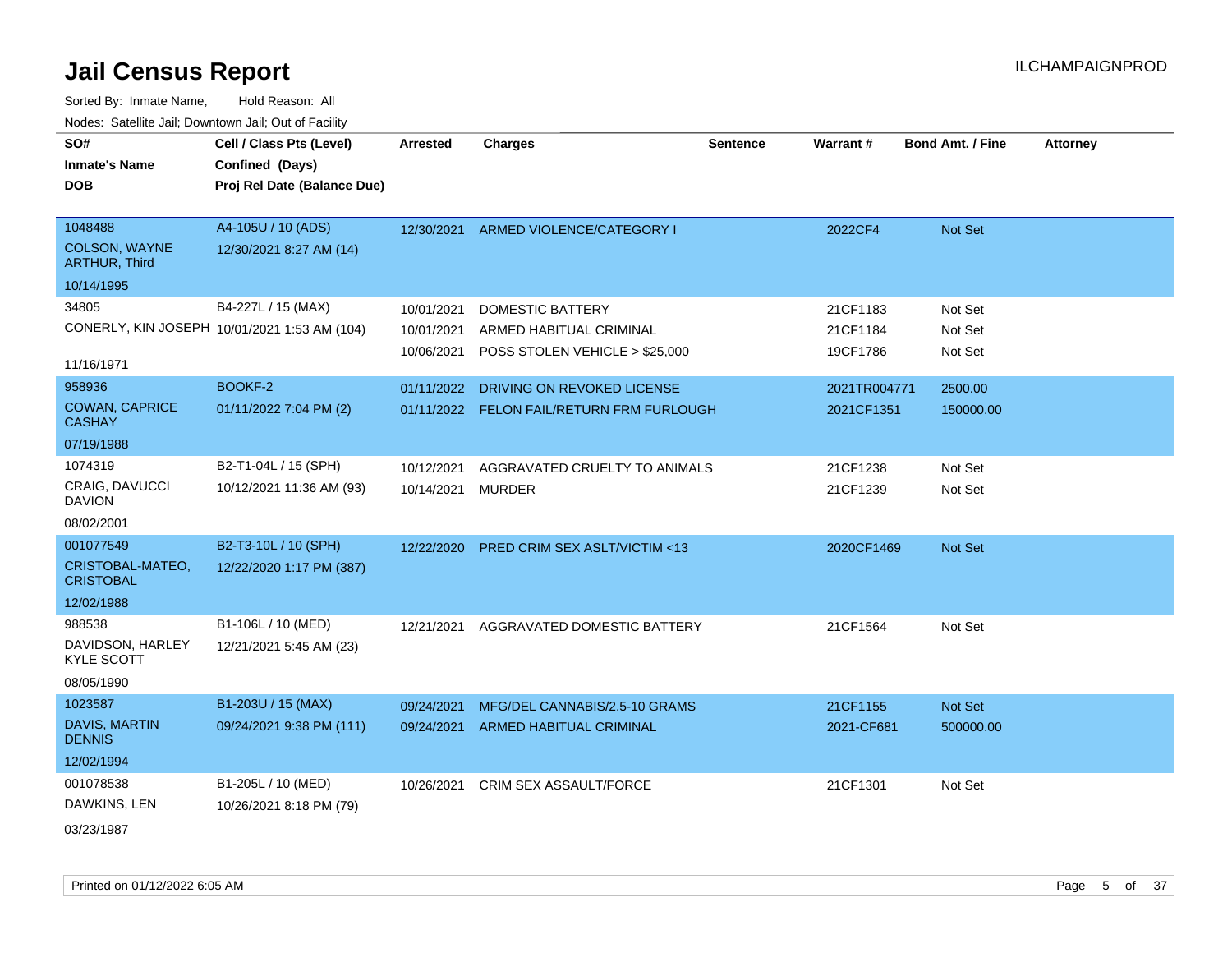# Jail Census Report

ILCHAMPAIGNPROD

Sorted By: Inmate Name, Hold Reason: All

Nodes: Satellite Jail; Downtown Jail; Out of Facility

| SO# / Inmate's Name / DOB | Cell / Class Pts (Level) / Confined (Days) / Proj Rel Date (Balance Due) | Arrested | Charges | Sentence | Warrant # | Bond Amt. / Fine | Attorney |
|---|---|---|---|---|---|---|---|
| 1048488<br>COLSON, WAYNE ARTHUR, Third<br>10/14/1995 | A4-105U / 10 (ADS)<br>12/30/2021 8:27 AM (14) | 12/30/2021 | ARMED VIOLENCE/CATEGORY I | | 2022CF4 | Not Set | |
| 34805<br>CONERLY, KIN JOSEPH<br>11/16/1971 | B4-227L / 15 (MAX)<br>10/01/2021 1:53 AM (104) | 10/01/2021 | DOMESTIC BATTERY | | 21CF1183 | Not Set | |
| | | 10/01/2021 | ARMED HABITUAL CRIMINAL | | 21CF1184 | Not Set | |
| | | 10/06/2021 | POSS STOLEN VEHICLE > $25,000 | | 19CF1786 | Not Set | |
| 958936<br>COWAN, CAPRICE CASHAY<br>07/19/1988 | BOOKF-2<br>01/11/2022 7:04 PM (2) | 01/11/2022 | DRIVING ON REVOKED LICENSE | | 2021TR004771 | 2500.00 | |
| | | 01/11/2022 | FELON FAIL/RETURN FRM FURLOUGH | | 2021CF1351 | 150000.00 | |
| 1074319<br>CRAIG, DAVUCCI DAVION<br>08/02/2001 | B2-T1-04L / 15 (SPH)<br>10/12/2021 11:36 AM (93) | 10/12/2021 | AGGRAVATED CRUELTY TO ANIMALS | | 21CF1238 | Not Set | |
| | | 10/14/2021 | MURDER | | 21CF1239 | Not Set | |
| 001077549<br>CRISTOBAL-MATEO, CRISTOBAL<br>12/02/1988 | B2-T3-10L / 10 (SPH)<br>12/22/2020 1:17 PM (387) | 12/22/2020 | PRED CRIM SEX ASLT/VICTIM <13 | | 2020CF1469 | Not Set | |
| 988538<br>DAVIDSON, HARLEY KYLE SCOTT<br>08/05/1990 | B1-106L / 10 (MED)<br>12/21/2021 5:45 AM (23) | 12/21/2021 | AGGRAVATED DOMESTIC BATTERY | | 21CF1564 | Not Set | |
| 1023587<br>DAVIS, MARTIN DENNIS<br>12/02/1994 | B1-203U / 15 (MAX)<br>09/24/2021 9:38 PM (111) | 09/24/2021 | MFG/DEL CANNABIS/2.5-10 GRAMS | | 21CF1155 | Not Set | |
| | | 09/24/2021 | ARMED HABITUAL CRIMINAL | | 2021-CF681 | 500000.00 | |
| 001078538<br>DAWKINS, LEN<br>03/23/1987 | B1-205L / 10 (MED)<br>10/26/2021 8:18 PM (79) | 10/26/2021 | CRIM SEX ASSAULT/FORCE | | 21CF1301 | Not Set | |

Printed on 01/12/2022 6:05 AM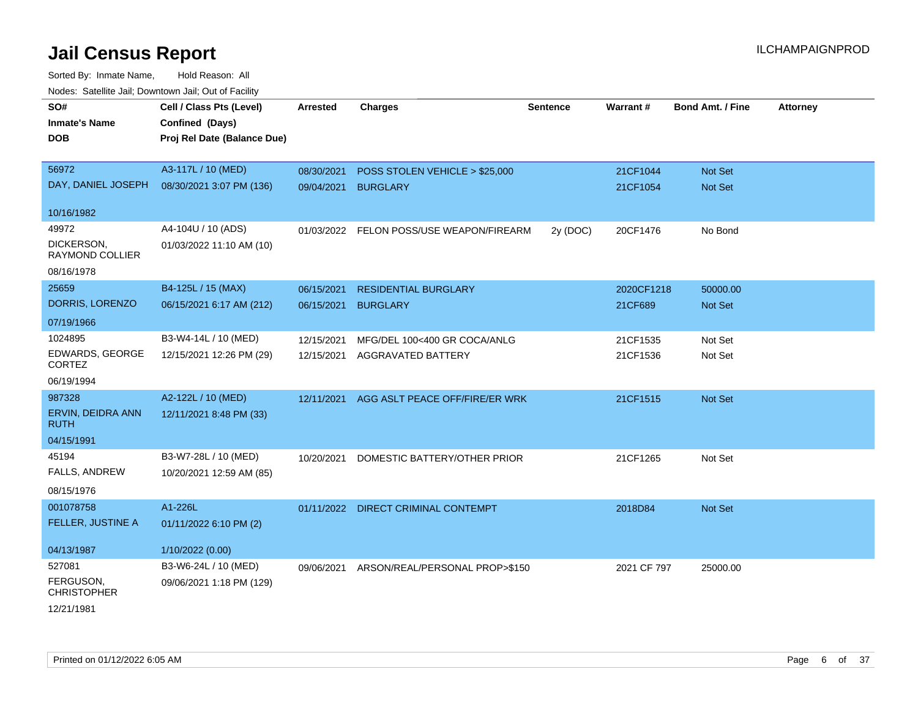# Jail Census Report

ILCHAMPAIGNPROD

Sorted By: Inmate Name, Hold Reason: All

Nodes: Satellite Jail; Downtown Jail; Out of Facility

| SO# / Inmate's Name / DOB | Cell / Class Pts (Level) / Confined (Days) / Proj Rel Date (Balance Due) | Arrested | Charges | Sentence | Warrant # | Bond Amt. / Fine | Attorney |
|---|---|---|---|---|---|---|---|
| 56972 DAY, DANIEL JOSEPH 10/16/1982 | A3-117L / 10 (MED) 08/30/2021 3:07 PM (136) | 08/30/2021 | POSS STOLEN VEHICLE > $25,000 | | 21CF1044 | Not Set | |
| | | 09/04/2021 | BURGLARY | | 21CF1054 | Not Set | |
| 49972 DICKERSON, RAYMOND COLLIER 08/16/1978 | A4-104U / 10 (ADS) 01/03/2022 11:10 AM (10) | 01/03/2022 | FELON POSS/USE WEAPON/FIREARM | 2y (DOC) | 20CF1476 | No Bond | |
| 25659 DORRIS, LORENZO 07/19/1966 | B4-125L / 15 (MAX) 06/15/2021 6:17 AM (212) | 06/15/2021 | RESIDENTIAL BURGLARY | | 2020CF1218 | 50000.00 | |
| | | 06/15/2021 | BURGLARY | | 21CF689 | Not Set | |
| 1024895 EDWARDS, GEORGE CORTEZ 06/19/1994 | B3-W4-14L / 10 (MED) 12/15/2021 12:26 PM (29) | 12/15/2021 | MFG/DEL 100<400 GR COCA/ANLG | | 21CF1535 | Not Set | |
| | | 12/15/2021 | AGGRAVATED BATTERY | | 21CF1536 | Not Set | |
| 987328 ERVIN, DEIDRA ANN RUTH 04/15/1991 | A2-122L / 10 (MED) 12/11/2021 8:48 PM (33) | 12/11/2021 | AGG ASLT PEACE OFF/FIRE/ER WRK | | 21CF1515 | Not Set | |
| 45194 FALLS, ANDREW 08/15/1976 | B3-W7-28L / 10 (MED) 10/20/2021 12:59 AM (85) | 10/20/2021 | DOMESTIC BATTERY/OTHER PRIOR | | 21CF1265 | Not Set | |
| 001078758 FELLER, JUSTINE A 04/13/1987 | A1-226L 01/11/2022 6:10 PM (2) 1/10/2022 (0.00) | 01/11/2022 | DIRECT CRIMINAL CONTEMPT | | 2018D84 | Not Set | |
| 527081 FERGUSON, CHRISTOPHER 12/21/1981 | B3-W6-24L / 10 (MED) 09/06/2021 1:18 PM (129) | 09/06/2021 | ARSON/REAL/PERSONAL PROP>$150 | | 2021 CF 797 | 25000.00 | |

Printed on 01/12/2022 6:05 AM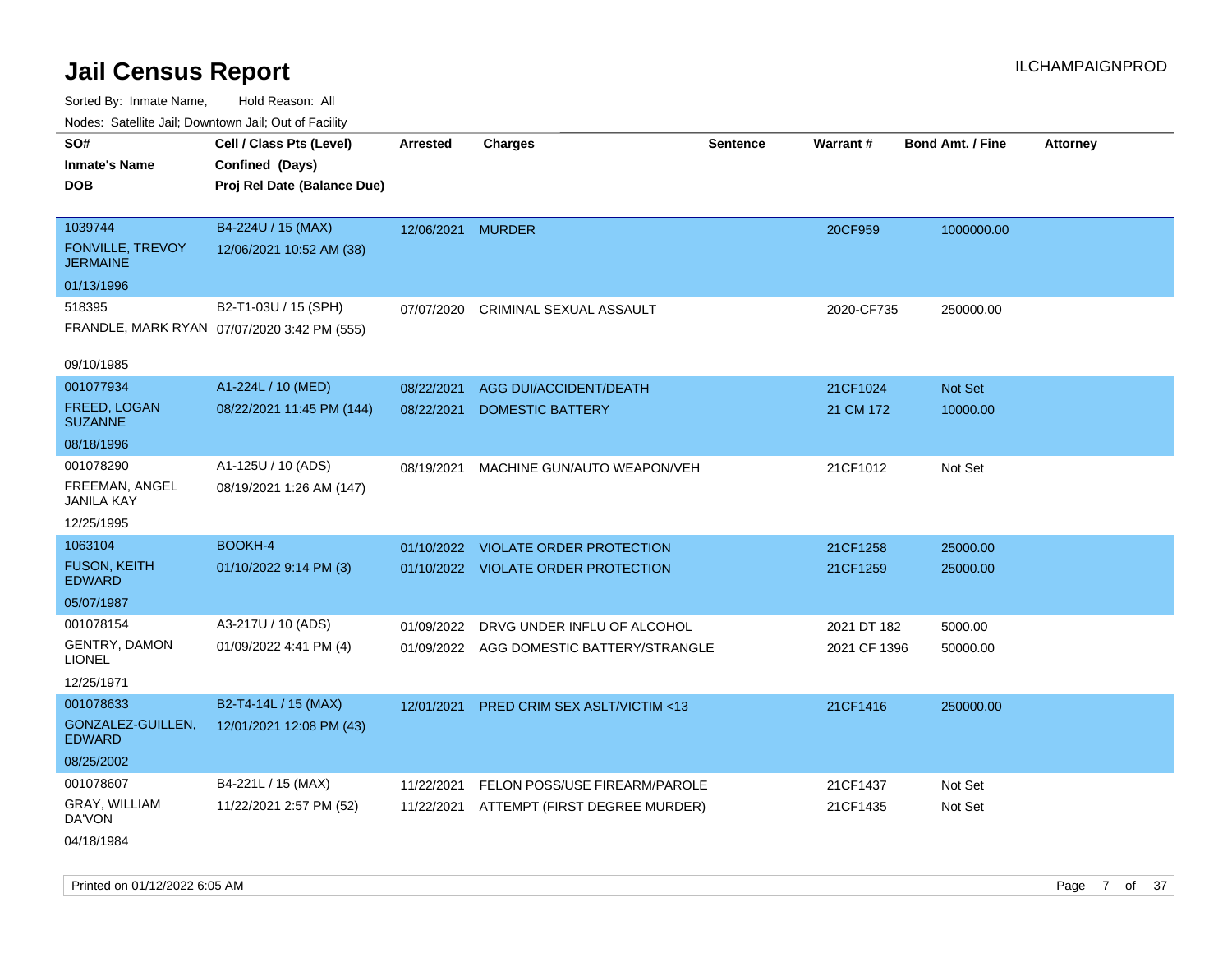# Jail Census Report

ILCHAMPAIGNPROD

Sorted By: Inmate Name, Hold Reason: All

Nodes: Satellite Jail; Downtown Jail; Out of Facility

| SO# / Inmate's Name / DOB | Cell / Class Pts (Level) / Confined (Days) / Proj Rel Date (Balance Due) | Arrested | Charges | Sentence | Warrant # | Bond Amt. / Fine | Attorney |
|---|---|---|---|---|---|---|---|
| 1039744 FONVILLE, TREVOY JERMAINE 01/13/1996 | B4-224U / 15 (MAX) 12/06/2021 10:52 AM (38) | 12/06/2021 | MURDER | | 20CF959 | 1000000.00 | |
| 518395 FRANDLE, MARK RYAN 09/10/1985 | B2-T1-03U / 15 (SPH) 07/07/2020 3:42 PM (555) | 07/07/2020 | CRIMINAL SEXUAL ASSAULT | | 2020-CF735 | 250000.00 | |
| 001077934 FREED, LOGAN SUZANNE 08/18/1996 | A1-224L / 10 (MED) 08/22/2021 11:45 PM (144) | 08/22/2021 | AGG DUI/ACCIDENT/DEATH | | 21CF1024 | Not Set | |
| | | 08/22/2021 | DOMESTIC BATTERY | | 21 CM 172 | 10000.00 | |
| 001078290 FREEMAN, ANGEL JANILA KAY 12/25/1995 | A1-125U / 10 (ADS) 08/19/2021 1:26 AM (147) | 08/19/2021 | MACHINE GUN/AUTO WEAPON/VEH | | 21CF1012 | Not Set | |
| 1063104 FUSON, KEITH EDWARD 05/07/1987 | BOOKH-4 01/10/2022 9:14 PM (3) | 01/10/2022 | VIOLATE ORDER PROTECTION | | 21CF1258 | 25000.00 | |
| | | 01/10/2022 | VIOLATE ORDER PROTECTION | | 21CF1259 | 25000.00 | |
| 001078154 GENTRY, DAMON LIONEL 12/25/1971 | A3-217U / 10 (ADS) 01/09/2022 4:41 PM (4) | 01/09/2022 | DRVG UNDER INFLU OF ALCOHOL | | 2021 DT 182 | 5000.00 | |
| | | 01/09/2022 | AGG DOMESTIC BATTERY/STRANGLE | | 2021 CF 1396 | 50000.00 | |
| 001078633 GONZALEZ-GUILLEN, EDWARD 08/25/2002 | B2-T4-14L / 15 (MAX) 12/01/2021 12:08 PM (43) | 12/01/2021 | PRED CRIM SEX ASLT/VICTIM <13 | | 21CF1416 | 250000.00 | |
| 001078607 GRAY, WILLIAM DA'VON 04/18/1984 | B4-221L / 15 (MAX) 11/22/2021 2:57 PM (52) | 11/22/2021 | FELON POSS/USE FIREARM/PAROLE | | 21CF1437 | Not Set | |
| | | 11/22/2021 | ATTEMPT (FIRST DEGREE MURDER) | | 21CF1435 | Not Set | |

Printed on 01/12/2022 6:05 AM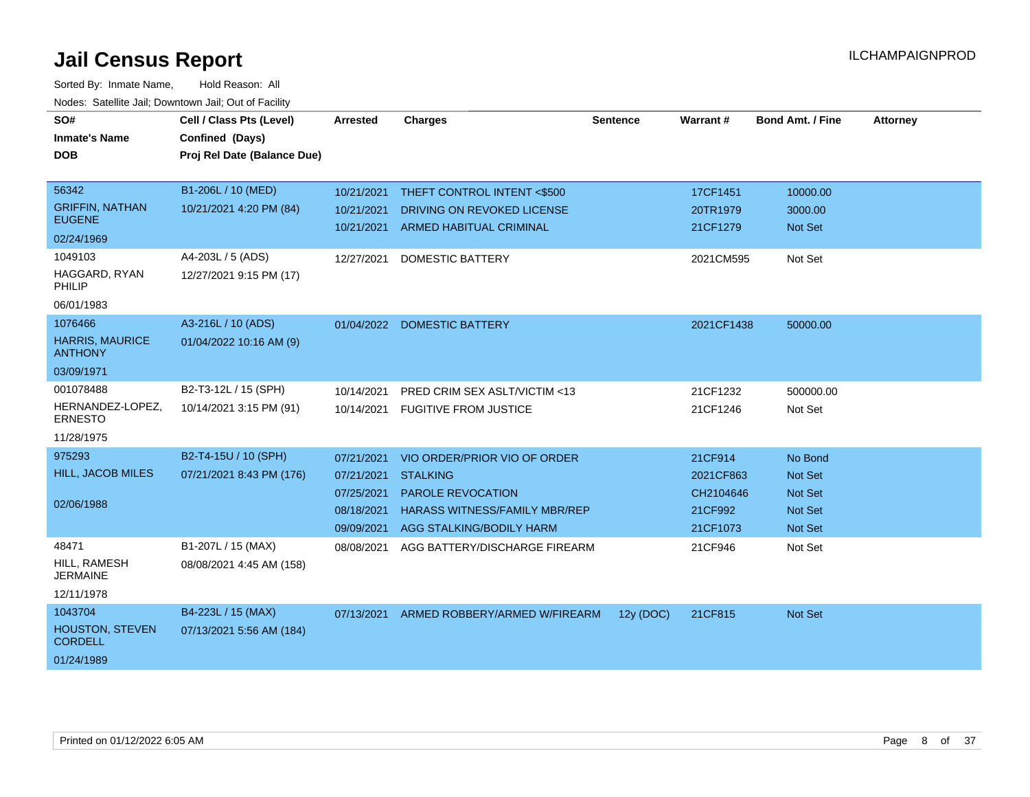# Jail Census Report

ILCHAMPAIGNPROD

Sorted By: Inmate Name, Hold Reason: All

Nodes: Satellite Jail; Downtown Jail; Out of Facility

| SO# / Inmate's Name / DOB | Cell / Class Pts (Level) / Confined (Days) / Proj Rel Date (Balance Due) | Arrested | Charges | Sentence | Warrant # | Bond Amt. / Fine | Attorney |
|---|---|---|---|---|---|---|---|
| 56342 GRIFFIN, NATHAN EUGENE 02/24/1969 | B1-206L / 10 (MED) 10/21/2021 4:20 PM (84) | 10/21/2021 | THEFT CONTROL INTENT <$500 | | 17CF1451 | 10000.00 | |
| | | 10/21/2021 | DRIVING ON REVOKED LICENSE | | 20TR1979 | 3000.00 | |
| | | 10/21/2021 | ARMED HABITUAL CRIMINAL | | 21CF1279 | Not Set | |
| 1049103 HAGGARD, RYAN PHILIP 06/01/1983 | A4-203L / 5 (ADS) 12/27/2021 9:15 PM (17) | 12/27/2021 | DOMESTIC BATTERY | | 2021CM595 | Not Set | |
| 1076466 HARRIS, MAURICE ANTHONY 03/09/1971 | A3-216L / 10 (ADS) 01/04/2022 10:16 AM (9) | 01/04/2022 | DOMESTIC BATTERY | | 2021CF1438 | 50000.00 | |
| 001078488 HERNANDEZ-LOPEZ, ERNESTO 11/28/1975 | B2-T3-12L / 15 (SPH) 10/14/2021 3:15 PM (91) | 10/14/2021 | PRED CRIM SEX ASLT/VICTIM <13 | | 21CF1232 | 500000.00 | |
| | | 10/14/2021 | FUGITIVE FROM JUSTICE | | 21CF1246 | Not Set | |
| 975293 HILL, JACOB MILES 02/06/1988 | B2-T4-15U / 10 (SPH) 07/21/2021 8:43 PM (176) | 07/21/2021 | VIO ORDER/PRIOR VIO OF ORDER | | 21CF914 | No Bond | |
| | | 07/21/2021 | STALKING | | 2021CF863 | Not Set | |
| | | 07/25/2021 | PAROLE REVOCATION | | CH2104646 | Not Set | |
| | | 08/18/2021 | HARASS WITNESS/FAMILY MBR/REP | | 21CF992 | Not Set | |
| | | 09/09/2021 | AGG STALKING/BODILY HARM | | 21CF1073 | Not Set | |
| 48471 HILL, RAMESH JERMAINE 12/11/1978 | B1-207L / 15 (MAX) 08/08/2021 4:45 AM (158) | 08/08/2021 | AGG BATTERY/DISCHARGE FIREARM | | 21CF946 | Not Set | |
| 1043704 HOUSTON, STEVEN CORDELL 01/24/1989 | B4-223L / 15 (MAX) 07/13/2021 5:56 AM (184) | 07/13/2021 | ARMED ROBBERY/ARMED W/FIREARM | 12y (DOC) | 21CF815 | Not Set | |

Printed on 01/12/2022 6:05 AM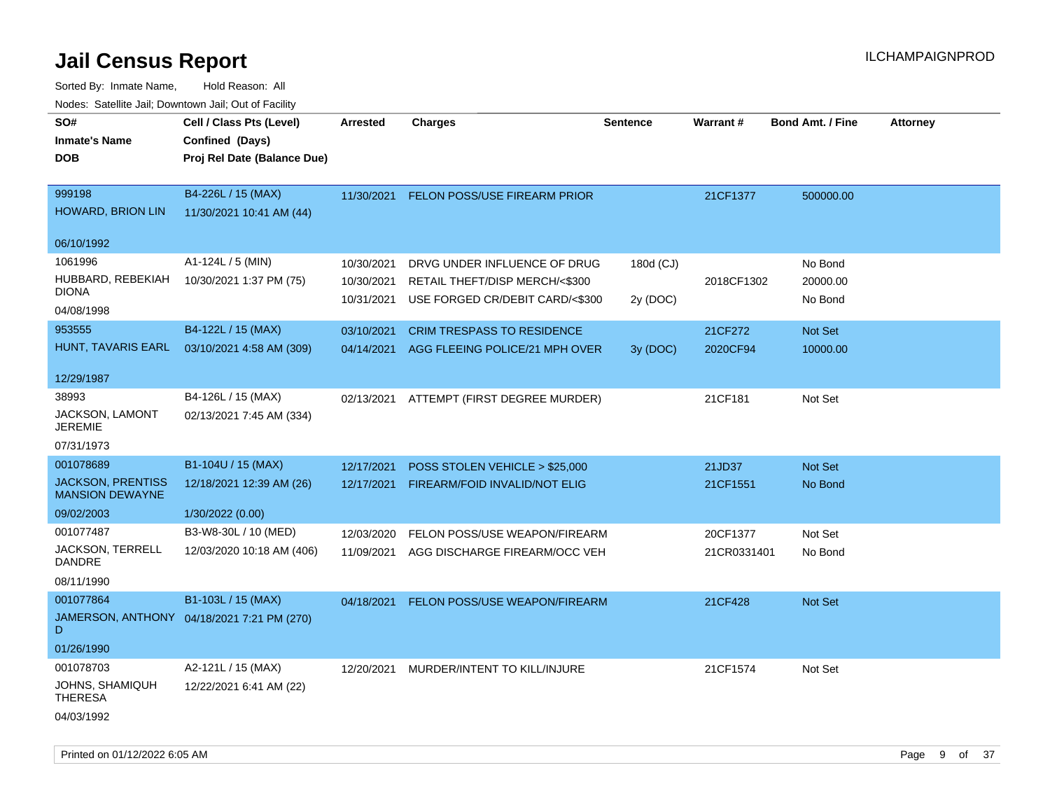# Jail Census Report

ILCHAMPAIGNPROD

Sorted By: Inmate Name, Hold Reason: All

Nodes: Satellite Jail; Downtown Jail; Out of Facility

| SO#<br>Inmate's Name<br>DOB | Cell / Class Pts (Level)<br>Confined (Days)<br>Proj Rel Date (Balance Due) | Arrested | Charges | Sentence | Warrant # | Bond Amt. / Fine | Attorney |
|---|---|---|---|---|---|---|---|
| 999198<br>HOWARD, BRION LIN<br>06/10/1992 | B4-226L / 15 (MAX)<br>11/30/2021 10:41 AM (44) | 11/30/2021 | FELON POSS/USE FIREARM PRIOR | | 21CF1377 | 500000.00 | |
| 1061996<br>HUBBARD, REBEKIAH DIONA<br>04/08/1998 | A1-124L / 5 (MIN)<br>10/30/2021 1:37 PM (75) | 10/30/2021 | DRVG UNDER INFLUENCE OF DRUG | 180d (CJ) | | No Bond | |
| | | 10/30/2021 | RETAIL THEFT/DISP MERCH/<$300 | | 2018CF1302 | 20000.00 | |
| | | 10/31/2021 | USE FORGED CR/DEBIT CARD/<$300 | 2y (DOC) | | No Bond | |
| 953555<br>HUNT, TAVARIS EARL<br>12/29/1987 | B4-122L / 15 (MAX)<br>03/10/2021 4:58 AM (309) | 03/10/2021 | CRIM TRESPASS TO RESIDENCE | | 21CF272 | Not Set | |
| | | 04/14/2021 | AGG FLEEING POLICE/21 MPH OVER | 3y (DOC) | 2020CF94 | 10000.00 | |
| 38993<br>JACKSON, LAMONT JEREMIE<br>07/31/1973 | B4-126L / 15 (MAX)<br>02/13/2021 7:45 AM (334) | 02/13/2021 | ATTEMPT (FIRST DEGREE MURDER) | | 21CF181 | Not Set | |
| 001078689<br>JACKSON, PRENTISS MANSION DEWAYNE<br>09/02/2003 | B1-104U / 15 (MAX)<br>12/18/2021 12:39 AM (26)<br>1/30/2022 (0.00) | 12/17/2021 | POSS STOLEN VEHICLE > $25,000 | | 21JD37 | Not Set | |
| | | 12/17/2021 | FIREARM/FOID INVALID/NOT ELIG | | 21CF1551 | No Bond | |
| 001077487<br>JACKSON, TERRELL DANDRE<br>08/11/1990 | B3-W8-30L / 10 (MED)<br>12/03/2020 10:18 AM (406) | 12/03/2020 | FELON POSS/USE WEAPON/FIREARM | | 20CF1377 | Not Set | |
| | | 11/09/2021 | AGG DISCHARGE FIREARM/OCC VEH | | 21CR0331401 | No Bond | |
| 001077864<br>JAMERSON, ANTHONY D<br>01/26/1990 | B1-103L / 15 (MAX)<br>04/18/2021 7:21 PM (270) | 04/18/2021 | FELON POSS/USE WEAPON/FIREARM | | 21CF428 | Not Set | |
| 001078703<br>JOHNS, SHAMIQUH THERESA<br>04/03/1992 | A2-121L / 15 (MAX)<br>12/22/2021 6:41 AM (22) | 12/20/2021 | MURDER/INTENT TO KILL/INJURE | | 21CF1574 | Not Set | |

Printed on 01/12/2022 6:05 AM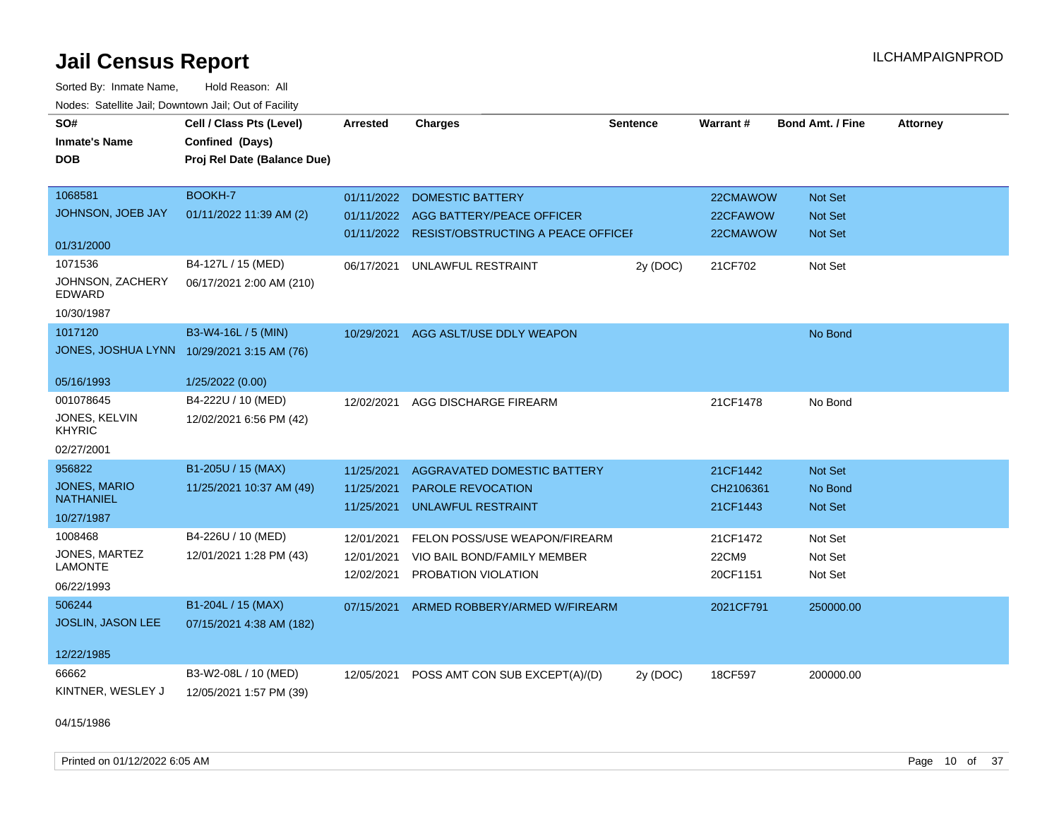# Jail Census Report

ILCHAMPAIGNPROD

Sorted By: Inmate Name, Hold Reason: All

Nodes: Satellite Jail; Downtown Jail; Out of Facility

| SO# / Inmate's Name / DOB | Cell / Class Pts (Level) / Confined (Days) / Proj Rel Date (Balance Due) | Arrested | Charges | Sentence | Warrant # | Bond Amt. / Fine | Attorney |
|---|---|---|---|---|---|---|---|
| 1068581<br>JOHNSON, JOEB JAY<br>01/31/2000 | BOOKH-7<br>01/11/2022 11:39 AM (2) | 01/11/2022<br>01/11/2022<br>01/11/2022 | DOMESTIC BATTERY<br>AGG BATTERY/PEACE OFFICER<br>RESIST/OBSTRUCTING A PEACE OFFICEI | | 22CMAWOW<br>22CFAWOW<br>22CMAWOW | Not Set<br>Not Set<br>Not Set | |
| 1071536<br>JOHNSON, ZACHERY EDWARD<br>10/30/1987 | B4-127L / 15 (MED)<br>06/17/2021 2:00 AM (210) | 06/17/2021 | UNLAWFUL RESTRAINT | 2y (DOC) | 21CF702 | Not Set | |
| 1017120<br>JONES, JOSHUA LYNN<br>05/16/1993 | B3-W4-16L / 5 (MIN)<br>10/29/2021 3:15 AM (76)<br>1/25/2022 (0.00) | 10/29/2021 | AGG ASLT/USE DDLY WEAPON | | | No Bond | |
| 001078645<br>JONES, KELVIN KHYRIC<br>02/27/2001 | B4-222U / 10 (MED)<br>12/02/2021 6:56 PM (42) | 12/02/2021 | AGG DISCHARGE FIREARM | | 21CF1478 | No Bond | |
| 956822<br>JONES, MARIO NATHANIEL<br>10/27/1987 | B1-205U / 15 (MAX)<br>11/25/2021 10:37 AM (49) | 11/25/2021<br>11/25/2021<br>11/25/2021 | AGGRAVATED DOMESTIC BATTERY<br>PAROLE REVOCATION<br>UNLAWFUL RESTRAINT | | 21CF1442<br>CH2106361<br>21CF1443 | Not Set<br>No Bond<br>Not Set | |
| 1008468<br>JONES, MARTEZ LAMONTE<br>06/22/1993 | B4-226U / 10 (MED)<br>12/01/2021 1:28 PM (43) | 12/01/2021<br>12/01/2021<br>12/02/2021 | FELON POSS/USE WEAPON/FIREARM<br>VIO BAIL BOND/FAMILY MEMBER<br>PROBATION VIOLATION | | 21CF1472<br>22CM9<br>20CF1151 | Not Set<br>Not Set<br>Not Set | |
| 506244<br>JOSLIN, JASON LEE<br>12/22/1985 | B1-204L / 15 (MAX)<br>07/15/2021 4:38 AM (182) | 07/15/2021 | ARMED ROBBERY/ARMED W/FIREARM | | 2021CF791 | 250000.00 | |
| 66662<br>KINTNER, WESLEY J<br>04/15/1986 | B3-W2-08L / 10 (MED)<br>12/05/2021 1:57 PM (39) | 12/05/2021 | POSS AMT CON SUB EXCEPT(A)/(D) | 2y (DOC) | 18CF597 | 200000.00 | |

Printed on 01/12/2022 6:05 AM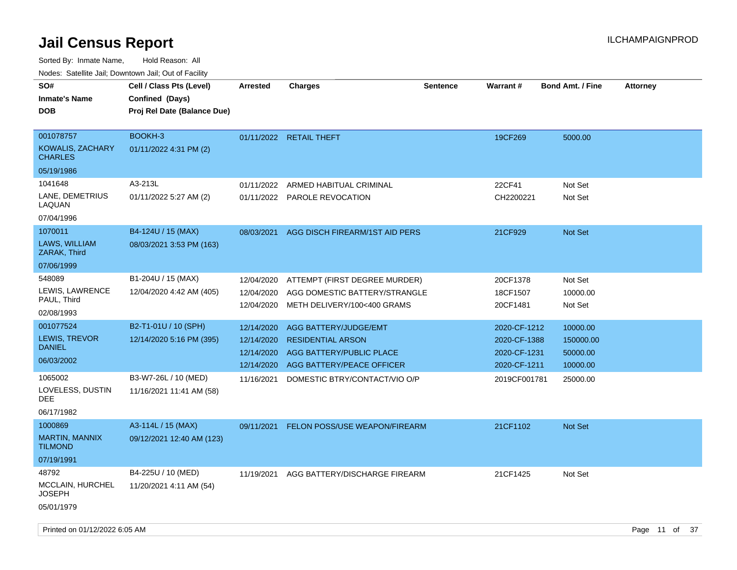# Jail Census Report

ILCHAMPAIGNPROD

Sorted By: Inmate Name, Hold Reason: All

Nodes: Satellite Jail; Downtown Jail; Out of Facility

| SO# / Inmate's Name / DOB | Cell / Class Pts (Level) / Confined (Days) / Proj Rel Date (Balance Due) | Arrested | Charges | Sentence | Warrant # | Bond Amt. / Fine | Attorney |
|---|---|---|---|---|---|---|---|
| 001078757<br>KOWALIS, ZACHARY CHARLES<br>05/19/1986 | BOOKH-3<br>01/11/2022 4:31 PM (2) | 01/11/2022 | RETAIL THEFT | | 19CF269 | 5000.00 | |
| 1041648<br>LANE, DEMETRIUS LAQUAN<br>07/04/1996 | A3-213L<br>01/11/2022 5:27 AM (2) | 01/11/2022<br>01/11/2022 | ARMED HABITUAL CRIMINAL<br>PAROLE REVOCATION | | 22CF41<br>CH2200221 | Not Set<br>Not Set | |
| 1070011<br>LAWS, WILLIAM ZARAK, Third<br>07/06/1999 | B4-124U / 15 (MAX)<br>08/03/2021 3:53 PM (163) | 08/03/2021 | AGG DISCH FIREARM/1ST AID PERS | | 21CF929 | Not Set | |
| 548089<br>LEWIS, LAWRENCE PAUL, Third<br>02/08/1993 | B1-204U / 15 (MAX)<br>12/04/2020 4:42 AM (405) | 12/04/2020<br>12/04/2020<br>12/04/2020 | ATTEMPT (FIRST DEGREE MURDER)<br>AGG DOMESTIC BATTERY/STRANGLE<br>METH DELIVERY/100<400 GRAMS | | 20CF1378<br>18CF1507<br>20CF1481 | Not Set<br>10000.00<br>Not Set | |
| 001077524<br>LEWIS, TREVOR DANIEL<br>06/03/2002 | B2-T1-01U / 10 (SPH)<br>12/14/2020 5:16 PM (395) | 12/14/2020<br>12/14/2020<br>12/14/2020<br>12/14/2020 | AGG BATTERY/JUDGE/EMT<br>RESIDENTIAL ARSON<br>AGG BATTERY/PUBLIC PLACE<br>AGG BATTERY/PEACE OFFICER | | 2020-CF-1212<br>2020-CF-1388<br>2020-CF-1231<br>2020-CF-1211 | 10000.00<br>150000.00<br>50000.00<br>10000.00 | |
| 1065002<br>LOVELESS, DUSTIN DEE<br>06/17/1982 | B3-W7-26L / 10 (MED)<br>11/16/2021 11:41 AM (58) | 11/16/2021 | DOMESTIC BTRY/CONTACT/VIO O/P | | 2019CF001781 | 25000.00 | |
| 1000869<br>MARTIN, MANNIX TILMOND<br>07/19/1991 | A3-114L / 15 (MAX)<br>09/12/2021 12:40 AM (123) | 09/11/2021 | FELON POSS/USE WEAPON/FIREARM | | 21CF1102 | Not Set | |
| 48792<br>MCCLAIN, HURCHEL JOSEPH<br>05/01/1979 | B4-225U / 10 (MED)<br>11/20/2021 4:11 AM (54) | 11/19/2021 | AGG BATTERY/DISCHARGE FIREARM | | 21CF1425 | Not Set | |

Printed on 01/12/2022 6:05 AM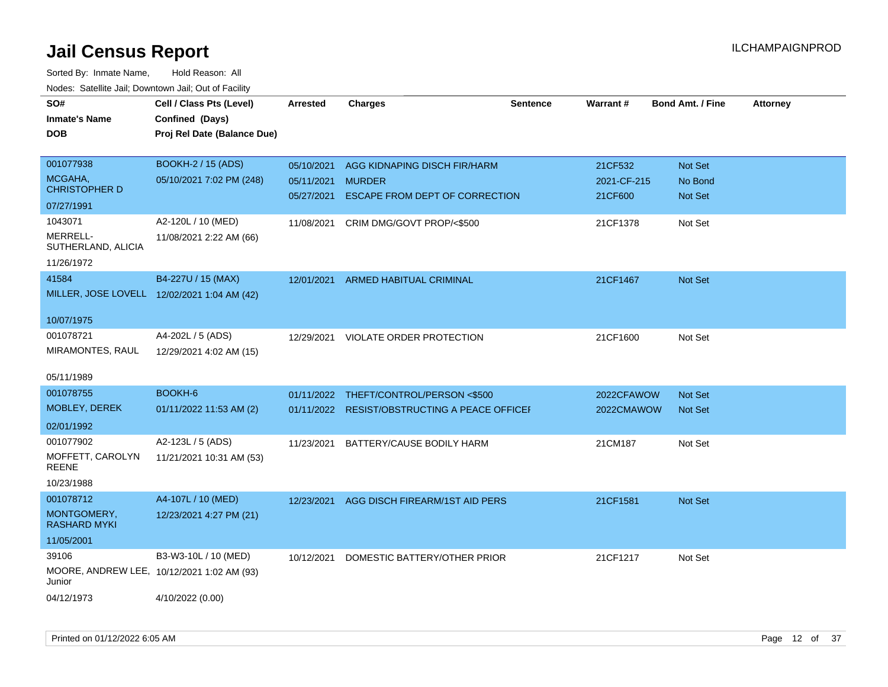# Jail Census Report

Sorted By: Inmate Name, Hold Reason: All

Nodes: Satellite Jail; Downtown Jail; Out of Facility

| SO# / Inmate's Name / DOB | Cell / Class Pts (Level) / Confined (Days) / Proj Rel Date (Balance Due) | Arrested | Charges | Sentence | Warrant # | Bond Amt. / Fine | Attorney |
|---|---|---|---|---|---|---|---|
| 001077938<br>MCGAHA, CHRISTOPHER D<br>07/27/1991 | BOOKH-2 / 15 (ADS)<br>05/10/2021 7:02 PM (248) | 05/10/2021<br>05/11/2021<br>05/27/2021 | AGG KIDNAPING DISCH FIR/HARM<br>MURDER<br>ESCAPE FROM DEPT OF CORRECTION | | 21CF532<br>2021-CF-215<br>21CF600 | Not Set<br>No Bond<br>Not Set | |
| 1043071<br>MERRELL-SUTHERLAND, ALICIA<br>11/26/1972 | A2-120L / 10 (MED)<br>11/08/2021 2:22 AM (66) | 11/08/2021 | CRIM DMG/GOVT PROP/<$500 | | 21CF1378 | Not Set | |
| 41584<br>MILLER, JOSE LOVELL<br>10/07/1975 | B4-227U / 15 (MAX)<br>12/02/2021 1:04 AM (42) | 12/01/2021 | ARMED HABITUAL CRIMINAL | | 21CF1467 | Not Set | |
| 001078721<br>MIRAMONTES, RAUL<br>05/11/1989 | A4-202L / 5 (ADS)<br>12/29/2021 4:02 AM (15) | 12/29/2021 | VIOLATE ORDER PROTECTION | | 21CF1600 | Not Set | |
| 001078755<br>MOBLEY, DEREK<br>02/01/1992 | BOOKH-6<br>01/11/2022 11:53 AM (2) | 01/11/2022<br>01/11/2022 | THEFT/CONTROL/PERSON <$500<br>RESIST/OBSTRUCTING A PEACE OFFICEI | | 2022CFAWOW<br>2022CMAWOW | Not Set<br>Not Set | |
| 001077902<br>MOFFETT, CAROLYN REENE<br>10/23/1988 | A2-123L / 5 (ADS)<br>11/21/2021 10:31 AM (53) | 11/23/2021 | BATTERY/CAUSE BODILY HARM | | 21CM187 | Not Set | |
| 001078712<br>MONTGOMERY, RASHARD MYKI<br>11/05/2001 | A4-107L / 10 (MED)<br>12/23/2021 4:27 PM (21) | 12/23/2021 | AGG DISCH FIREARM/1ST AID PERS | | 21CF1581 | Not Set | |
| 39106<br>MOORE, ANDREW LEE, Junior<br>04/12/1973 | B3-W3-10L / 10 (MED)<br>10/12/2021 1:02 AM (93)<br>4/10/2022 (0.00) | 10/12/2021 | DOMESTIC BATTERY/OTHER PRIOR | | 21CF1217 | Not Set | |

Printed on 01/12/2022 6:05 AM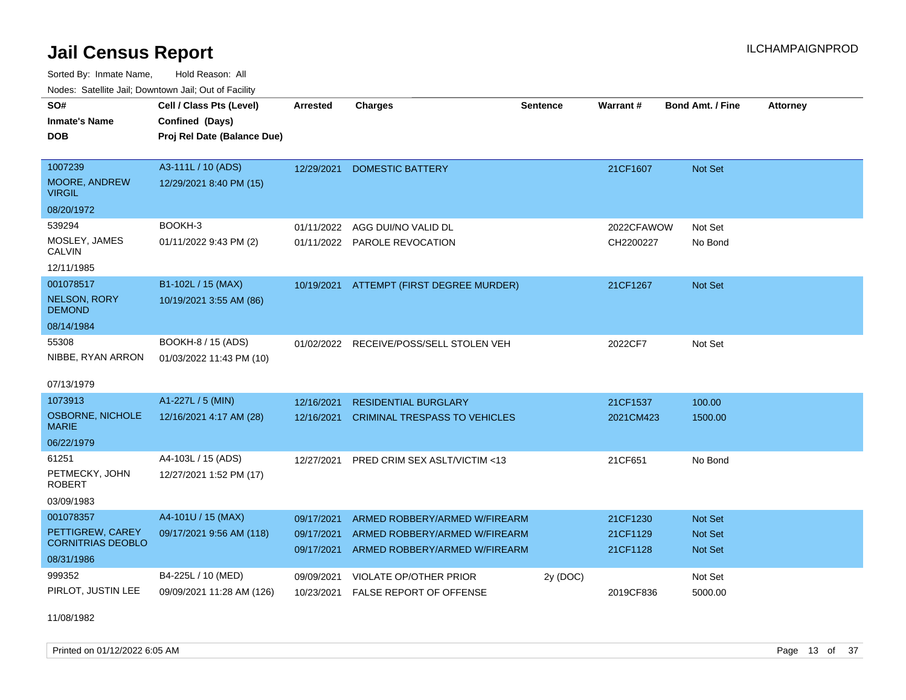# Jail Census Report

ILCHAMPAIGNPROD

Sorted By: Inmate Name, Hold Reason: All

Nodes: Satellite Jail; Downtown Jail; Out of Facility

| SO# / Inmate's Name / DOB | Cell / Class Pts (Level) / Confined (Days) / Proj Rel Date (Balance Due) | Arrested | Charges | Sentence | Warrant # | Bond Amt. / Fine | Attorney |
|---|---|---|---|---|---|---|---|
| 1007239<br>MOORE, ANDREW VIRGIL<br>08/20/1972 | A3-111L / 10 (ADS)<br>12/29/2021 8:40 PM (15) | 12/29/2021 | DOMESTIC BATTERY | | 21CF1607 | Not Set | |
| 539294<br>MOSLEY, JAMES CALVIN<br>12/11/1985 | BOOKH-3<br>01/11/2022 9:43 PM (2) | 01/11/2022<br>01/11/2022 | AGG DUI/NO VALID DL<br>PAROLE REVOCATION | | 2022CFAWOW<br>CH2200227 | Not Set<br>No Bond | |
| 001078517<br>NELSON, RORY DEMOND<br>08/14/1984 | B1-102L / 15 (MAX)<br>10/19/2021 3:55 AM (86) | 10/19/2021 | ATTEMPT (FIRST DEGREE MURDER) | | 21CF1267 | Not Set | |
| 55308<br>NIBBE, RYAN ARRON<br>07/13/1979 | BOOK-8 / 15 (ADS)<br>01/03/2022 11:43 PM (10) | 01/02/2022 | RECEIVE/POSS/SELL STOLEN VEH | | 2022CF7 | Not Set | |
| 1073913<br>OSBORNE, NICHOLE MARIE<br>06/22/1979 | A1-227L / 5 (MIN)<br>12/16/2021 4:17 AM (28) | 12/16/2021<br>12/16/2021 | RESIDENTIAL BURGLARY<br>CRIMINAL TRESPASS TO VEHICLES | | 21CF1537<br>2021CM423 | 100.00<br>1500.00 | |
| 61251<br>PETMECKY, JOHN ROBERT<br>03/09/1983 | A4-103L / 15 (ADS)<br>12/27/2021 1:52 PM (17) | 12/27/2021 | PRED CRIM SEX ASLT/VICTIM <13 | | 21CF651 | No Bond | |
| 001078357<br>PETTIGREW, CAREY CORNITRIAS DEOBLO<br>08/31/1986 | A4-101U / 15 (MAX)<br>09/17/2021 9:56 AM (118) | 09/17/2021<br>09/17/2021<br>09/17/2021 | ARMED ROBBERY/ARMED W/FIREARM<br>ARMED ROBBERY/ARMED W/FIREARM<br>ARMED ROBBERY/ARMED W/FIREARM | | 21CF1230<br>21CF1129<br>21CF1128 | Not Set<br>Not Set<br>Not Set | |
| 999352<br>PIRLOT, JUSTIN LEE<br>11/08/1982 | B4-225L / 10 (MED)<br>09/09/2021 11:28 AM (126) | 09/09/2021<br>10/23/2021 | VIOLATE OP/OTHER PRIOR<br>FALSE REPORT OF OFFENSE | 2y (DOC) | <br>2019CF836 | Not Set<br>5000.00 | |

Printed on 01/12/2022 6:05 AM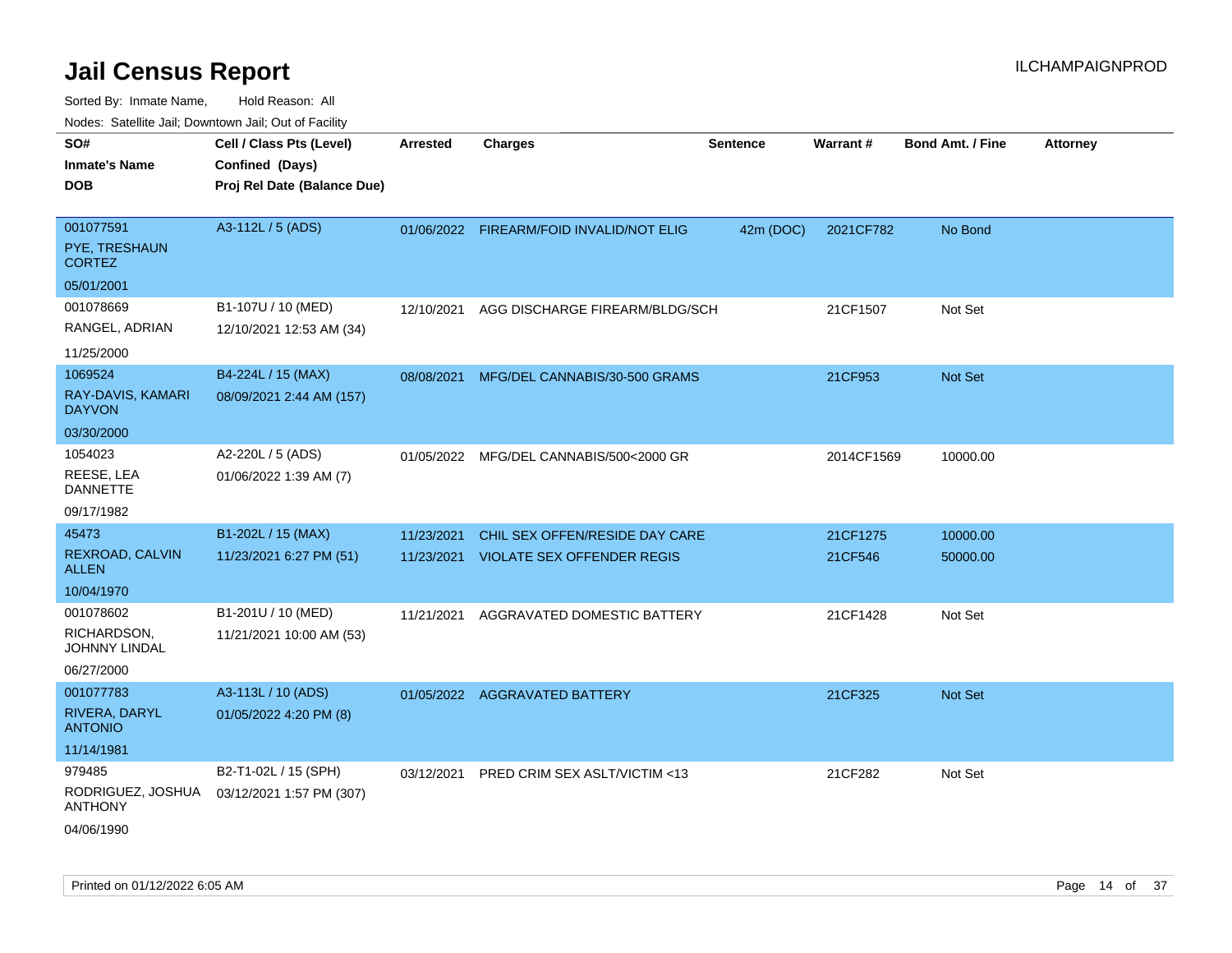# Jail Census Report

Sorted By: Inmate Name, Hold Reason: All

Nodes: Satellite Jail; Downtown Jail; Out of Facility

ILCHAMPAIGNPROD

| SO# / Inmate's Name / DOB | Cell / Class Pts (Level) / Confined (Days) / Proj Rel Date (Balance Due) | Arrested | Charges | Sentence | Warrant # | Bond Amt. / Fine | Attorney |
|---|---|---|---|---|---|---|---|
| 001077591<br>PYE, TRESHAUN CORTEZ<br>05/01/2001 | A3-112L / 5 (ADS) | 01/06/2022 | FIREARM/FOID INVALID/NOT ELIG | 42m (DOC) | 2021CF782 | No Bond | |
| 001078669<br>RANGEL, ADRIAN<br>11/25/2000 | B1-107U / 10 (MED)<br>12/10/2021 12:53 AM (34) | 12/10/2021 | AGG DISCHARGE FIREARM/BLDG/SCH | | 21CF1507 | Not Set | |
| 1069524<br>RAY-DAVIS, KAMARI DAYVON<br>03/30/2000 | B4-224L / 15 (MAX)<br>08/09/2021 2:44 AM (157) | 08/08/2021 | MFG/DEL CANNABIS/30-500 GRAMS | | 21CF953 | Not Set | |
| 1054023<br>REESE, LEA DANNETTE<br>09/17/1982 | A2-220L / 5 (ADS)<br>01/06/2022 1:39 AM (7) | 01/05/2022 | MFG/DEL CANNABIS/500<2000 GR | | 2014CF1569 | 10000.00 | |
| 45473<br>REXROAD, CALVIN ALLEN<br>10/04/1970 | B1-202L / 15 (MAX)<br>11/23/2021 6:27 PM (51) | 11/23/2021<br>11/23/2021 | CHIL SEX OFFEN/RESIDE DAY CARE<br>VIOLATE SEX OFFENDER REGIS | | 21CF1275<br>21CF546 | 10000.00<br>50000.00 | |
| 001078602<br>RICHARDSON, JOHNNY LINDAL<br>06/27/2000 | B1-201U / 10 (MED)<br>11/21/2021 10:00 AM (53) | 11/21/2021 | AGGRAVATED DOMESTIC BATTERY | | 21CF1428 | Not Set | |
| 001077783<br>RIVERA, DARYL ANTONIO<br>11/14/1981 | A3-113L / 10 (ADS)<br>01/05/2022 4:20 PM (8) | 01/05/2022 | AGGRAVATED BATTERY | | 21CF325 | Not Set | |
| 979485<br>RODRIGUEZ, JOSHUA ANTHONY<br>04/06/1990 | B2-T1-02L / 15 (SPH)<br>03/12/2021 1:57 PM (307) | 03/12/2021 | PRED CRIM SEX ASLT/VICTIM <13 | | 21CF282 | Not Set | |

Printed on 01/12/2022 6:05 AM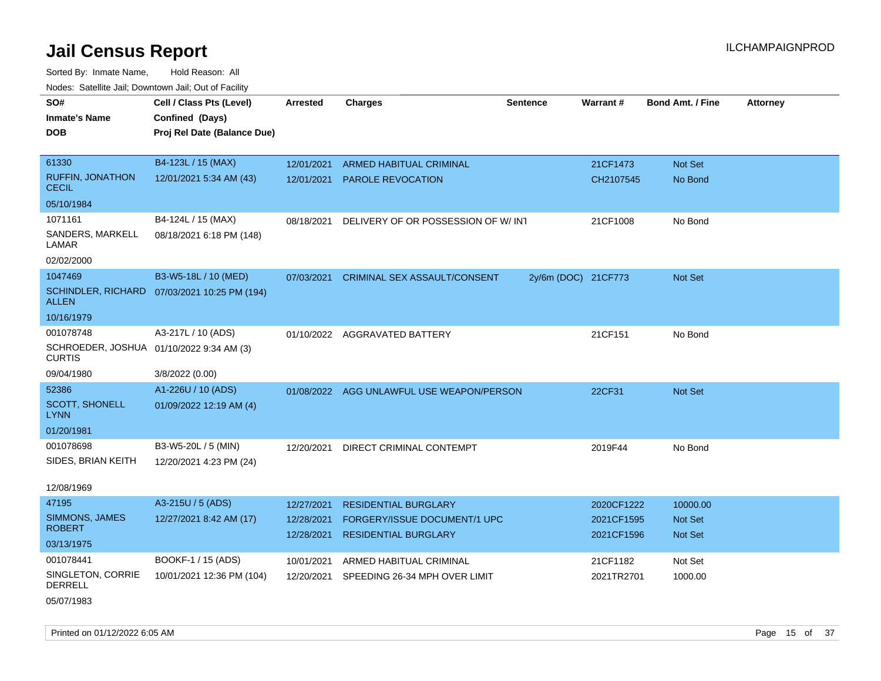# Jail Census Report

Sorted By: Inmate Name, Hold Reason: All

Nodes: Satellite Jail; Downtown Jail; Out of Facility

| SO# / Inmate's Name / DOB | Cell / Class Pts (Level) / Confined (Days) / Proj Rel Date (Balance Due) | Arrested | Charges | Sentence | Warrant # | Bond Amt. / Fine | Attorney |
|---|---|---|---|---|---|---|---|
| 61330<br>RUFFIN, JONATHON CECIL<br>05/10/1984 | B4-123L / 15 (MAX)<br>12/01/2021 5:34 AM (43) | 12/01/2021<br>12/01/2021 | ARMED HABITUAL CRIMINAL<br>PAROLE REVOCATION | | 21CF1473<br>CH2107545 | Not Set<br>No Bond | |
| 1071161<br>SANDERS, MARKELL LAMAR<br>02/02/2000 | B4-124L / 15 (MAX)<br>08/18/2021 6:18 PM (148) | 08/18/2021 | DELIVERY OF OR POSSESSION OF W/ INT | | 21CF1008 | No Bond | |
| 1047469<br>SCHINDLER, RICHARD ALLEN<br>10/16/1979 | B3-W5-18L / 10 (MED)<br>07/03/2021 10:25 PM (194) | 07/03/2021 | CRIMINAL SEX ASSAULT/CONSENT | 2y/6m (DOC) | 21CF773 | Not Set | |
| 001078748<br>SCHROEDER, JOSHUA CURTIS<br>09/04/1980 | A3-217L / 10 (ADS)<br>01/10/2022 9:34 AM (3)<br>3/8/2022 (0.00) | 01/10/2022 | AGGRAVATED BATTERY | | 21CF151 | No Bond | |
| 52386<br>SCOTT, SHONELL LYNN<br>01/20/1981 | A1-226U / 10 (ADS)<br>01/09/2022 12:19 AM (4) | 01/08/2022 | AGG UNLAWFUL USE WEAPON/PERSON | | 22CF31 | Not Set | |
| 001078698<br>SIDES, BRIAN KEITH<br>12/08/1969 | B3-W5-20L / 5 (MIN)<br>12/20/2021 4:23 PM (24) | 12/20/2021 | DIRECT CRIMINAL CONTEMPT | | 2019F44 | No Bond | |
| 47195<br>SIMMONS, JAMES ROBERT<br>03/13/1975 | A3-215U / 5 (ADS)<br>12/27/2021 8:42 AM (17) | 12/27/2021<br>12/28/2021<br>12/28/2021 | RESIDENTIAL BURGLARY<br>FORGERY/ISSUE DOCUMENT/1 UPC<br>RESIDENTIAL BURGLARY | | 2020CF1222<br>2021CF1595<br>2021CF1596 | 10000.00<br>Not Set<br>Not Set | |
| 001078441<br>SINGLETON, CORRIE DERRELL<br>05/07/1983 | BOOKF-1 / 15 (ADS)<br>10/01/2021 12:36 PM (104) | 10/01/2021<br>12/20/2021 | ARMED HABITUAL CRIMINAL<br>SPEEDING 26-34 MPH OVER LIMIT | | 21CF1182<br>2021TR2701 | Not Set<br>1000.00 | |

Printed on 01/12/2022 6:05 AM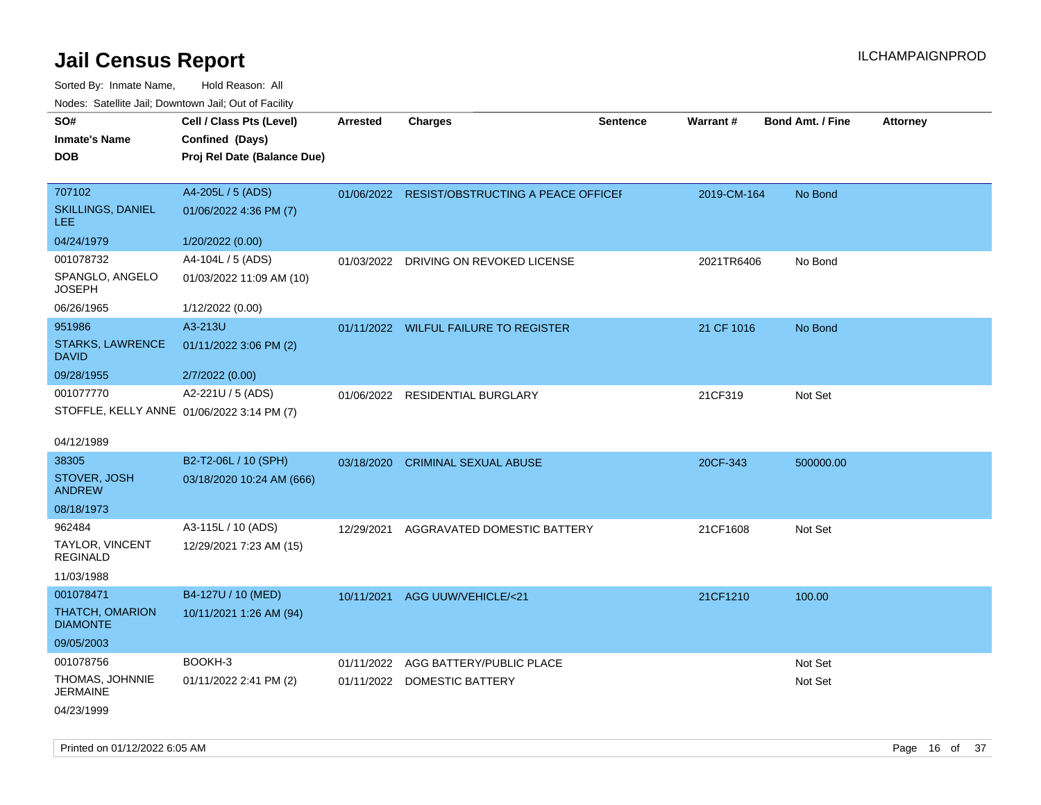# Jail Census Report

ILCHAMPAIGNPROD

Sorted By: Inmate Name, Hold Reason: All

Nodes: Satellite Jail; Downtown Jail; Out of Facility

| SO# / Inmate's Name / DOB | Cell / Class Pts (Level) / Confined (Days) / Proj Rel Date (Balance Due) | Arrested | Charges | Sentence | Warrant # | Bond Amt. / Fine | Attorney |
|---|---|---|---|---|---|---|---|
| 707102<br>SKILLINGS, DANIEL LEE<br>04/24/1979 | A4-205L / 5 (ADS)<br>01/06/2022 4:36 PM (7)<br>1/20/2022 (0.00) | 01/06/2022 | RESIST/OBSTRUCTING A PEACE OFFICEI | | 2019-CM-164 | No Bond | |
| 001078732<br>SPANGLO, ANGELO JOSEPH<br>06/26/1965 | A4-104L / 5 (ADS)<br>01/03/2022 11:09 AM (10)<br>1/12/2022 (0.00) | 01/03/2022 | DRIVING ON REVOKED LICENSE | | 2021TR6406 | No Bond | |
| 951986<br>STARKS, LAWRENCE DAVID<br>09/28/1955 | A3-213U<br>01/11/2022 3:06 PM (2)<br>2/7/2022 (0.00) | 01/11/2022 | WILFUL FAILURE TO REGISTER | | 21 CF 1016 | No Bond | |
| 001077770<br>STOFFLE, KELLY ANNE<br>04/12/1989 | A2-221U / 5 (ADS)<br>01/06/2022 3:14 PM (7) | 01/06/2022 | RESIDENTIAL BURGLARY | | 21CF319 | Not Set | |
| 38305<br>STOVER, JOSH ANDREW<br>08/18/1973 | B2-T2-06L / 10 (SPH)<br>03/18/2020 10:24 AM (666) | 03/18/2020 | CRIMINAL SEXUAL ABUSE | | 20CF-343 | 500000.00 | |
| 962484<br>TAYLOR, VINCENT REGINALD<br>11/03/1988 | A3-115L / 10 (ADS)<br>12/29/2021 7:23 AM (15) | 12/29/2021 | AGGRAVATED DOMESTIC BATTERY | | 21CF1608 | Not Set | |
| 001078471<br>THATCH, OMARION DIAMONTE<br>09/05/2003 | B4-127U / 10 (MED)<br>10/11/2021 1:26 AM (94) | 10/11/2021 | AGG UUW/VEHICLE/<21 | | 21CF1210 | 100.00 | |
| 001078756<br>THOMAS, JOHNNIE JERMAINE<br>04/23/1999 | BOOKH-3<br>01/11/2022 2:41 PM (2) | 01/11/2022<br>01/11/2022 | AGG BATTERY/PUBLIC PLACE<br>DOMESTIC BATTERY | | | Not Set<br>Not Set | |

Printed on 01/12/2022 6:05 AM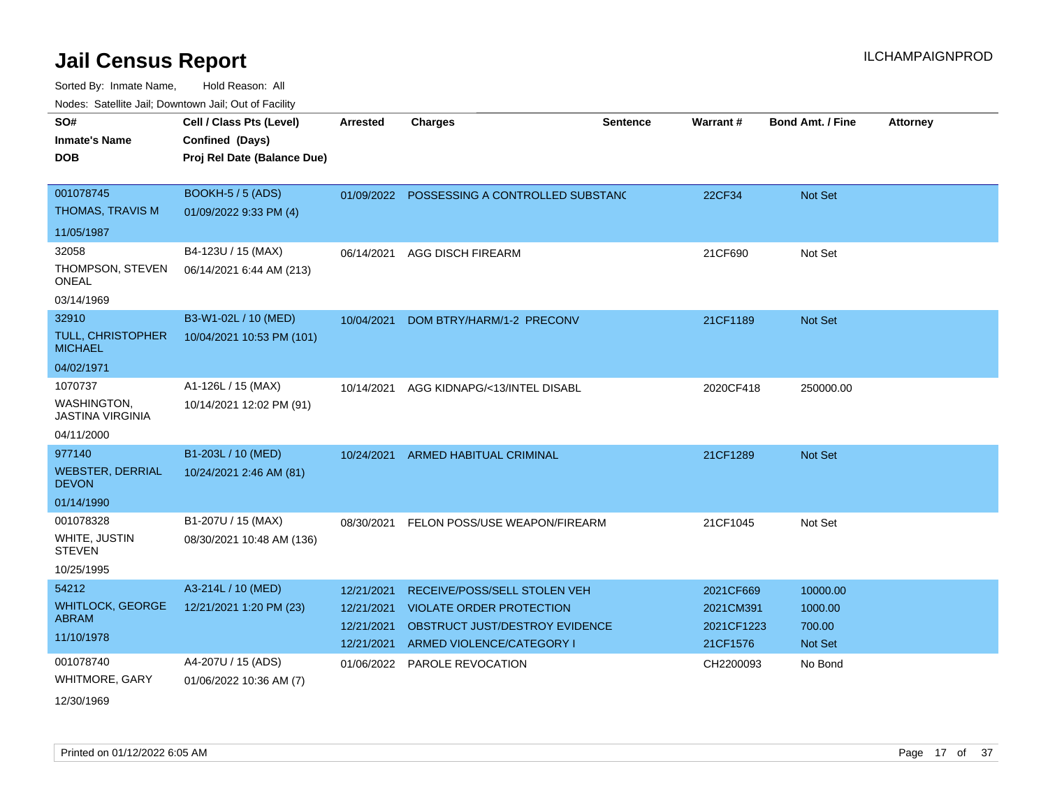# Jail Census Report

Sorted By: Inmate Name, Hold Reason: All

Nodes: Satellite Jail; Downtown Jail; Out of Facility

| SO# / Inmate's Name / DOB | Cell / Class Pts (Level) / Confined (Days) / Proj Rel Date (Balance Due) | Arrested | Charges | Sentence | Warrant # | Bond Amt. / Fine | Attorney |
|---|---|---|---|---|---|---|---|
| 001078745<br>THOMAS, TRAVIS M<br>11/05/1987 | BOOKH-5 / 5 (ADS)<br>01/09/2022 9:33 PM (4) | 01/09/2022 | POSSESSING A CONTROLLED SUBSTANC | | 22CF34 | Not Set | |
| 32058<br>THOMPSON, STEVEN ONEAL<br>03/14/1969 | B4-123U / 15 (MAX)<br>06/14/2021 6:44 AM (213) | 06/14/2021 | AGG DISCH FIREARM | | 21CF690 | Not Set | |
| 32910<br>TULL, CHRISTOPHER MICHAEL<br>04/02/1971 | B3-W1-02L / 10 (MED)<br>10/04/2021 10:53 PM (101) | 10/04/2021 | DOM BTRY/HARM/1-2 PRECONV | | 21CF1189 | Not Set | |
| 1070737<br>WASHINGTON, JASTINA VIRGINIA<br>04/11/2000 | A1-126L / 15 (MAX)<br>10/14/2021 12:02 PM (91) | 10/14/2021 | AGG KIDNAPG/<13/INTEL DISABL | | 2020CF418 | 250000.00 | |
| 977140<br>WEBSTER, DERRIAL DEVON<br>01/14/1990 | B1-203L / 10 (MED)<br>10/24/2021 2:46 AM (81) | 10/24/2021 | ARMED HABITUAL CRIMINAL | | 21CF1289 | Not Set | |
| 001078328<br>WHITE, JUSTIN STEVEN<br>10/25/1995 | B1-207U / 15 (MAX)<br>08/30/2021 10:48 AM (136) | 08/30/2021 | FELON POSS/USE WEAPON/FIREARM | | 21CF1045 | Not Set | |
| 54212<br>WHITLOCK, GEORGE ABRAM<br>11/10/1978 | A3-214L / 10 (MED)<br>12/21/2021 1:20 PM (23) | 12/21/2021 | RECEIVE/POSS/SELL STOLEN VEH | | 2021CF669 | 10000.00 | |
| | | 12/21/2021 | VIOLATE ORDER PROTECTION | | 2021CM391 | 1000.00 | |
| | | 12/21/2021 | OBSTRUCT JUST/DESTROY EVIDENCE | | 2021CF1223 | 700.00 | |
| | | 12/21/2021 | ARMED VIOLENCE/CATEGORY I | | 21CF1576 | Not Set | |
| 001078740<br>WHITMORE, GARY<br>12/30/1969 | A4-207U / 15 (ADS)<br>01/06/2022 10:36 AM (7) | 01/06/2022 | PAROLE REVOCATION | | CH2200093 | No Bond | |

Printed on 01/12/2022 6:05 AM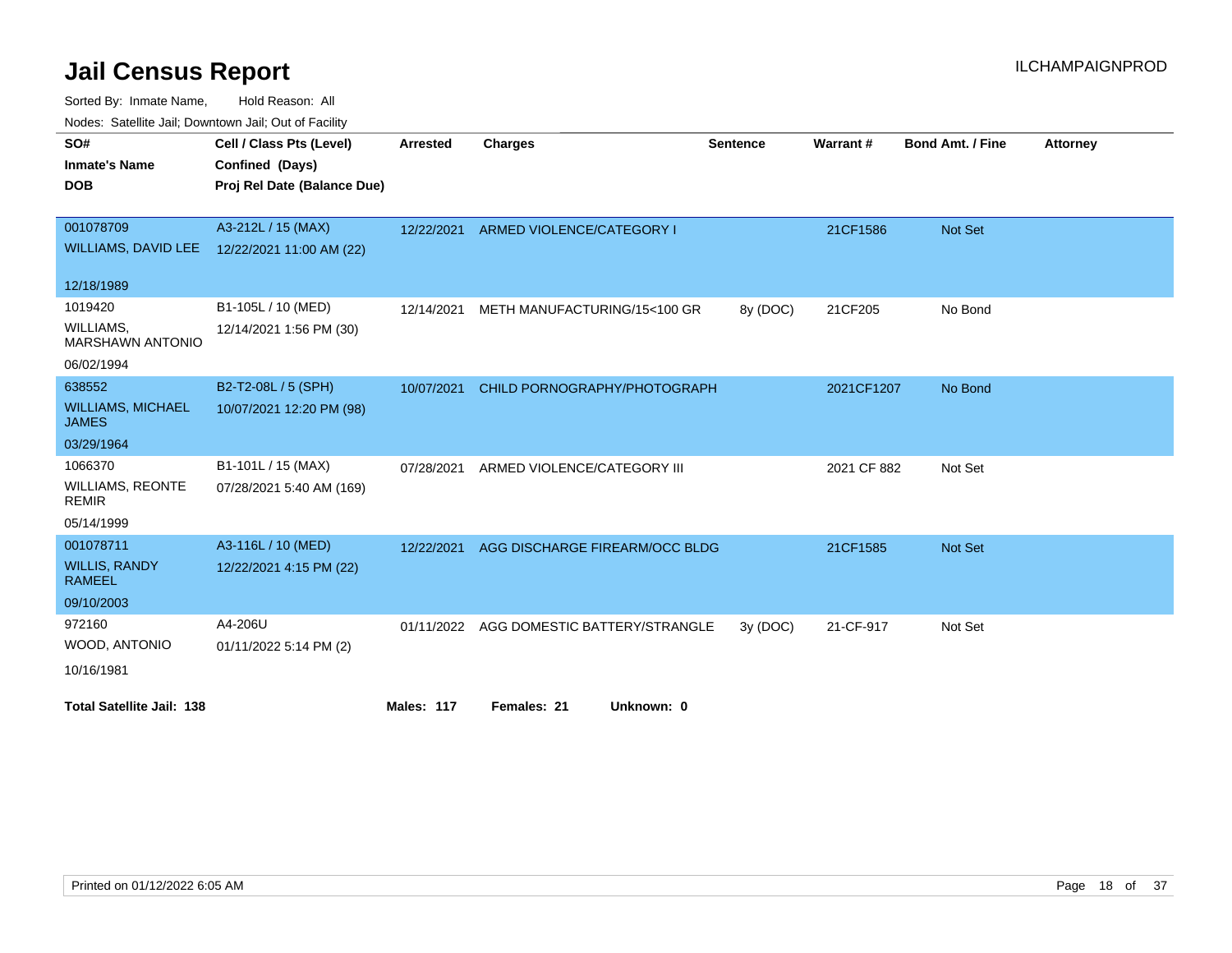# Jail Census Report

ILCHAMPAIGNPROD

Sorted By: Inmate Name, Hold Reason: All

Nodes: Satellite Jail; Downtown Jail; Out of Facility

| SO#<br>Inmate's Name<br>DOB | Cell / Class Pts (Level)<br>Confined (Days)<br>Proj Rel Date (Balance Due) | Arrested | Charges | Sentence | Warrant # | Bond Amt. / Fine | Attorney |
|---|---|---|---|---|---|---|---|
| 001078709<br>WILLIAMS, DAVID LEE<br>12/18/1989 | A3-212L / 15 (MAX)<br>12/22/2021 11:00 AM (22) | 12/22/2021 | ARMED VIOLENCE/CATEGORY I | | 21CF1586 | Not Set | |
| 1019420<br>WILLIAMS, MARSHAWN ANTONIO<br>06/02/1994 | B1-105L / 10 (MED)<br>12/14/2021 1:56 PM (30) | 12/14/2021 | METH MANUFACTURING/15<100 GR | 8y (DOC) | 21CF205 | No Bond | |
| 638552<br>WILLIAMS, MICHAEL JAMES<br>03/29/1964 | B2-T2-08L / 5 (SPH)<br>10/07/2021 12:20 PM (98) | 10/07/2021 | CHILD PORNOGRAPHY/PHOTOGRAPH | | 2021CF1207 | No Bond | |
| 1066370<br>WILLIAMS, REONTE REMIR<br>05/14/1999 | B1-101L / 15 (MAX)<br>07/28/2021 5:40 AM (169) | 07/28/2021 | ARMED VIOLENCE/CATEGORY III | | 2021 CF 882 | Not Set | |
| 001078711<br>WILLIS, RANDY RAMEEL<br>09/10/2003 | A3-116L / 10 (MED)<br>12/22/2021 4:15 PM (22) | 12/22/2021 | AGG DISCHARGE FIREARM/OCC BLDG | | 21CF1585 | Not Set | |
| 972160<br>WOOD, ANTONIO<br>10/16/1981 | A4-206U<br>01/11/2022 5:14 PM (2) | 01/11/2022 | AGG DOMESTIC BATTERY/STRANGLE | 3y (DOC) | 21-CF-917 | Not Set | |

**Total Satellite Jail: 138** **Males: 117** **Females: 21** **Unknown: 0**

Printed on 01/12/2022 6:05 AM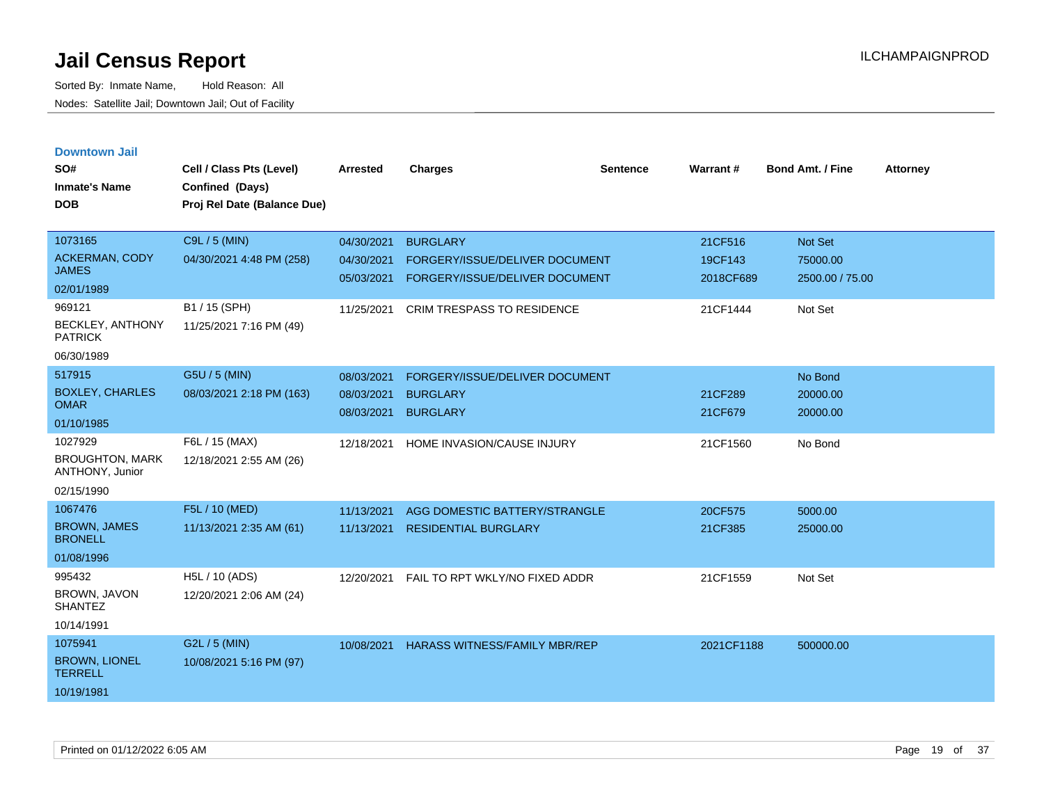# Jail Census Report

Sorted By: Inmate Name, Hold Reason: All

Nodes: Satellite Jail; Downtown Jail; Out of Facility

ILCHAMPAIGNPROD

### Downtown Jail

| SO# / Inmate's Name / DOB | Cell / Class Pts (Level) / Confined (Days) / Proj Rel Date (Balance Due) | Arrested | Charges | Sentence | Warrant # | Bond Amt. / Fine | Attorney |
|---|---|---|---|---|---|---|---|
| 1073165<br>ACKERMAN, CODY JAMES<br>02/01/1989 | C9L / 5 (MIN)<br>04/30/2021 4:48 PM (258) | 04/30/2021<br>04/30/2021<br>05/03/2021 | BURGLARY<br>FORGERY/ISSUE/DELIVER DOCUMENT<br>FORGERY/ISSUE/DELIVER DOCUMENT | | 21CF516<br>19CF143<br>2018CF689 | Not Set<br>75000.00<br>2500.00 / 75.00 | |
| 969121<br>BECKLEY, ANTHONY PATRICK<br>06/30/1989 | B1 / 15 (SPH)<br>11/25/2021 7:16 PM (49) | 11/25/2021 | CRIM TRESPASS TO RESIDENCE | | 21CF1444 | Not Set | |
| 517915<br>BOXLEY, CHARLES OMAR<br>01/10/1985 | G5U / 5 (MIN)<br>08/03/2021 2:18 PM (163) | 08/03/2021<br>08/03/2021<br>08/03/2021 | FORGERY/ISSUE/DELIVER DOCUMENT<br>BURGLARY<br>BURGLARY | | <br>21CF289<br>21CF679 | No Bond<br>20000.00<br>20000.00 | |
| 1027929<br>BROUGHTON, MARK ANTHONY, Junior<br>02/15/1990 | F6L / 15 (MAX)<br>12/18/2021 2:55 AM (26) | 12/18/2021 | HOME INVASION/CAUSE INJURY | | 21CF1560 | No Bond | |
| 1067476<br>BROWN, JAMES BRONELL<br>01/08/1996 | F5L / 10 (MED)<br>11/13/2021 2:35 AM (61) | 11/13/2021<br>11/13/2021 | AGG DOMESTIC BATTERY/STRANGLE<br>RESIDENTIAL BURGLARY | | 20CF575<br>21CF385 | 5000.00<br>25000.00 | |
| 995432<br>BROWN, JAVON SHANTEZ<br>10/14/1991 | H5L / 10 (ADS)<br>12/20/2021 2:06 AM (24) | 12/20/2021 | FAIL TO RPT WKLY/NO FIXED ADDR | | 21CF1559 | Not Set | |
| 1075941<br>BROWN, LIONEL TERRELL<br>10/19/1981 | G2L / 5 (MIN)<br>10/08/2021 5:16 PM (97) | 10/08/2021 | HARASS WITNESS/FAMILY MBR/REP | | 2021CF1188 | 500000.00 | |

Printed on 01/12/2022 6:05 AM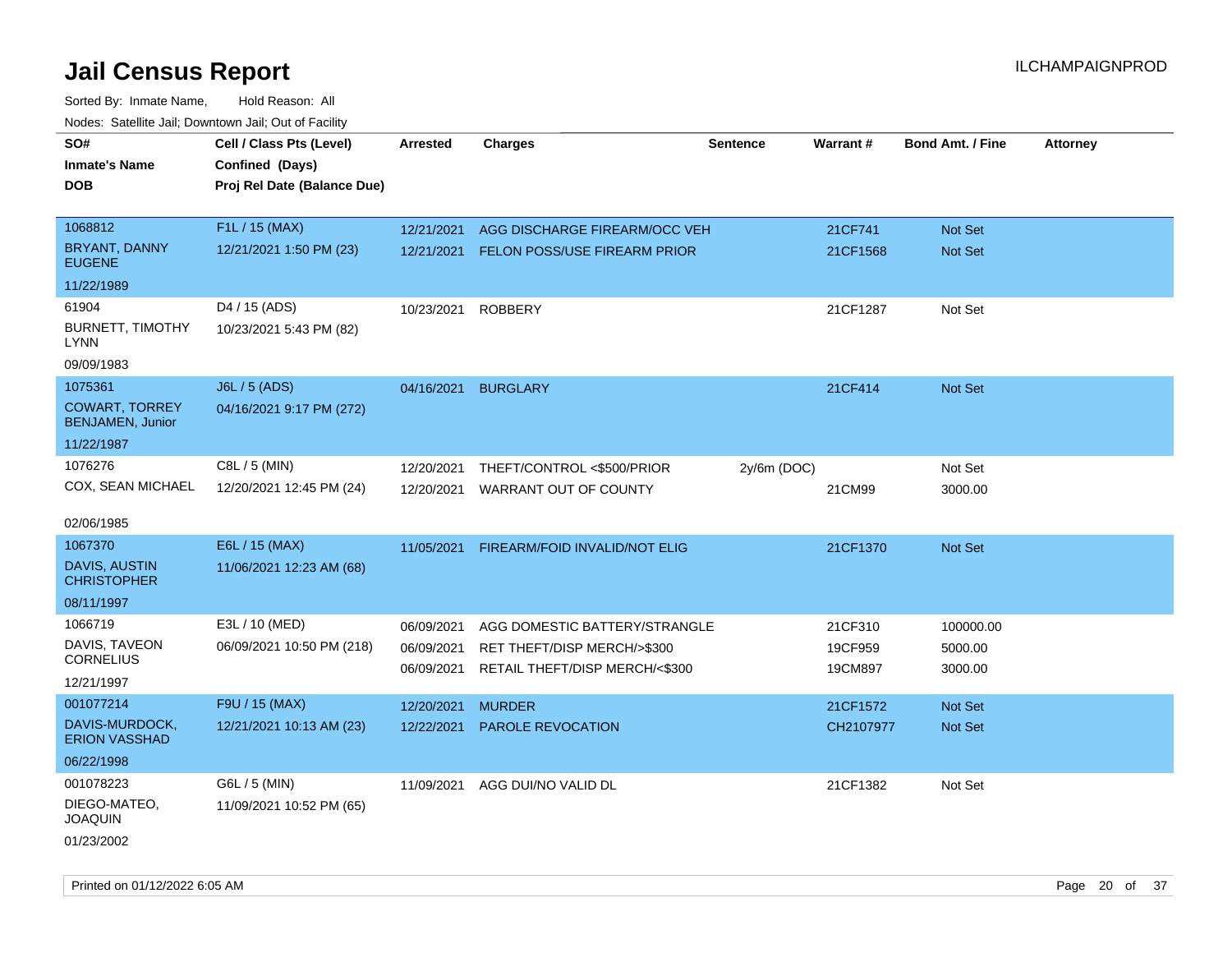# Jail Census Report

ILCHAMPAIGNPROD

Sorted By: Inmate Name, Hold Reason: All

Nodes: Satellite Jail; Downtown Jail; Out of Facility

| SO# / Inmate's Name / DOB | Cell / Class Pts (Level) / Confined (Days) / Proj Rel Date (Balance Due) | Arrested | Charges | Sentence | Warrant # | Bond Amt. / Fine | Attorney |
|---|---|---|---|---|---|---|---|
| 1068812<br>BRYANT, DANNY EUGENE<br>11/22/1989 | F1L / 15 (MAX)<br>12/21/2021 1:50 PM (23) | 12/21/2021 | AGG DISCHARGE FIREARM/OCC VEH | | 21CF741 | Not Set | |
| | | 12/21/2021 | FELON POSS/USE FIREARM PRIOR | | 21CF1568 | Not Set | |
| 61904<br>BURNETT, TIMOTHY LYNN<br>09/09/1983 | D4 / 15 (ADS)<br>10/23/2021 5:43 PM (82) | 10/23/2021 | ROBBERY | | 21CF1287 | Not Set | |
| 1075361<br>COWART, TORREY BENJAMEN, Junior<br>11/22/1987 | J6L / 5 (ADS)<br>04/16/2021 9:17 PM (272) | 04/16/2021 | BURGLARY | | 21CF414 | Not Set | |
| 1076276<br>COX, SEAN MICHAEL<br>02/06/1985 | C8L / 5 (MIN)<br>12/20/2021 12:45 PM (24) | 12/20/2021 | THEFT/CONTROL <$500/PRIOR | 2y/6m (DOC) | | Not Set | |
| | | 12/20/2021 | WARRANT OUT OF COUNTY | | 21CM99 | 3000.00 | |
| 1067370<br>DAVIS, AUSTIN CHRISTOPHER<br>08/11/1997 | E6L / 15 (MAX)<br>11/06/2021 12:23 AM (68) | 11/05/2021 | FIREARM/FOID INVALID/NOT ELIG | | 21CF1370 | Not Set | |
| 1066719<br>DAVIS, TAVEON CORNELIUS<br>12/21/1997 | E3L / 10 (MED)<br>06/09/2021 10:50 PM (218) | 06/09/2021 | AGG DOMESTIC BATTERY/STRANGLE | | 21CF310 | 100000.00 | |
| | | 06/09/2021 | RET THEFT/DISP MERCH/>$300 | | 19CF959 | 5000.00 | |
| | | 06/09/2021 | RETAIL THEFT/DISP MERCH/<$300 | | 19CM897 | 3000.00 | |
| 001077214<br>DAVIS-MURDOCK, ERION VASSHAD<br>06/22/1998 | F9U / 15 (MAX)<br>12/21/2021 10:13 AM (23) | 12/20/2021 | MURDER | | 21CF1572 | Not Set | |
| | | 12/22/2021 | PAROLE REVOCATION | | CH2107977 | Not Set | |
| 001078223<br>DIEGO-MATEO, JOAQUIN<br>01/23/2002 | G6L / 5 (MIN)<br>11/09/2021 10:52 PM (65) | 11/09/2021 | AGG DUI/NO VALID DL | | 21CF1382 | Not Set | |

Printed on 01/12/2022 6:05 AM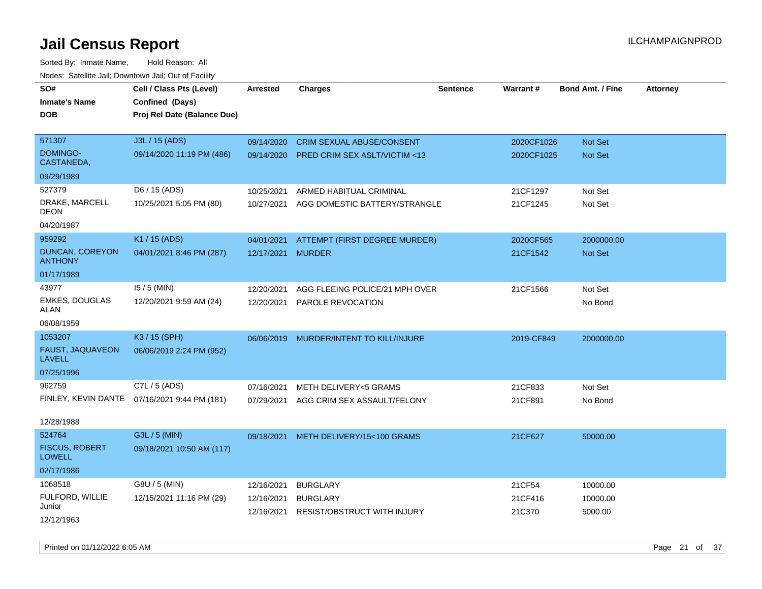# Jail Census Report

Sorted By: Inmate Name, Hold Reason: All

Nodes: Satellite Jail; Downtown Jail; Out of Facility

| SO# / Inmate's Name / DOB | Cell / Class Pts (Level) / Confined (Days) / Proj Rel Date (Balance Due) | Arrested | Charges | Sentence | Warrant # | Bond Amt. / Fine | Attorney |
|---|---|---|---|---|---|---|---|
| 571307<br>DOMINGO-CASTANEDA,<br>09/29/1989 | J3L / 15 (ADS)<br>09/14/2020 11:19 PM (486) | 09/14/2020<br>09/14/2020 | CRIM SEXUAL ABUSE/CONSENT<br>PRED CRIM SEX ASLT/VICTIM <13 | | 2020CF1026<br>2020CF1025 | Not Set<br>Not Set | |
| 527379<br>DRAKE, MARCELL DEON<br>04/20/1987 | D6 / 15 (ADS)<br>10/25/2021 5:05 PM (80) | 10/25/2021<br>10/27/2021 | ARMED HABITUAL CRIMINAL<br>AGG DOMESTIC BATTERY/STRANGLE | | 21CF1297<br>21CF1245 | Not Set<br>Not Set | |
| 959292<br>DUNCAN, COREYON ANTHONY<br>01/17/1989 | K1 / 15 (ADS)<br>04/01/2021 8:46 PM (287) | 04/01/2021<br>12/17/2021 | ATTEMPT (FIRST DEGREE MURDER)<br>MURDER | | 2020CF565<br>21CF1542 | 2000000.00<br>Not Set | |
| 43977<br>EMKES, DOUGLAS ALAN<br>06/08/1959 | I5 / 5 (MIN)<br>12/20/2021 9:59 AM (24) | 12/20/2021<br>12/20/2021 | AGG FLEEING POLICE/21 MPH OVER<br>PAROLE REVOCATION | | 21CF1566 | Not Set<br>No Bond | |
| 1053207<br>FAUST, JAQUAVEON LAVELL<br>07/25/1996 | K3 / 15 (SPH)<br>06/06/2019 2:24 PM (952) | 06/06/2019 | MURDER/INTENT TO KILL/INJURE | | 2019-CF849 | 2000000.00 | |
| 962759<br>FINLEY, KEVIN DANTE<br>12/28/1988 | C7L / 5 (ADS)<br>07/16/2021 9:44 PM (181) | 07/16/2021<br>07/29/2021 | METH DELIVERY<5 GRAMS<br>AGG CRIM SEX ASSAULT/FELONY | | 21CF833<br>21CF891 | Not Set<br>No Bond | |
| 524764<br>FISCUS, ROBERT LOWELL<br>02/17/1986 | G3L / 5 (MIN)<br>09/18/2021 10:50 AM (117) | 09/18/2021 | METH DELIVERY/15<100 GRAMS | | 21CF627 | 50000.00 | |
| 1068518<br>FULFORD, WILLIE Junior<br>12/12/1963 | G8U / 5 (MIN)<br>12/15/2021 11:16 PM (29) | 12/16/2021<br>12/16/2021<br>12/16/2021 | BURGLARY<br>BURGLARY<br>RESIST/OBSTRUCT WITH INJURY | | 21CF54<br>21CF416<br>21C370 | 10000.00<br>10000.00<br>5000.00 | |

Printed on 01/12/2022 6:05 AM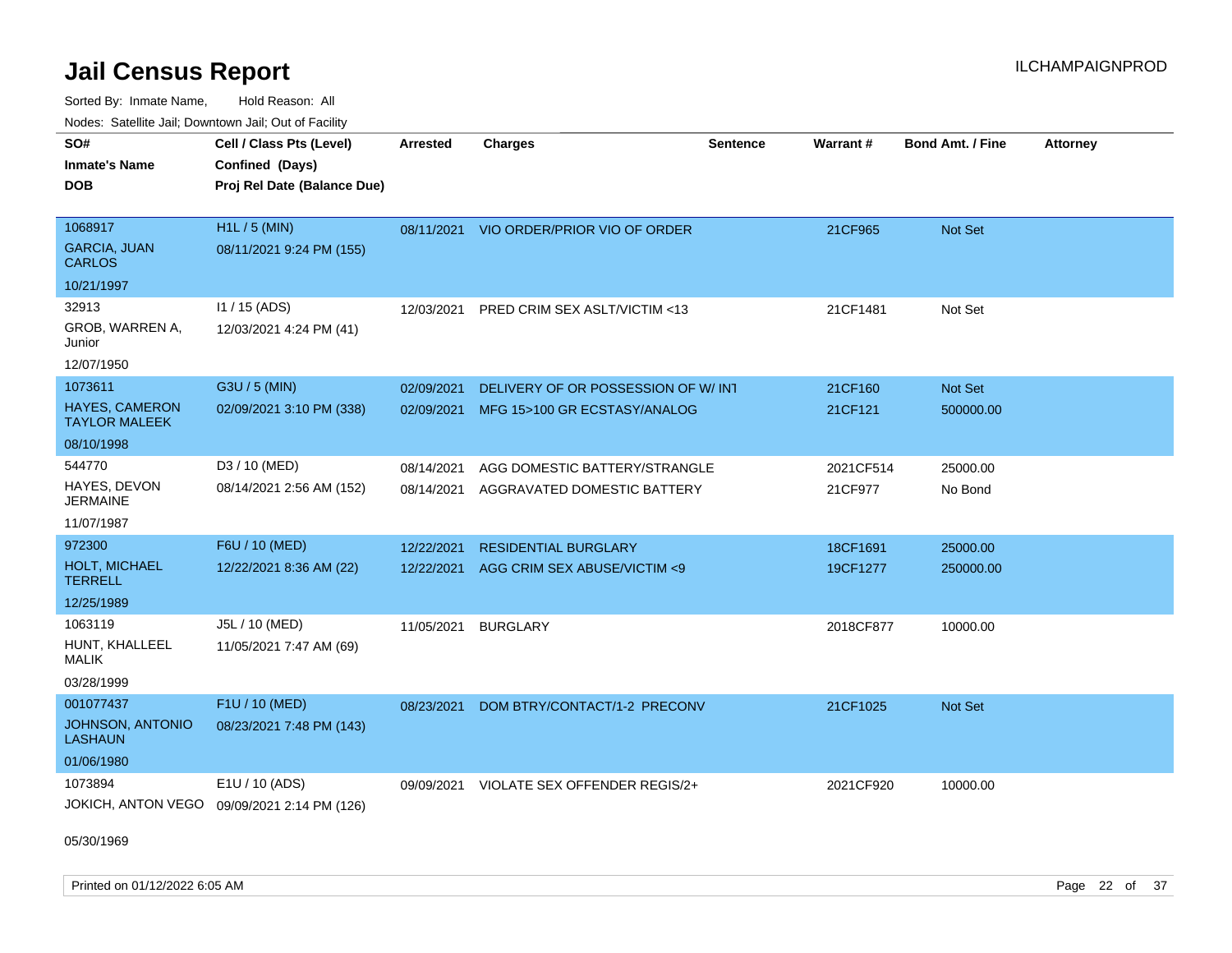# Jail Census Report

Sorted By: Inmate Name, Hold Reason: All

Nodes: Satellite Jail; Downtown Jail; Out of Facility

| SO# / Inmate's Name / DOB | Cell / Class Pts (Level) / Confined (Days) / Proj Rel Date (Balance Due) | Arrested | Charges | Sentence | Warrant # | Bond Amt. / Fine | Attorney |
|---|---|---|---|---|---|---|---|
| 1068917<br>GARCIA, JUAN CARLOS<br>10/21/1997 | H1L / 5 (MIN)<br>08/11/2021 9:24 PM (155) | 08/11/2021 | VIO ORDER/PRIOR VIO OF ORDER | | 21CF965 | Not Set | |
| 32913<br>GROB, WARREN A, Junior<br>12/07/1950 | I1 / 15 (ADS)<br>12/03/2021 4:24 PM (41) | 12/03/2021 | PRED CRIM SEX ASLT/VICTIM <13 | | 21CF1481 | Not Set | |
| 1073611<br>HAYES, CAMERON TAYLOR MALEEK<br>08/10/1998 | G3U / 5 (MIN)<br>02/09/2021 3:10 PM (338) | 02/09/2021<br>02/09/2021 | DELIVERY OF OR POSSESSION OF W/ INT<br>MFG 15>100 GR ECSTASY/ANALOG | | 21CF160<br>21CF121 | Not Set<br>500000.00 | |
| 544770<br>HAYES, DEVON JERMAINE<br>11/07/1987 | D3 / 10 (MED)<br>08/14/2021 2:56 AM (152) | 08/14/2021<br>08/14/2021 | AGG DOMESTIC BATTERY/STRANGLE<br>AGGRAVATED DOMESTIC BATTERY | | 2021CF514<br>21CF977 | 25000.00<br>No Bond | |
| 972300<br>HOLT, MICHAEL TERRELL<br>12/25/1989 | F6U / 10 (MED)<br>12/22/2021 8:36 AM (22) | 12/22/2021<br>12/22/2021 | RESIDENTIAL BURGLARY<br>AGG CRIM SEX ABUSE/VICTIM <9 | | 18CF1691<br>19CF1277 | 25000.00<br>250000.00 | |
| 1063119<br>HUNT, KHALLEEL MALIK<br>03/28/1999 | J5L / 10 (MED)<br>11/05/2021 7:47 AM (69) | 11/05/2021 | BURGLARY | | 2018CF877 | 10000.00 | |
| 001077437<br>JOHNSON, ANTONIO LASHAUN<br>01/06/1980 | F1U / 10 (MED)<br>08/23/2021 7:48 PM (143) | 08/23/2021 | DOM BTRY/CONTACT/1-2 PRECONV | | 21CF1025 | Not Set | |
| 1073894<br>JOKICH, ANTON VEGO<br>05/30/1969 | E1U / 10 (ADS)<br>09/09/2021 2:14 PM (126) | 09/09/2021 | VIOLATE SEX OFFENDER REGIS/2+ | | 2021CF920 | 10000.00 | |

Printed on 01/12/2022 6:05 AM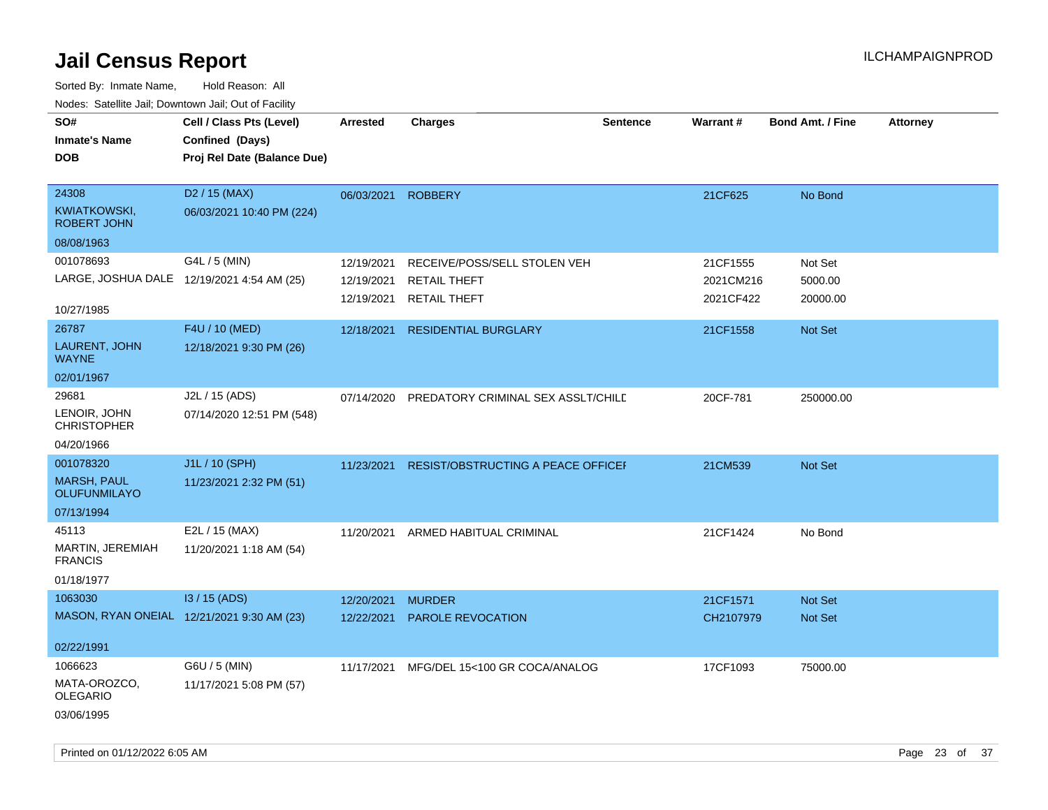# Jail Census Report

Sorted By: Inmate Name, Hold Reason: All

Nodes: Satellite Jail; Downtown Jail; Out of Facility

| SO# / Inmate's Name / DOB | Cell / Class Pts (Level) / Confined (Days) / Proj Rel Date (Balance Due) | Arrested | Charges | Sentence | Warrant # | Bond Amt. / Fine | Attorney |
|---|---|---|---|---|---|---|---|
| 24308<br>KWIATKOWSKI, ROBERT JOHN<br>08/08/1963 | D2 / 15 (MAX)<br>06/03/2021 10:40 PM (224) | 06/03/2021 | ROBBERY | | 21CF625 | No Bond | |
| 001078693<br>LARGE, JOSHUA DALE<br>10/27/1985 | G4L / 5 (MIN)<br>12/19/2021 4:54 AM (25) | 12/19/2021<br>12/19/2021<br>12/19/2021 | RECEIVE/POSS/SELL STOLEN VEH<br>RETAIL THEFT<br>RETAIL THEFT | | 21CF1555<br>2021CM216<br>2021CF422 | Not Set<br>5000.00<br>20000.00 | |
| 26787<br>LAURENT, JOHN WAYNE<br>02/01/1967 | F4U / 10 (MED)<br>12/18/2021 9:30 PM (26) | 12/18/2021 | RESIDENTIAL BURGLARY | | 21CF1558 | Not Set | |
| 29681<br>LENOIR, JOHN CHRISTOPHER<br>04/20/1966 | J2L / 15 (ADS)<br>07/14/2020 12:51 PM (548) | 07/14/2020 | PREDATORY CRIMINAL SEX ASSLT/CHILD | | 20CF-781 | 250000.00 | |
| 001078320<br>MARSH, PAUL OLUFUNMILAYO<br>07/13/1994 | J1L / 10 (SPH)<br>11/23/2021 2:32 PM (51) | 11/23/2021 | RESIST/OBSTRUCTING A PEACE OFFICER | | 21CM539 | Not Set | |
| 45113<br>MARTIN, JEREMIAH FRANCIS<br>01/18/1977 | E2L / 15 (MAX)<br>11/20/2021 1:18 AM (54) | 11/20/2021 | ARMED HABITUAL CRIMINAL | | 21CF1424 | No Bond | |
| 1063030<br>MASON, RYAN ONEIAL<br>02/22/1991 | I3 / 15 (ADS)<br>12/21/2021 9:30 AM (23) | 12/20/2021<br>12/22/2021 | MURDER<br>PAROLE REVOCATION | | 21CF1571<br>CH2107979 | Not Set<br>Not Set | |
| 1066623<br>MATA-OROZCO, OLEGARIO<br>03/06/1995 | G6U / 5 (MIN)<br>11/17/2021 5:08 PM (57) | 11/17/2021 | MFG/DEL 15<100 GR COCA/ANALOG | | 17CF1093 | 75000.00 | |

Printed on 01/12/2022 6:05 AM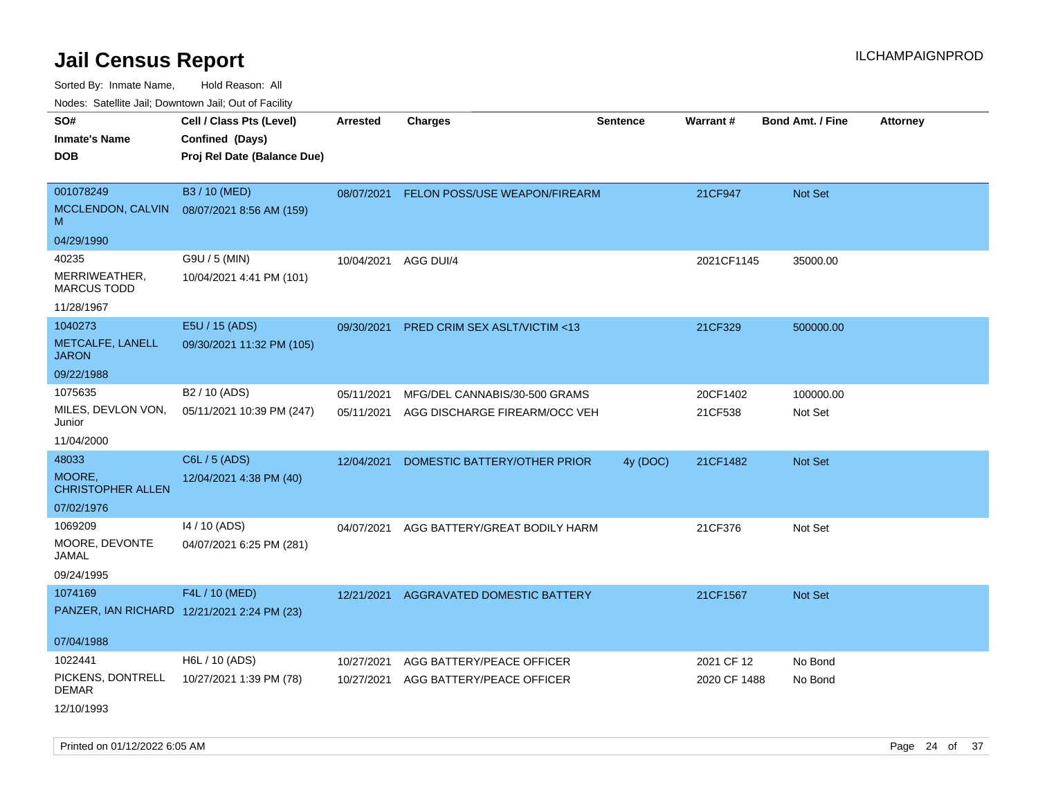# Jail Census Report

Sorted By: Inmate Name, Hold Reason: All

Nodes: Satellite Jail; Downtown Jail; Out of Facility

| SO# / Inmate's Name / DOB | Cell / Class Pts (Level) / Confined (Days) / Proj Rel Date (Balance Due) | Arrested | Charges | Sentence | Warrant # | Bond Amt. / Fine | Attorney |
|---|---|---|---|---|---|---|---|
| 001078249<br>MCCLENDON, CALVIN M<br>04/29/1990 | B3 / 10 (MED)<br>08/07/2021 8:56 AM (159) | 08/07/2021 | FELON POSS/USE WEAPON/FIREARM | | 21CF947 | Not Set | |
| 40235<br>MERRIWEATHER, MARCUS TODD<br>11/28/1967 | G9U / 5 (MIN)<br>10/04/2021 4:41 PM (101) | 10/04/2021 | AGG DUI/4 | | 2021CF1145 | 35000.00 | |
| 1040273<br>METCALFE, LANELL JARON<br>09/22/1988 | E5U / 15 (ADS)<br>09/30/2021 11:32 PM (105) | 09/30/2021 | PRED CRIM SEX ASLT/VICTIM <13 | | 21CF329 | 500000.00 | |
| 1075635<br>MILES, DEVLON VON, Junior<br>11/04/2000 | B2 / 10 (ADS)<br>05/11/2021 10:39 PM (247) | 05/11/2021 | MFG/DEL CANNABIS/30-500 GRAMS | | 20CF1402 | 100000.00 | |
| | | 05/11/2021 | AGG DISCHARGE FIREARM/OCC VEH | | 21CF538 | Not Set | |
| 48033<br>MOORE, CHRISTOPHER ALLEN<br>07/02/1976 | C6L / 5 (ADS)<br>12/04/2021 4:38 PM (40) | 12/04/2021 | DOMESTIC BATTERY/OTHER PRIOR | 4y (DOC) | 21CF1482 | Not Set | |
| 1069209<br>MOORE, DEVONTE JAMAL<br>09/24/1995 | I4 / 10 (ADS)<br>04/07/2021 6:25 PM (281) | 04/07/2021 | AGG BATTERY/GREAT BODILY HARM | | 21CF376 | Not Set | |
| 1074169<br>PANZER, IAN RICHARD<br>07/04/1988 | F4L / 10 (MED)<br>12/21/2021 2:24 PM (23) | 12/21/2021 | AGGRAVATED DOMESTIC BATTERY | | 21CF1567 | Not Set | |
| 1022441<br>PICKENS, DONTRELL DEMAR<br>12/10/1993 | H6L / 10 (ADS)<br>10/27/2021 1:39 PM (78) | 10/27/2021 | AGG BATTERY/PEACE OFFICER | | 2021 CF 12 | No Bond | |
| | | 10/27/2021 | AGG BATTERY/PEACE OFFICER | | 2020 CF 1488 | No Bond | |

Printed on 01/12/2022 6:05 AM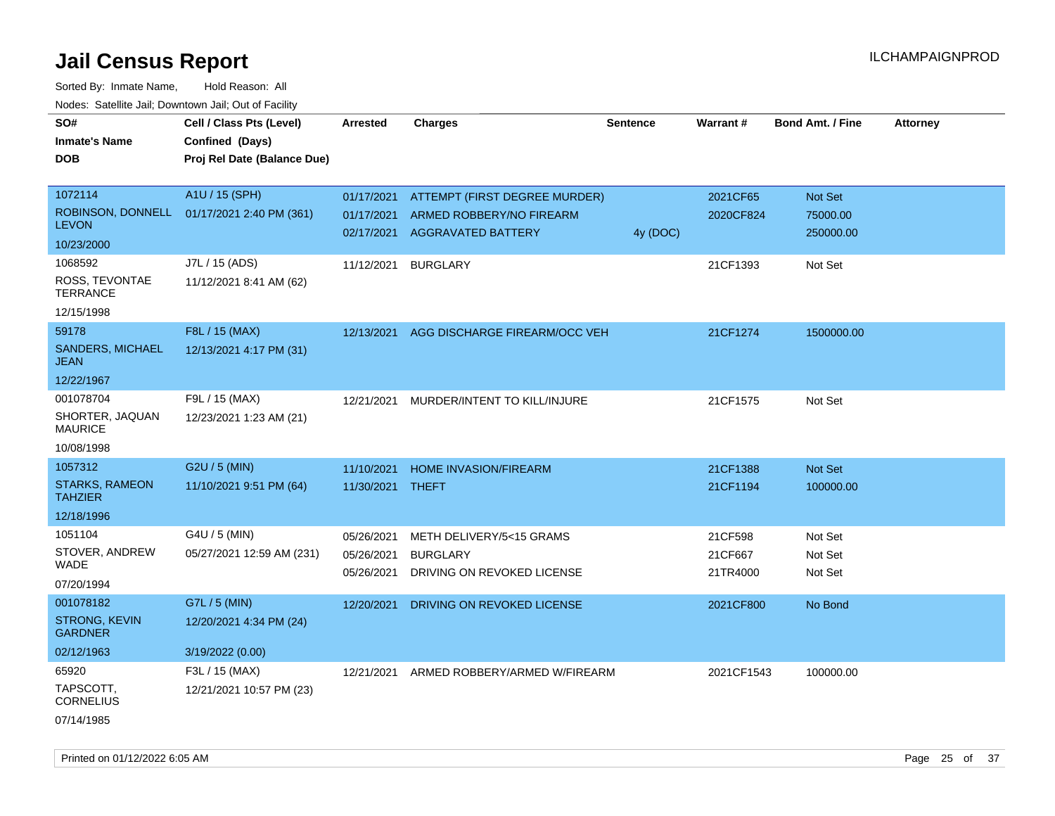# Jail Census Report

ILCHAMPAIGNPROD

Sorted By: Inmate Name, Hold Reason: All

Nodes: Satellite Jail; Downtown Jail; Out of Facility

| SO# / Inmate's Name / DOB | Cell / Class Pts (Level) / Confined (Days) / Proj Rel Date (Balance Due) | Arrested | Charges | Sentence | Warrant # | Bond Amt. / Fine | Attorney |
|---|---|---|---|---|---|---|---|
| 1072114<br>ROBINSON, DONNELL LEVON<br>10/23/2000 | A1U / 15 (SPH)<br>01/17/2021 2:40 PM (361) | 01/17/2021<br>01/17/2021<br>02/17/2021 | ATTEMPT (FIRST DEGREE MURDER)<br>ARMED ROBBERY/NO FIREARM<br>AGGRAVATED BATTERY | <br><br>4y (DOC) | 2021CF65<br>2020CF824 | Not Set<br>75000.00<br>250000.00 | |
| 1068592<br>ROSS, TEVONTAE TERRANCE<br>12/15/1998 | J7L / 15 (ADS)<br>11/12/2021 8:41 AM (62) | 11/12/2021 | BURGLARY | | 21CF1393 | Not Set | |
| 59178<br>SANDERS, MICHAEL JEAN<br>12/22/1967 | F8L / 15 (MAX)<br>12/13/2021 4:17 PM (31) | 12/13/2021 | AGG DISCHARGE FIREARM/OCC VEH | | 21CF1274 | 1500000.00 | |
| 001078704<br>SHORTER, JAQUAN MAURICE<br>10/08/1998 | F9L / 15 (MAX)<br>12/23/2021 1:23 AM (21) | 12/21/2021 | MURDER/INTENT TO KILL/INJURE | | 21CF1575 | Not Set | |
| 1057312<br>STARKS, RAMEON TAHZIER<br>12/18/1996 | G2U / 5 (MIN)<br>11/10/2021 9:51 PM (64) | 11/10/2021<br>11/30/2021 | HOME INVASION/FIREARM<br>THEFT | | 21CF1388<br>21CF1194 | Not Set<br>100000.00 | |
| 1051104<br>STOVER, ANDREW WADE<br>07/20/1994 | G4U / 5 (MIN)<br>05/27/2021 12:59 AM (231) | 05/26/2021<br>05/26/2021<br>05/26/2021 | METH DELIVERY/5<15 GRAMS<br>BURGLARY<br>DRIVING ON REVOKED LICENSE | | 21CF598<br>21CF667<br>21TR4000 | Not Set<br>Not Set<br>Not Set | |
| 001078182<br>STRONG, KEVIN GARDNER<br>02/12/1963 | G7L / 5 (MIN)<br>12/20/2021 4:34 PM (24)<br>3/19/2022 (0.00) | 12/20/2021 | DRIVING ON REVOKED LICENSE | | 2021CF800 | No Bond | |
| 65920<br>TAPSCOTT, CORNELIUS<br>07/14/1985 | F3L / 15 (MAX)<br>12/21/2021 10:57 PM (23) | 12/21/2021 | ARMED ROBBERY/ARMED W/FIREARM | | 2021CF1543 | 100000.00 | |

Printed on 01/12/2022 6:05 AM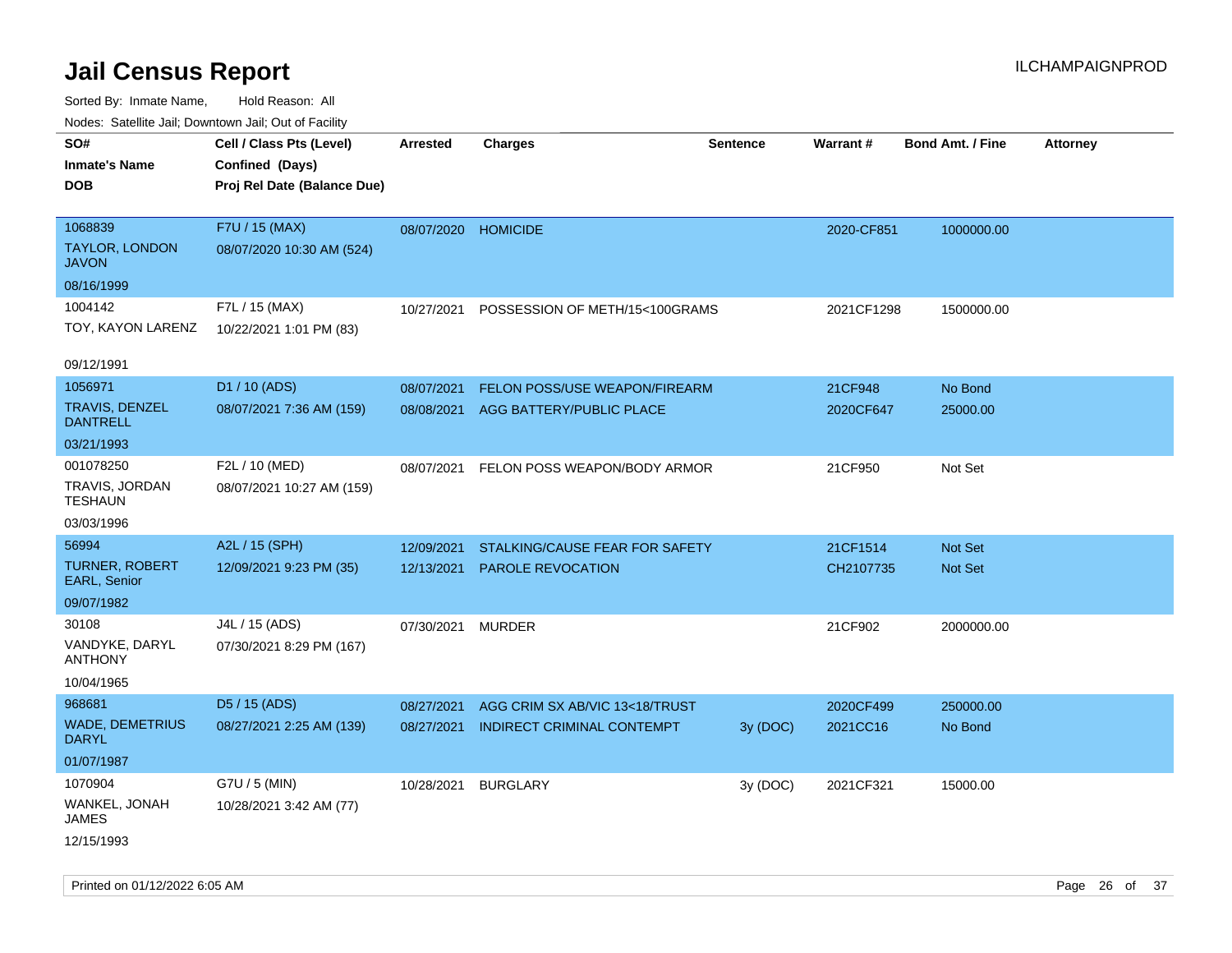# Jail Census Report

ILCHAMPAIGNPROD

Sorted By: Inmate Name, Hold Reason: All

Nodes: Satellite Jail; Downtown Jail; Out of Facility

| SO# / Inmate's Name / DOB | Cell / Class Pts (Level) / Confined (Days) / Proj Rel Date (Balance Due) | Arrested | Charges | Sentence | Warrant # | Bond Amt. / Fine | Attorney |
|---|---|---|---|---|---|---|---|
| 1068839<br>TAYLOR, LONDON JAVON<br>08/16/1999 | F7U / 15 (MAX)<br>08/07/2020 10:30 AM (524) | 08/07/2020 | HOMICIDE | | 2020-CF851 | 1000000.00 | |
| 1004142<br>TOY, KAYON LARENZ<br>09/12/1991 | F7L / 15 (MAX)<br>10/22/2021 1:01 PM (83) | 10/27/2021 | POSSESSION OF METH/15<100GRAMS | | 2021CF1298 | 1500000.00 | |
| 1056971<br>TRAVIS, DENZEL DANTRELL<br>03/21/1993 | D1 / 10 (ADS)<br>08/07/2021 7:36 AM (159) | 08/07/2021 | FELON POSS/USE WEAPON/FIREARM | | 21CF948 | No Bond | |
| | | 08/08/2021 | AGG BATTERY/PUBLIC PLACE | | 2020CF647 | 25000.00 | |
| 001078250<br>TRAVIS, JORDAN TESHAUN<br>03/03/1996 | F2L / 10 (MED)<br>08/07/2021 10:27 AM (159) | 08/07/2021 | FELON POSS WEAPON/BODY ARMOR | | 21CF950 | Not Set | |
| 56994<br>TURNER, ROBERT EARL, Senior<br>09/07/1982 | A2L / 15 (SPH)<br>12/09/2021 9:23 PM (35) | 12/09/2021 | STALKING/CAUSE FEAR FOR SAFETY | | 21CF1514 | Not Set | |
| | | 12/13/2021 | PAROLE REVOCATION | | CH2107735 | Not Set | |
| 30108<br>VANDYKE, DARYL ANTHONY<br>10/04/1965 | J4L / 15 (ADS)<br>07/30/2021 8:29 PM (167) | 07/30/2021 | MURDER | | 21CF902 | 2000000.00 | |
| 968681<br>WADE, DEMETRIUS DARYL<br>01/07/1987 | D5 / 15 (ADS)<br>08/27/2021 2:25 AM (139) | 08/27/2021 | AGG CRIM SX AB/VIC 13<18/TRUST | | 2020CF499 | 250000.00 | |
| | | 08/27/2021 | INDIRECT CRIMINAL CONTEMPT | 3y (DOC) | 2021CC16 | No Bond | |
| 1070904<br>WANKEL, JONAH JAMES<br>12/15/1993 | G7U / 5 (MIN)<br>10/28/2021 3:42 AM (77) | 10/28/2021 | BURGLARY | 3y (DOC) | 2021CF321 | 15000.00 | |

Printed on 01/12/2022 6:05 AM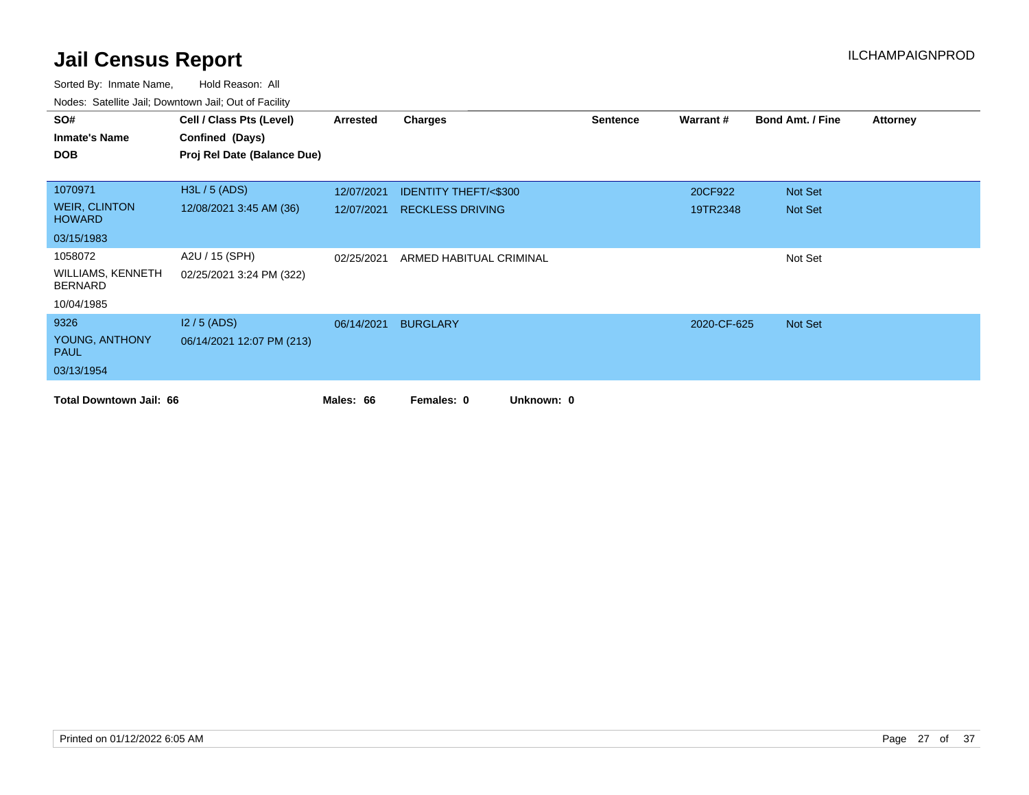# Jail Census Report

ILCHAMPAIGNPROD

Sorted By: Inmate Name, Hold Reason: All

Nodes: Satellite Jail; Downtown Jail; Out of Facility

| SO# / Inmate's Name / DOB | Cell / Class Pts (Level) / Confined (Days) / Proj Rel Date (Balance Due) | Arrested | Charges | Sentence | Warrant # | Bond Amt. / Fine | Attorney |
|---|---|---|---|---|---|---|---|
| 1070971 | H3L / 5 (ADS) | 12/07/2021 | IDENTITY THEFT/<$300 | | 20CF922 | Not Set | |
| WEIR, CLINTON HOWARD | 12/08/2021 3:45 AM (36) | 12/07/2021 | RECKLESS DRIVING | | 19TR2348 | Not Set | |
| 03/15/1983 | | | | | | | |
| 1058072 | A2U / 15 (SPH) | 02/25/2021 | ARMED HABITUAL CRIMINAL | | | Not Set | |
| WILLIAMS, KENNETH BERNARD | 02/25/2021 3:24 PM (322) | | | | | | |
| 10/04/1985 | | | | | | | |
| 9326 | I2 / 5 (ADS) | 06/14/2021 | BURGLARY | | 2020-CF-625 | Not Set | |
| YOUNG, ANTHONY PAUL | 06/14/2021 12:07 PM (213) | | | | | | |
| 03/13/1954 | | | | | | | |

**Total Downtown Jail: 66** **Males: 66** **Females: 0** **Unknown: 0**

Printed on 01/12/2022 6:05 AM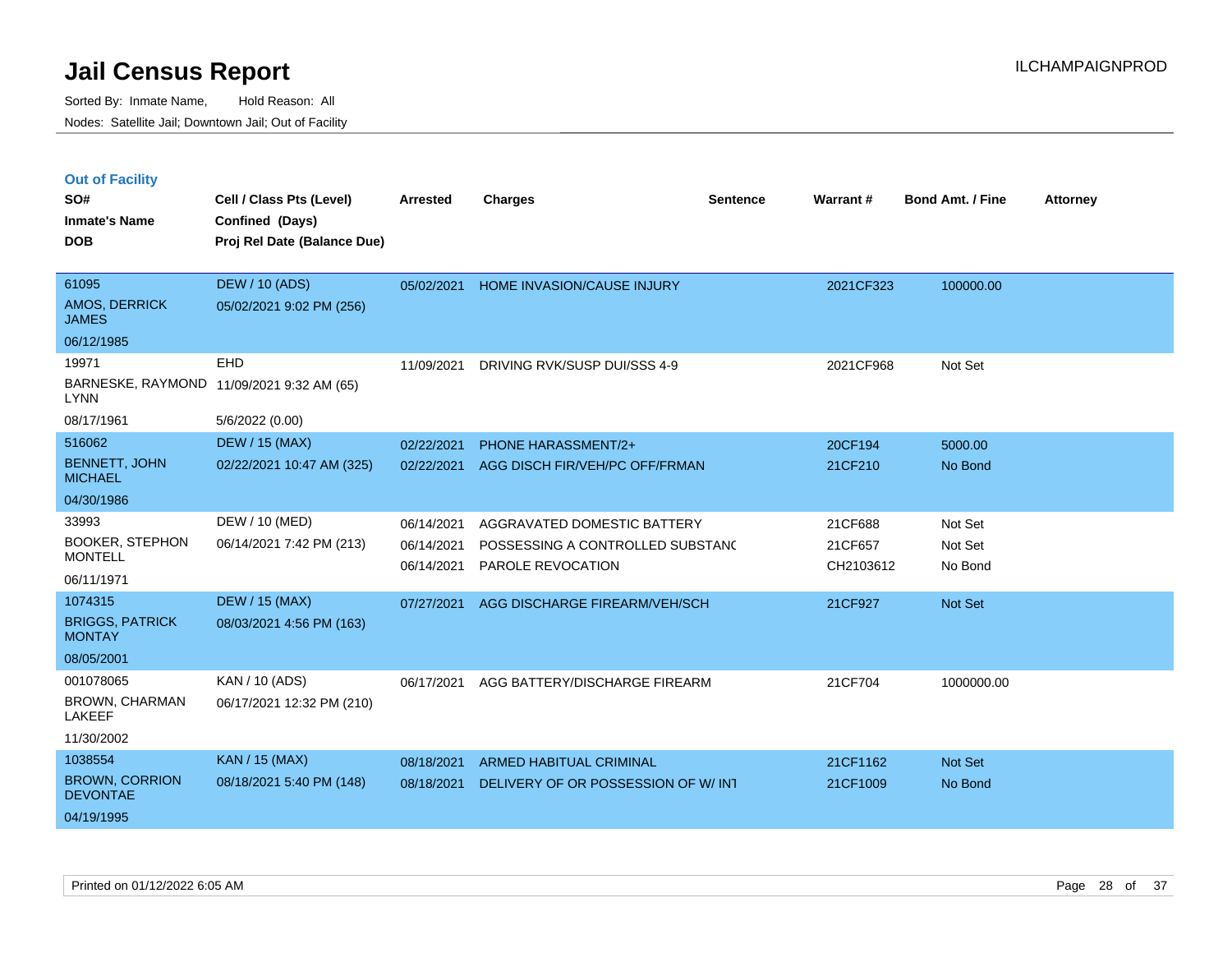# Jail Census Report

Sorted By: Inmate Name, Hold Reason: All

Nodes: Satellite Jail; Downtown Jail; Out of Facility

ILCHAMPAIGNPROD

## Out of Facility

| SO# / Inmate's Name / DOB | Cell / Class Pts (Level) / Confined (Days) / Proj Rel Date (Balance Due) | Arrested | Charges | Sentence | Warrant # | Bond Amt. / Fine | Attorney |
|---|---|---|---|---|---|---|---|
| 61095<br>AMOS, DERRICK JAMES<br>06/12/1985 | DEW / 10 (ADS)<br>05/02/2021 9:02 PM (256) | 05/02/2021 | HOME INVASION/CAUSE INJURY | | 2021CF323 | 100000.00 | |
| 19971<br>BARNESKE, RAYMOND LYNN<br>08/17/1961 | EHD<br>11/09/2021 9:32 AM (65)<br>5/6/2022 (0.00) | 11/09/2021 | DRIVING RVK/SUSP DUI/SSS 4-9 | | 2021CF968 | Not Set | |
| 516062<br>BENNETT, JOHN MICHAEL<br>04/30/1986 | DEW / 15 (MAX)<br>02/22/2021 10:47 AM (325) | 02/22/2021<br>02/22/2021 | PHONE HARASSMENT/2+<br>AGG DISCH FIR/VEH/PC OFF/FRMAN | | 20CF194<br>21CF210 | 5000.00<br>No Bond | |
| 33993<br>BOOKER, STEPHON MONTELL<br>06/11/1971 | DEW / 10 (MED)<br>06/14/2021 7:42 PM (213) | 06/14/2021<br>06/14/2021<br>06/14/2021 | AGGRAVATED DOMESTIC BATTERY<br>POSSESSING A CONTROLLED SUBSTANC<br>PAROLE REVOCATION | | 21CF688<br>21CF657<br>CH2103612 | Not Set<br>Not Set<br>No Bond | |
| 1074315<br>BRIGGS, PATRICK MONTAY<br>08/05/2001 | DEW / 15 (MAX)<br>08/03/2021 4:56 PM (163) | 07/27/2021 | AGG DISCHARGE FIREARM/VEH/SCH | | 21CF927 | Not Set | |
| 001078065<br>BROWN, CHARMAN LAKEEF<br>11/30/2002 | KAN / 10 (ADS)<br>06/17/2021 12:32 PM (210) | 06/17/2021 | AGG BATTERY/DISCHARGE FIREARM | | 21CF704 | 1000000.00 | |
| 1038554<br>BROWN, CORRION DEVONTAE<br>04/19/1995 | KAN / 15 (MAX)<br>08/18/2021 5:40 PM (148) | 08/18/2021<br>08/18/2021 | ARMED HABITUAL CRIMINAL<br>DELIVERY OF OR POSSESSION OF W/ INT | | 21CF1162<br>21CF1009 | Not Set<br>No Bond | |

Printed on 01/12/2022 6:05 AM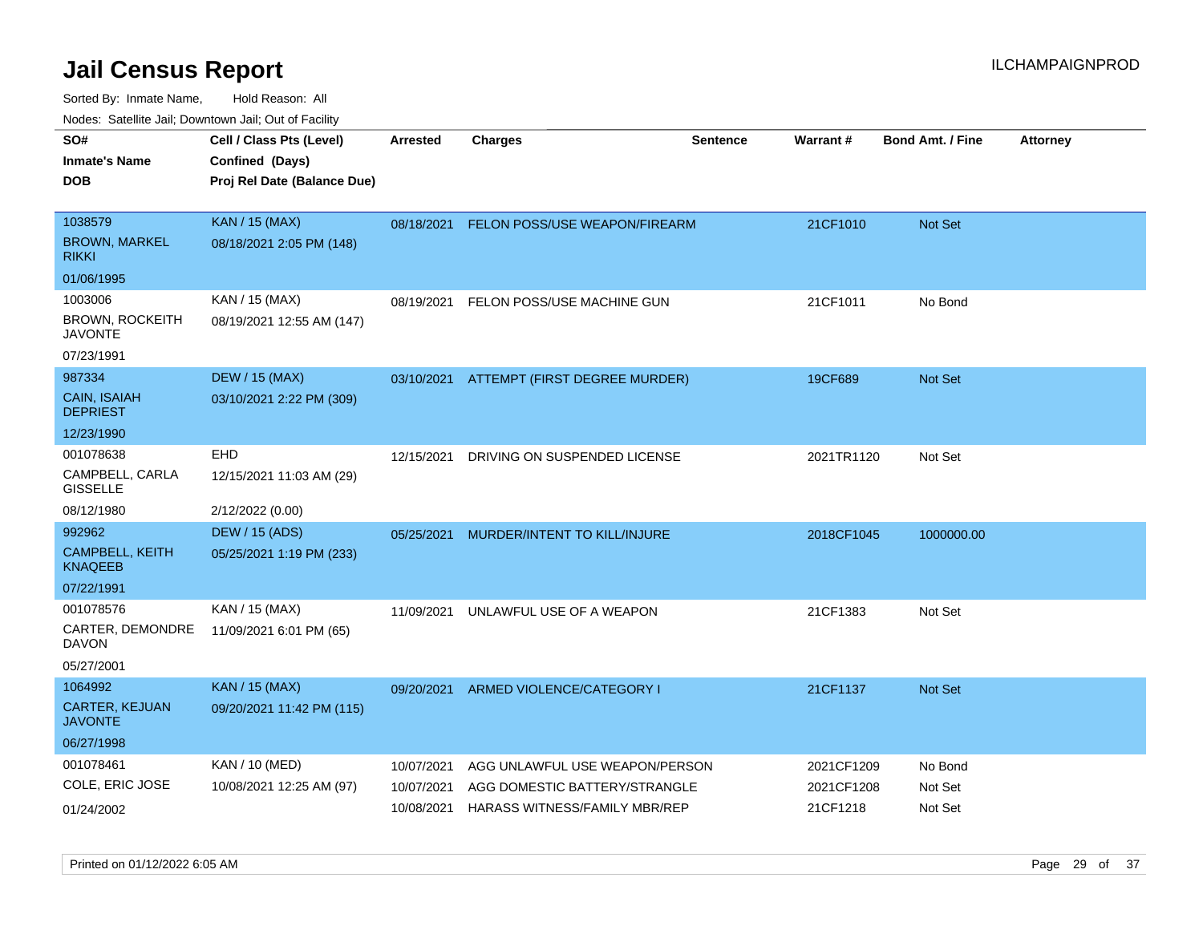# Jail Census Report

Sorted By: Inmate Name, Hold Reason: All

Nodes: Satellite Jail; Downtown Jail; Out of Facility

| SO# / Inmate's Name / DOB | Cell / Class Pts (Level) / Confined (Days) / Proj Rel Date (Balance Due) | Arrested | Charges | Sentence | Warrant # | Bond Amt. / Fine | Attorney |
|---|---|---|---|---|---|---|---|
| 1038579<br>BROWN, MARKEL RIKKI<br>01/06/1995 | KAN / 15 (MAX)<br>08/18/2021 2:05 PM (148) | 08/18/2021 | FELON POSS/USE WEAPON/FIREARM | | 21CF1010 | Not Set | |
| 1003006<br>BROWN, ROCKEITH JAVONTE<br>07/23/1991 | KAN / 15 (MAX)<br>08/19/2021 12:55 AM (147) | 08/19/2021 | FELON POSS/USE MACHINE GUN | | 21CF1011 | No Bond | |
| 987334<br>CAIN, ISAIAH DEPRIEST<br>12/23/1990 | DEW / 15 (MAX)<br>03/10/2021 2:22 PM (309) | 03/10/2021 | ATTEMPT (FIRST DEGREE MURDER) | | 19CF689 | Not Set | |
| 001078638<br>CAMPBELL, CARLA GISSELLE<br>08/12/1980 | EHD<br>12/15/2021 11:03 AM (29)<br>2/12/2022 (0.00) | 12/15/2021 | DRIVING ON SUSPENDED LICENSE | | 2021TR1120 | Not Set | |
| 992962<br>CAMPBELL, KEITH KNAQEEB<br>07/22/1991 | DEW / 15 (ADS)<br>05/25/2021 1:19 PM (233) | 05/25/2021 | MURDER/INTENT TO KILL/INJURE | | 2018CF1045 | 1000000.00 | |
| 001078576<br>CARTER, DEMONDRE DAVON<br>05/27/2001 | KAN / 15 (MAX)<br>11/09/2021 6:01 PM (65) | 11/09/2021 | UNLAWFUL USE OF A WEAPON | | 21CF1383 | Not Set | |
| 1064992<br>CARTER, KEJUAN JAVONTE<br>06/27/1998 | KAN / 15 (MAX)<br>09/20/2021 11:42 PM (115) | 09/20/2021 | ARMED VIOLENCE/CATEGORY I | | 21CF1137 | Not Set | |
| 001078461<br>COLE, ERIC JOSE<br>01/24/2002 | KAN / 10 (MED)<br>10/08/2021 12:25 AM (97) | 10/07/2021<br>10/07/2021<br>10/08/2021 | AGG UNLAWFUL USE WEAPON/PERSON<br>AGG DOMESTIC BATTERY/STRANGLE<br>HARASS WITNESS/FAMILY MBR/REP | | 2021CF1209<br>2021CF1208<br>21CF1218 | No Bond<br>Not Set<br>Not Set | |

Printed on 01/12/2022 6:05 AM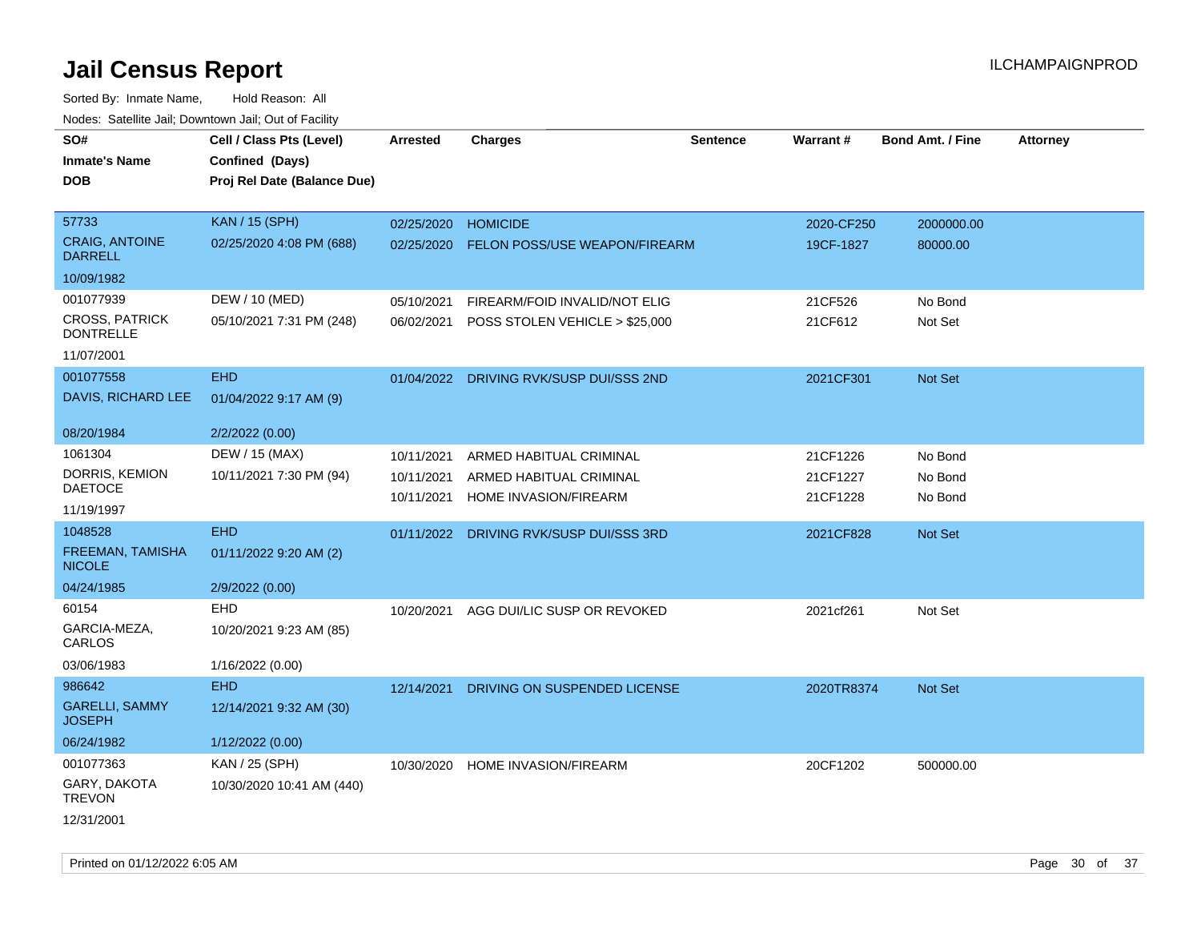# Jail Census Report

ILCHAMPAIGNPROD

Sorted By: Inmate Name, Hold Reason: All

Nodes: Satellite Jail; Downtown Jail; Out of Facility

| SO# / Inmate's Name / DOB | Cell / Class Pts (Level) / Confined (Days) / Proj Rel Date (Balance Due) | Arrested | Charges | Sentence | Warrant # | Bond Amt. / Fine | Attorney |
|---|---|---|---|---|---|---|---|
| 57733<br>CRAIG, ANTOINE DARRELL<br>10/09/1982 | KAN / 15 (SPH)<br>02/25/2020 4:08 PM (688) | 02/25/2020<br>02/25/2020 | HOMICIDE<br>FELON POSS/USE WEAPON/FIREARM | | 2020-CF250<br>19CF-1827 | 2000000.00<br>80000.00 | |
| 001077939<br>CROSS, PATRICK DONTRELLE<br>11/07/2001 | DEW / 10 (MED)<br>05/10/2021 7:31 PM (248) | 05/10/2021<br>06/02/2021 | FIREARM/FOID INVALID/NOT ELIG<br>POSS STOLEN VEHICLE > $25,000 | | 21CF526<br>21CF612 | No Bond<br>Not Set | |
| 001077558<br>DAVIS, RICHARD LEE<br>08/20/1984 | EHD<br>01/04/2022 9:17 AM (9)<br>2/2/2022 (0.00) | 01/04/2022 | DRIVING RVK/SUSP DUI/SSS 2ND | | 2021CF301 | Not Set | |
| 1061304<br>DORRIS, KEMION DAETOCE<br>11/19/1997 | DEW / 15 (MAX)<br>10/11/2021 7:30 PM (94) | 10/11/2021<br>10/11/2021<br>10/11/2021 | ARMED HABITUAL CRIMINAL<br>ARMED HABITUAL CRIMINAL<br>HOME INVASION/FIREARM | | 21CF1226<br>21CF1227<br>21CF1228 | No Bond<br>No Bond<br>No Bond | |
| 1048528<br>FREEMAN, TAMISHA NICOLE<br>04/24/1985 | EHD<br>01/11/2022 9:20 AM (2)<br>2/9/2022 (0.00) | 01/11/2022 | DRIVING RVK/SUSP DUI/SSS 3RD | | 2021CF828 | Not Set | |
| 60154<br>GARCIA-MEZA, CARLOS<br>03/06/1983 | EHD<br>10/20/2021 9:23 AM (85)<br>1/16/2022 (0.00) | 10/20/2021 | AGG DUI/LIC SUSP OR REVOKED | | 2021cf261 | Not Set | |
| 986642<br>GARELLI, SAMMY JOSEPH<br>06/24/1982 | EHD<br>12/14/2021 9:32 AM (30)<br>1/12/2022 (0.00) | 12/14/2021 | DRIVING ON SUSPENDED LICENSE | | 2020TR8374 | Not Set | |
| 001077363<br>GARY, DAKOTA TREVON<br>12/31/2001 | KAN / 25 (SPH)<br>10/30/2020 10:41 AM (440) | 10/30/2020 | HOME INVASION/FIREARM | | 20CF1202 | 500000.00 | |

Printed on 01/12/2022 6:05 AM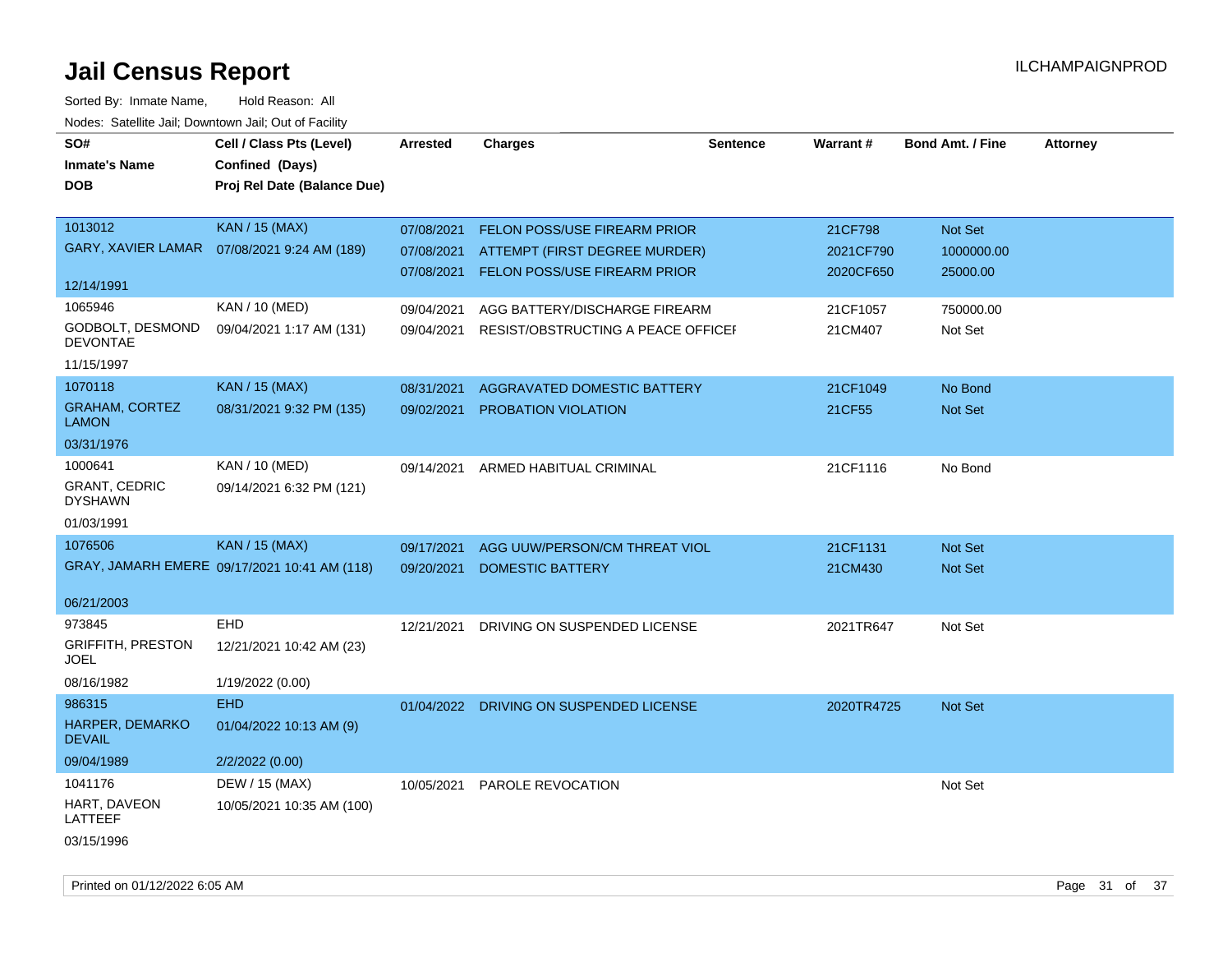# Jail Census Report

ILCHAMPAIGNPROD

Sorted By: Inmate Name, Hold Reason: All

Nodes: Satellite Jail; Downtown Jail; Out of Facility

| SO# / Inmate's Name / DOB | Cell / Class Pts (Level) / Confined (Days) / Proj Rel Date (Balance Due) | Arrested | Charges | Sentence | Warrant # | Bond Amt. / Fine | Attorney |
|---|---|---|---|---|---|---|---|
| 1013012<br>GARY, XAVIER LAMAR<br>12/14/1991 | KAN / 15 (MAX)<br>07/08/2021 9:24 AM (189) | 07/08/2021<br>07/08/2021<br>07/08/2021 | FELON POSS/USE FIREARM PRIOR<br>ATTEMPT (FIRST DEGREE MURDER)<br>FELON POSS/USE FIREARM PRIOR | | 21CF798<br>2021CF790<br>2020CF650 | Not Set<br>1000000.00<br>25000.00 | |
| 1065946<br>GODBOLT, DESMOND DEVONTAE<br>11/15/1997 | KAN / 10 (MED)<br>09/04/2021 1:17 AM (131) | 09/04/2021<br>09/04/2021 | AGG BATTERY/DISCHARGE FIREARM<br>RESIST/OBSTRUCTING A PEACE OFFICEI | | 21CF1057<br>21CM407 | 750000.00<br>Not Set | |
| 1070118<br>GRAHAM, CORTEZ LAMON<br>03/31/1976 | KAN / 15 (MAX)<br>08/31/2021 9:32 PM (135) | 08/31/2021<br>09/02/2021 | AGGRAVATED DOMESTIC BATTERY<br>PROBATION VIOLATION | | 21CF1049<br>21CF55 | No Bond<br>Not Set | |
| 1000641<br>GRANT, CEDRIC DYSHAWN<br>01/03/1991 | KAN / 10 (MED)<br>09/14/2021 6:32 PM (121) | 09/14/2021 | ARMED HABITUAL CRIMINAL | | 21CF1116 | No Bond | |
| 1076506<br>GRAY, JAMARH EMERE<br>06/21/2003 | KAN / 15 (MAX)<br>09/17/2021 10:41 AM (118) | 09/17/2021<br>09/20/2021 | AGG UUW/PERSON/CM THREAT VIOL<br>DOMESTIC BATTERY | | 21CF1131<br>21CM430 | Not Set<br>Not Set | |
| 973845<br>GRIFFITH, PRESTON JOEL<br>08/16/1982 | EHD<br>12/21/2021 10:42 AM (23)<br>1/19/2022 (0.00) | 12/21/2021 | DRIVING ON SUSPENDED LICENSE | | 2021TR647 | Not Set | |
| 986315<br>HARPER, DEMARKO DEVAIL<br>09/04/1989 | EHD<br>01/04/2022 10:13 AM (9)<br>2/2/2022 (0.00) | 01/04/2022 | DRIVING ON SUSPENDED LICENSE | | 2020TR4725 | Not Set | |
| 1041176<br>HART, DAVEON LATTEEF<br>03/15/1996 | DEW / 15 (MAX)<br>10/05/2021 10:35 AM (100) | 10/05/2021 | PAROLE REVOCATION | | | Not Set | |

Printed on 01/12/2022 6:05 AM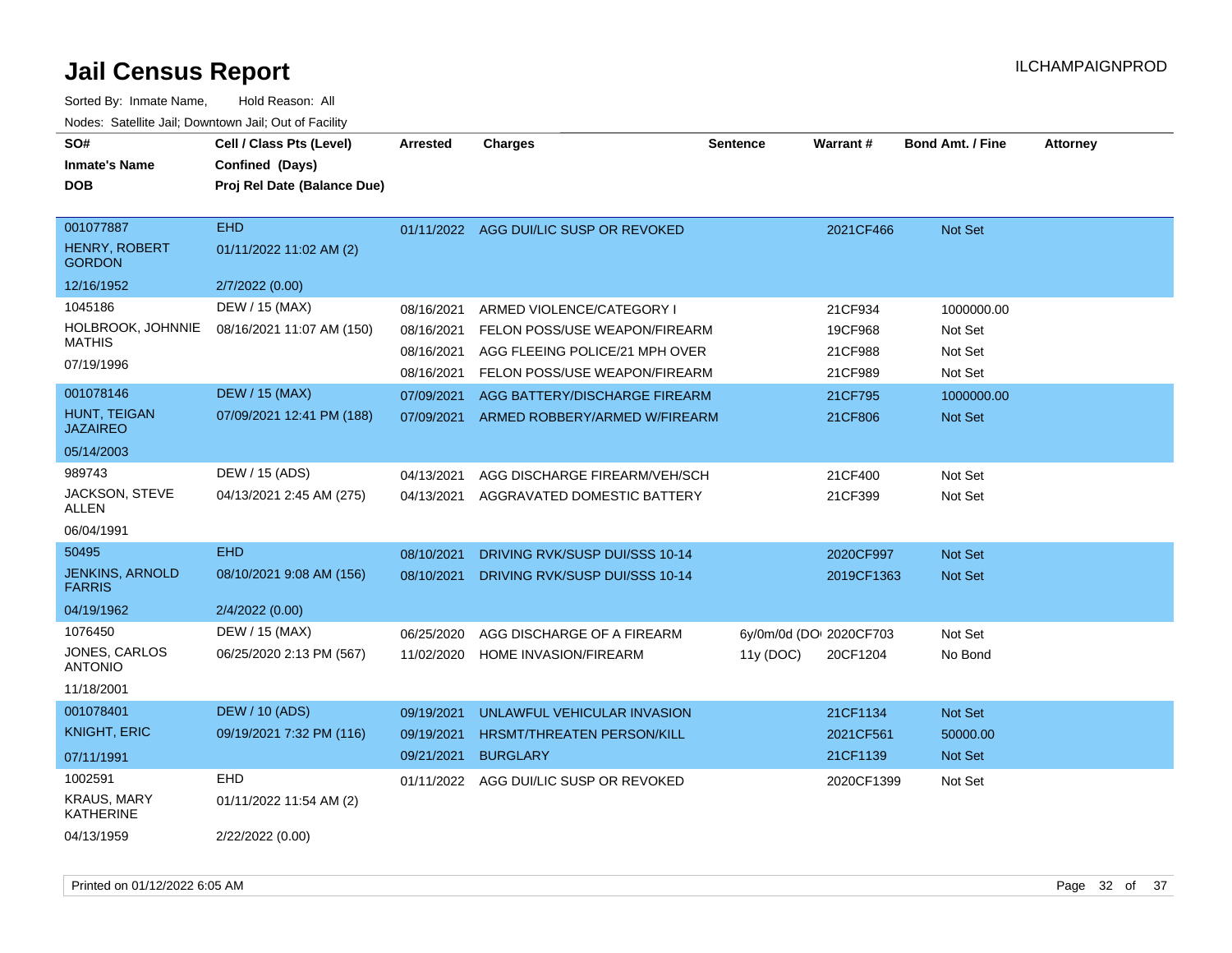# Jail Census Report

Sorted By: Inmate Name, Hold Reason: All

Nodes: Satellite Jail; Downtown Jail; Out of Facility

| SO# / Inmate's Name / DOB | Cell / Class Pts (Level) / Confined (Days) / Proj Rel Date (Balance Due) | Arrested | Charges | Sentence | Warrant # | Bond Amt. / Fine | Attorney |
|---|---|---|---|---|---|---|---|
| 001077887 | EHD | 01/11/2022 | AGG DUI/LIC SUSP OR REVOKED | | 2021CF466 | Not Set | |
| HENRY, ROBERT GORDON | 01/11/2022 11:02 AM (2) | | | | | | |
| 12/16/1952 | 2/7/2022 (0.00) | | | | | | |
| 1045186 | DEW / 15 (MAX) | 08/16/2021 | ARMED VIOLENCE/CATEGORY I | | 21CF934 | 1000000.00 | |
| HOLBROOK, JOHNNIE MATHIS | 08/16/2021 11:07 AM (150) | 08/16/2021 | FELON POSS/USE WEAPON/FIREARM | | 19CF968 | Not Set | |
| 07/19/1996 | | 08/16/2021 | AGG FLEEING POLICE/21 MPH OVER | | 21CF988 | Not Set | |
| | | 08/16/2021 | FELON POSS/USE WEAPON/FIREARM | | 21CF989 | Not Set | |
| 001078146 | DEW / 15 (MAX) | 07/09/2021 | AGG BATTERY/DISCHARGE FIREARM | | 21CF795 | 1000000.00 | |
| HUNT, TEIGAN JAZAIREO | 07/09/2021 12:41 PM (188) | 07/09/2021 | ARMED ROBBERY/ARMED W/FIREARM | | 21CF806 | Not Set | |
| 05/14/2003 | | | | | | | |
| 989743 | DEW / 15 (ADS) | 04/13/2021 | AGG DISCHARGE FIREARM/VEH/SCH | | 21CF400 | Not Set | |
| JACKSON, STEVE ALLEN | 04/13/2021 2:45 AM (275) | 04/13/2021 | AGGRAVATED DOMESTIC BATTERY | | 21CF399 | Not Set | |
| 06/04/1991 | | | | | | | |
| 50495 | EHD | 08/10/2021 | DRIVING RVK/SUSP DUI/SSS 10-14 | | 2020CF997 | Not Set | |
| JENKINS, ARNOLD FARRIS | 08/10/2021 9:08 AM (156) | 08/10/2021 | DRIVING RVK/SUSP DUI/SSS 10-14 | | 2019CF1363 | Not Set | |
| 04/19/1962 | 2/4/2022 (0.00) | | | | | | |
| 1076450 | DEW / 15 (MAX) | 06/25/2020 | AGG DISCHARGE OF A FIREARM | 6y/0m/0d (DO | 2020CF703 | Not Set | |
| JONES, CARLOS ANTONIO | 06/25/2020 2:13 PM (567) | 11/02/2020 | HOME INVASION/FIREARM | 11y (DOC) | 20CF1204 | No Bond | |
| 11/18/2001 | | | | | | | |
| 001078401 | DEW / 10 (ADS) | 09/19/2021 | UNLAWFUL VEHICULAR INVASION | | 21CF1134 | Not Set | |
| KNIGHT, ERIC | 09/19/2021 7:32 PM (116) | 09/19/2021 | HRSMT/THREATEN PERSON/KILL | | 2021CF561 | 50000.00 | |
| 07/11/1991 | | 09/21/2021 | BURGLARY | | 21CF1139 | Not Set | |
| 1002591 | EHD | 01/11/2022 | AGG DUI/LIC SUSP OR REVOKED | | 2020CF1399 | Not Set | |
| KRAUS, MARY KATHERINE | 01/11/2022 11:54 AM (2) | | | | | | |
| 04/13/1959 | 2/22/2022 (0.00) | | | | | | |

Printed on 01/12/2022 6:05 AM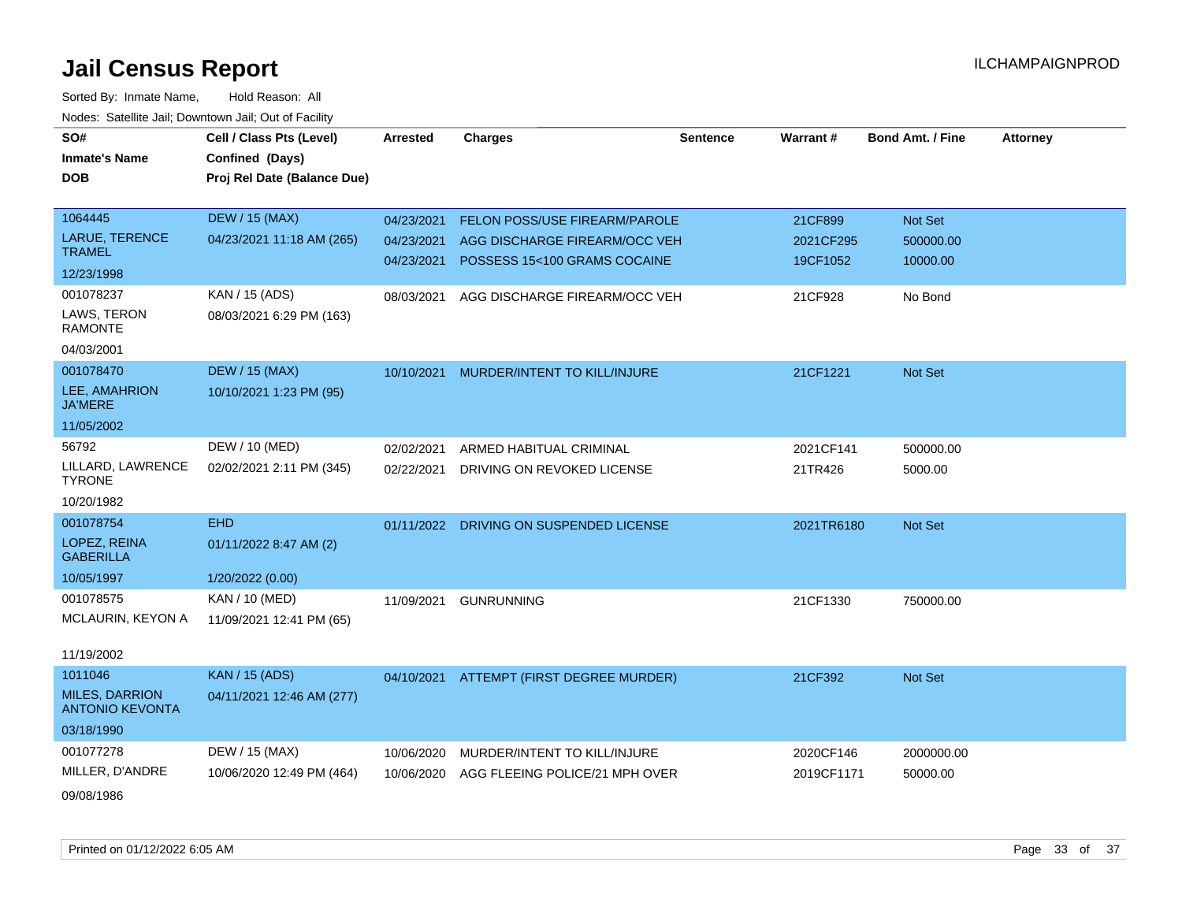# Jail Census Report

ILCHAMPAIGNPROD

Sorted By: Inmate Name, Hold Reason: All

Nodes: Satellite Jail; Downtown Jail; Out of Facility

| SO# / Inmate's Name / DOB | Cell / Class Pts (Level) / Confined (Days) / Proj Rel Date (Balance Due) | Arrested | Charges | Sentence | Warrant # | Bond Amt. / Fine | Attorney |
|---|---|---|---|---|---|---|---|
| 1064445<br>LARUE, TERENCE TRAMEL<br>12/23/1998 | DEW / 15 (MAX)<br>04/23/2021 11:18 AM (265) | 04/23/2021<br>04/23/2021<br>04/23/2021 | FELON POSS/USE FIREARM/PAROLE<br>AGG DISCHARGE FIREARM/OCC VEH<br>POSSESS 15<100 GRAMS COCAINE | | 21CF899<br>2021CF295<br>19CF1052 | Not Set<br>500000.00<br>10000.00 | |
| 001078237<br>LAWS, TERON RAMONTE<br>04/03/2001 | KAN / 15 (ADS)<br>08/03/2021 6:29 PM (163) | 08/03/2021 | AGG DISCHARGE FIREARM/OCC VEH | | 21CF928 | No Bond | |
| 001078470<br>LEE, AMAHRION JA'MERE<br>11/05/2002 | DEW / 15 (MAX)<br>10/10/2021 1:23 PM (95) | 10/10/2021 | MURDER/INTENT TO KILL/INJURE | | 21CF1221 | Not Set | |
| 56792<br>LILLARD, LAWRENCE TYRONE<br>10/20/1982 | DEW / 10 (MED)<br>02/02/2021 2:11 PM (345) | 02/02/2021<br>02/22/2021 | ARMED HABITUAL CRIMINAL<br>DRIVING ON REVOKED LICENSE | | 2021CF141<br>21TR426 | 500000.00<br>5000.00 | |
| 001078754<br>LOPEZ, REINA GABERILLA<br>10/05/1997 | EHD<br>01/11/2022 8:47 AM (2)<br>1/20/2022 (0.00) | 01/11/2022 | DRIVING ON SUSPENDED LICENSE | | 2021TR6180 | Not Set | |
| 001078575<br>MCLAURIN, KEYON A<br>11/19/2002 | KAN / 10 (MED)<br>11/09/2021 12:41 PM (65) | 11/09/2021 | GUNRUNNING | | 21CF1330 | 750000.00 | |
| 1011046<br>MILES, DARRION ANTONIO KEVONTA<br>03/18/1990 | KAN / 15 (ADS)<br>04/11/2021 12:46 AM (277) | 04/10/2021 | ATTEMPT (FIRST DEGREE MURDER) | | 21CF392 | Not Set | |
| 001077278<br>MILLER, D'ANDRE<br>09/08/1986 | DEW / 15 (MAX)<br>10/06/2020 12:49 PM (464) | 10/06/2020<br>10/06/2020 | MURDER/INTENT TO KILL/INJURE<br>AGG FLEEING POLICE/21 MPH OVER | | 2020CF146<br>2019CF1171 | 2000000.00<br>50000.00 | |

Printed on 01/12/2022 6:05 AM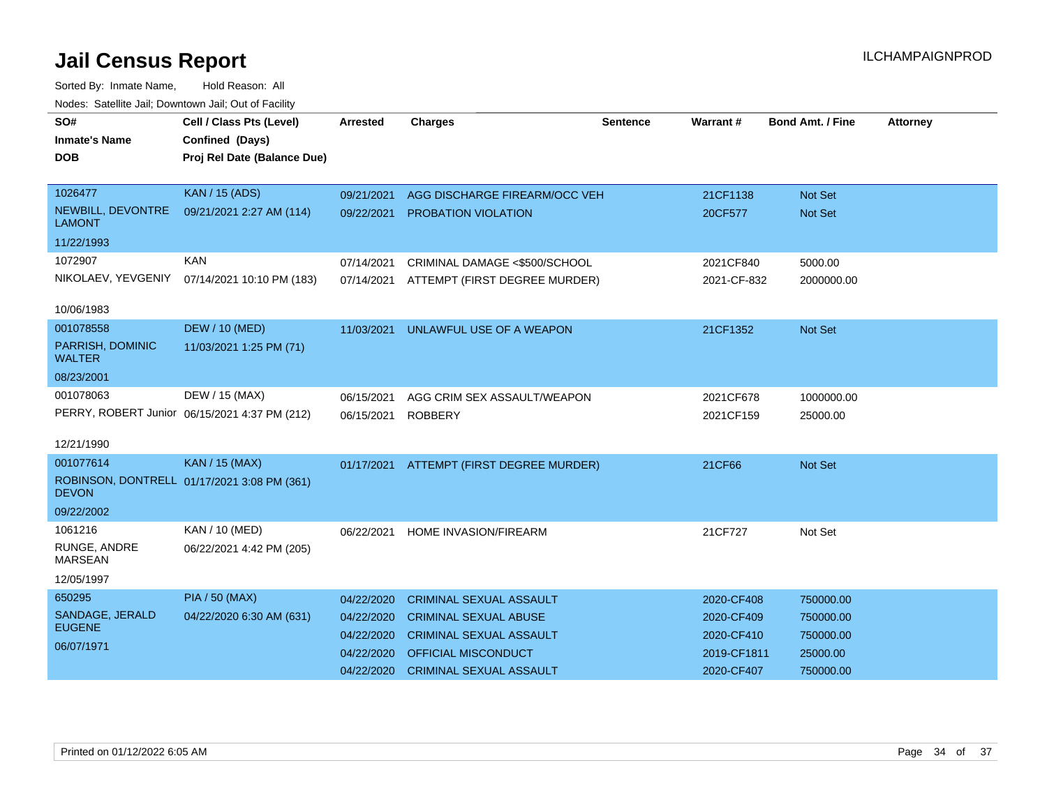# Jail Census Report

ILCHAMPAIGNPROD

Sorted By: Inmate Name, Hold Reason: All

Nodes: Satellite Jail; Downtown Jail; Out of Facility

| SO# / Inmate's Name / DOB | Cell / Class Pts (Level) / Confined (Days) / Proj Rel Date (Balance Due) | Arrested | Charges | Sentence | Warrant # | Bond Amt. / Fine | Attorney |
|---|---|---|---|---|---|---|---|
| 1026477 NEWBILL, DEVONTRE LAMONT 11/22/1993 | KAN / 15 (ADS) 09/21/2021 2:27 AM (114) | 09/21/2021 | AGG DISCHARGE FIREARM/OCC VEH | | 21CF1138 | Not Set | |
| | | 09/22/2021 | PROBATION VIOLATION | | 20CF577 | Not Set | |
| 1072907 NIKOLAEV, YEVGENIY 10/06/1983 | KAN 07/14/2021 10:10 PM (183) | 07/14/2021 | CRIMINAL DAMAGE <$500/SCHOOL | | 2021CF840 | 5000.00 | |
| | | 07/14/2021 | ATTEMPT (FIRST DEGREE MURDER) | | 2021-CF-832 | 2000000.00 | |
| 001078558 PARRISH, DOMINIC WALTER 08/23/2001 | DEW / 10 (MED) 11/03/2021 1:25 PM (71) | 11/03/2021 | UNLAWFUL USE OF A WEAPON | | 21CF1352 | Not Set | |
| 001078063 PERRY, ROBERT Junior 12/21/1990 | DEW / 15 (MAX) 06/15/2021 4:37 PM (212) | 06/15/2021 | AGG CRIM SEX ASSAULT/WEAPON | | 2021CF678 | 1000000.00 | |
| | | 06/15/2021 | ROBBERY | | 2021CF159 | 25000.00 | |
| 001077614 ROBINSON, DONTRELL DEVON 09/22/2002 | KAN / 15 (MAX) 01/17/2021 3:08 PM (361) | 01/17/2021 | ATTEMPT (FIRST DEGREE MURDER) | | 21CF66 | Not Set | |
| 1061216 RUNGE, ANDRE MARSEAN 12/05/1997 | KAN / 10 (MED) 06/22/2021 4:42 PM (205) | 06/22/2021 | HOME INVASION/FIREARM | | 21CF727 | Not Set | |
| 650295 SANDAGE, JERALD EUGENE 06/07/1971 | PIA / 50 (MAX) 04/22/2020 6:30 AM (631) | 04/22/2020 | CRIMINAL SEXUAL ASSAULT | | 2020-CF408 | 750000.00 | |
| | | 04/22/2020 | CRIMINAL SEXUAL ABUSE | | 2020-CF409 | 750000.00 | |
| | | 04/22/2020 | CRIMINAL SEXUAL ASSAULT | | 2020-CF410 | 750000.00 | |
| | | 04/22/2020 | OFFICIAL MISCONDUCT | | 2019-CF1811 | 25000.00 | |
| | | 04/22/2020 | CRIMINAL SEXUAL ASSAULT | | 2020-CF407 | 750000.00 | |

Printed on 01/12/2022 6:05 AM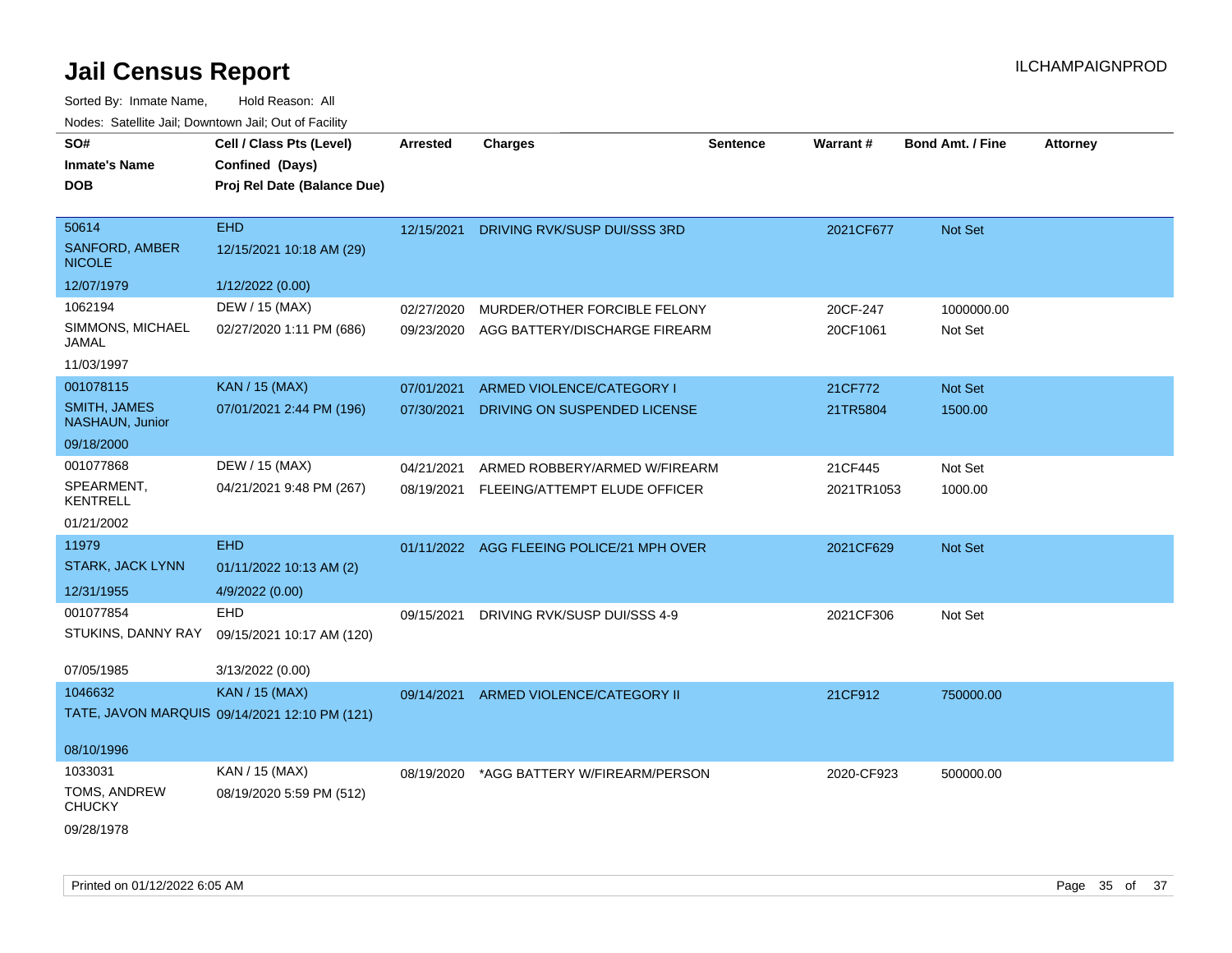# Jail Census Report

Sorted By: Inmate Name, Hold Reason: All

Nodes: Satellite Jail; Downtown Jail; Out of Facility

ILCHAMPAIGNPROD

| SO# / Inmate's Name / DOB | Cell / Class Pts (Level) / Confined (Days) / Proj Rel Date (Balance Due) | Arrested | Charges | Sentence | Warrant # | Bond Amt. / Fine | Attorney |
|---|---|---|---|---|---|---|---|
| 50614<br>SANFORD, AMBER NICOLE<br>12/07/1979 | EHD<br>12/15/2021 10:18 AM (29)<br>1/12/2022 (0.00) | 12/15/2021 | DRIVING RVK/SUSP DUI/SSS 3RD | | 2021CF677 | Not Set | |
| 1062194<br>SIMMONS, MICHAEL JAMAL<br>11/03/1997 | DEW / 15 (MAX)<br>02/27/2020 1:11 PM (686) | 02/27/2020 | MURDER/OTHER FORCIBLE FELONY | | 20CF-247 | 1000000.00 | |
| | | 09/23/2020 | AGG BATTERY/DISCHARGE FIREARM | | 20CF1061 | Not Set | |
| 001078115<br>SMITH, JAMES NASHAUN, Junior<br>09/18/2000 | KAN / 15 (MAX)<br>07/01/2021 2:44 PM (196) | 07/01/2021 | ARMED VIOLENCE/CATEGORY I | | 21CF772 | Not Set | |
| | | 07/30/2021 | DRIVING ON SUSPENDED LICENSE | | 21TR5804 | 1500.00 | |
| 001077868<br>SPEARMENT, KENTRELL<br>01/21/2002 | DEW / 15 (MAX)<br>04/21/2021 9:48 PM (267) | 04/21/2021 | ARMED ROBBERY/ARMED W/FIREARM | | 21CF445 | Not Set | |
| | | 08/19/2021 | FLEEING/ATTEMPT ELUDE OFFICER | | 2021TR1053 | 1000.00 | |
| 11979<br>STARK, JACK LYNN<br>12/31/1955 | EHD<br>01/11/2022 10:13 AM (2)<br>4/9/2022 (0.00) | 01/11/2022 | AGG FLEEING POLICE/21 MPH OVER | | 2021CF629 | Not Set | |
| 001077854<br>STUKINS, DANNY RAY<br>07/05/1985 | EHD<br>09/15/2021 10:17 AM (120)<br>3/13/2022 (0.00) | 09/15/2021 | DRIVING RVK/SUSP DUI/SSS 4-9 | | 2021CF306 | Not Set | |
| 1046632<br>TATE, JAVON MARQUIS<br>08/10/1996 | KAN / 15 (MAX)<br>09/14/2021 12:10 PM (121) | 09/14/2021 | ARMED VIOLENCE/CATEGORY II | | 21CF912 | 750000.00 | |
| 1033031<br>TOMS, ANDREW CHUCKY<br>09/28/1978 | KAN / 15 (MAX)<br>08/19/2020 5:59 PM (512) | 08/19/2020 | *AGG BATTERY W/FIREARM/PERSON | | 2020-CF923 | 500000.00 | |

Printed on 01/12/2022 6:05 AM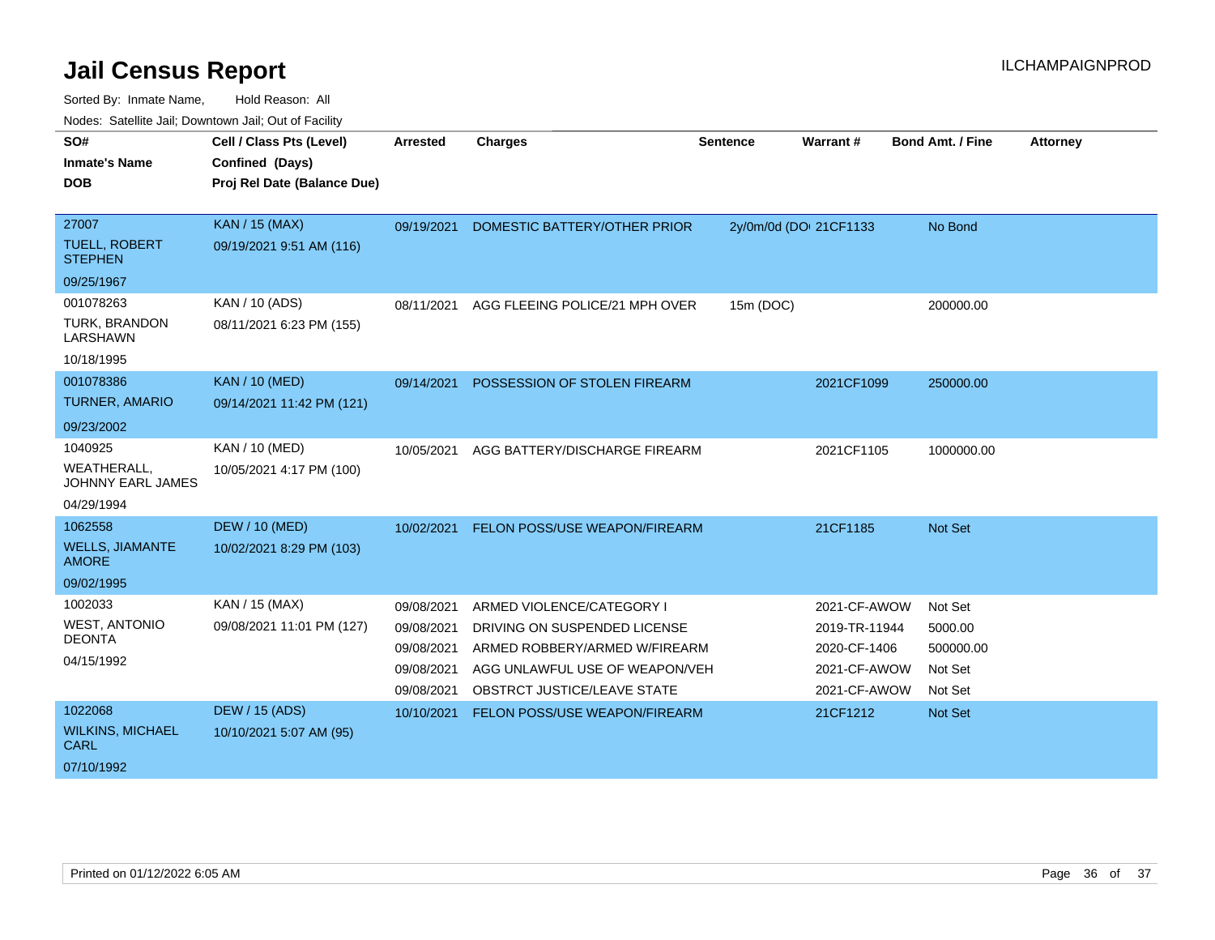# Jail Census Report

ILCHAMPAIGNPROD

Sorted By: Inmate Name, Hold Reason: All

Nodes: Satellite Jail; Downtown Jail; Out of Facility

| SO# / Inmate's Name / DOB | Cell / Class Pts (Level) / Confined (Days) / Proj Rel Date (Balance Due) | Arrested | Charges | Sentence | Warrant # | Bond Amt. / Fine | Attorney |
|---|---|---|---|---|---|---|---|
| 27007 TUELL, ROBERT STEPHEN 09/25/1967 | KAN / 15 (MAX) 09/19/2021 9:51 AM (116) | 09/19/2021 | DOMESTIC BATTERY/OTHER PRIOR | 2y/0m/0d (DO | 21CF1133 | No Bond | |
| 001078263 TURK, BRANDON LARSHAWN 10/18/1995 | KAN / 10 (ADS) 08/11/2021 6:23 PM (155) | 08/11/2021 | AGG FLEEING POLICE/21 MPH OVER | 15m (DOC) | | 200000.00 | |
| 001078386 TURNER, AMARIO 09/23/2002 | KAN / 10 (MED) 09/14/2021 11:42 PM (121) | 09/14/2021 | POSSESSION OF STOLEN FIREARM | | 2021CF1099 | 250000.00 | |
| 1040925 WEATHERALL, JOHNNY EARL JAMES 04/29/1994 | KAN / 10 (MED) 10/05/2021 4:17 PM (100) | 10/05/2021 | AGG BATTERY/DISCHARGE FIREARM | | 2021CF1105 | 1000000.00 | |
| 1062558 WELLS, JIAMANTE AMORE 09/02/1995 | DEW / 10 (MED) 10/02/2021 8:29 PM (103) | 10/02/2021 | FELON POSS/USE WEAPON/FIREARM | | 21CF1185 | Not Set | |
| 1002033 WEST, ANTONIO DEONTA 04/15/1992 | KAN / 15 (MAX) 09/08/2021 11:01 PM (127) | 09/08/2021 | ARMED VIOLENCE/CATEGORY I | | 2021-CF-AWOW | Not Set | |
| | | 09/08/2021 | DRIVING ON SUSPENDED LICENSE | | 2019-TR-11944 | 5000.00 | |
| | | 09/08/2021 | ARMED ROBBERY/ARMED W/FIREARM | | 2020-CF-1406 | 500000.00 | |
| | | 09/08/2021 | AGG UNLAWFUL USE OF WEAPON/VEH | | 2021-CF-AWOW | Not Set | |
| | | 09/08/2021 | OBSTRCT JUSTICE/LEAVE STATE | | 2021-CF-AWOW | Not Set | |
| 1022068 WILKINS, MICHAEL CARL 07/10/1992 | DEW / 15 (ADS) 10/10/2021 5:07 AM (95) | 10/10/2021 | FELON POSS/USE WEAPON/FIREARM | | 21CF1212 | Not Set | |

Printed on 01/12/2022 6:05 AM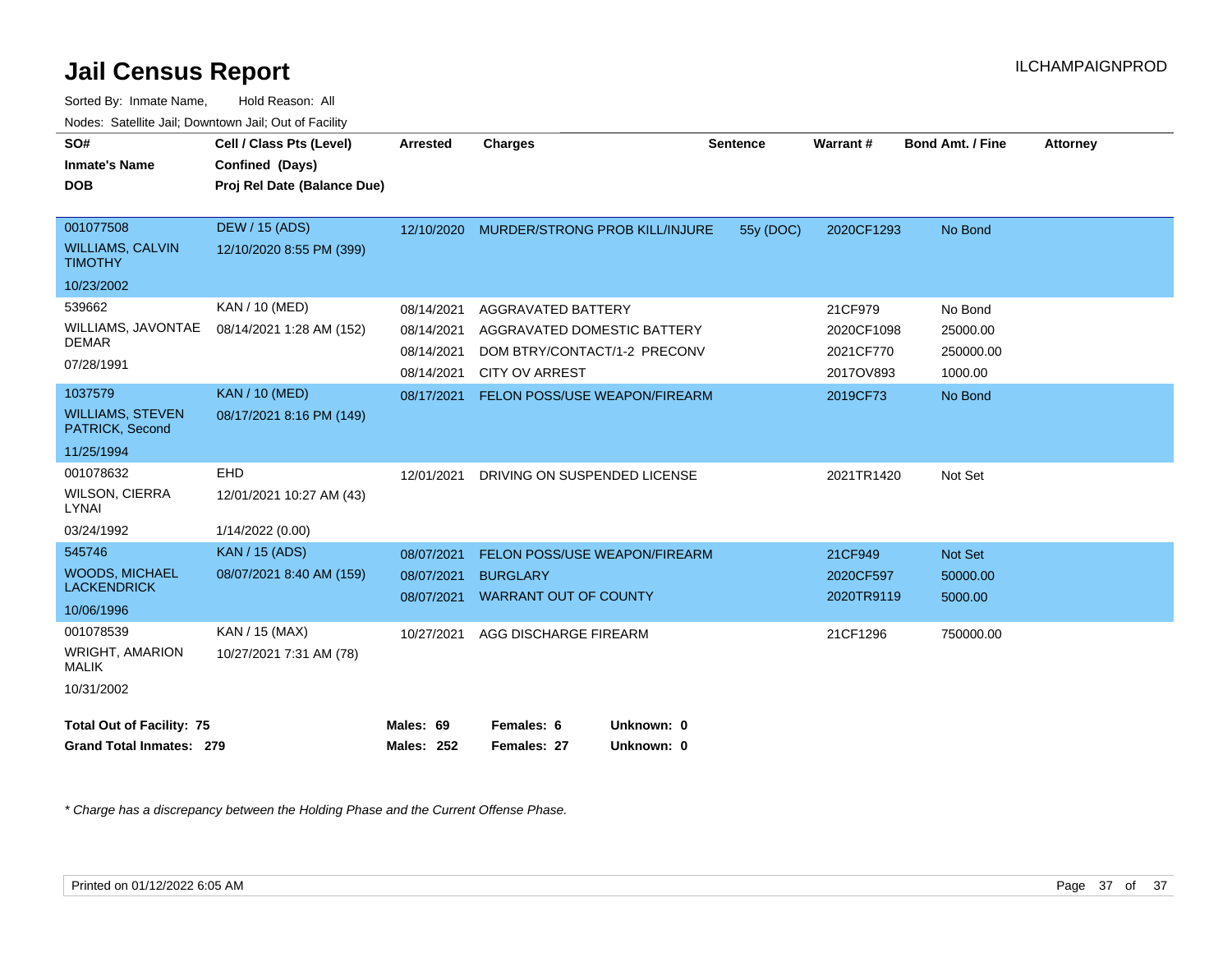# Jail Census Report

ILCHAMPAIGNPROD

Sorted By: Inmate Name, Hold Reason: All

Nodes: Satellite Jail; Downtown Jail; Out of Facility

| SO# / Inmate's Name / DOB | Cell / Class Pts (Level) / Confined (Days) / Proj Rel Date (Balance Due) | Arrested | Charges | Sentence | Warrant # | Bond Amt. / Fine | Attorney |
|---|---|---|---|---|---|---|---|
| 001077508<br>WILLIAMS, CALVIN TIMOTHY<br>10/23/2002 | DEW / 15 (ADS)<br>12/10/2020 8:55 PM (399) | 12/10/2020 | MURDER/STRONG PROB KILL/INJURE | 55y (DOC) | 2020CF1293 | No Bond | |
| 539662<br>WILLIAMS, JAVONTAE DEMAR<br>07/28/1991 | KAN / 10 (MED)<br>08/14/2021 1:28 AM (152) | 08/14/2021 | AGGRAVATED BATTERY | | 21CF979 | No Bond | |
| | | 08/14/2021 | AGGRAVATED DOMESTIC BATTERY | | 2020CF1098 | 25000.00 | |
| | | 08/14/2021 | DOM BTRY/CONTACT/1-2 PRECONV | | 2021CF770 | 250000.00 | |
| | | 08/14/2021 | CITY OV ARREST | | 2017OV893 | 1000.00 | |
| 1037579<br>WILLIAMS, STEVEN PATRICK, Second<br>11/25/1994 | KAN / 10 (MED)<br>08/17/2021 8:16 PM (149) | 08/17/2021 | FELON POSS/USE WEAPON/FIREARM | | 2019CF73 | No Bond | |
| 001078632<br>WILSON, CIERRA LYNAI<br>03/24/1992 | EHD<br>12/01/2021 10:27 AM (43)<br>1/14/2022 (0.00) | 12/01/2021 | DRIVING ON SUSPENDED LICENSE | | 2021TR1420 | Not Set | |
| 545746<br>WOODS, MICHAEL LACKENDRICK<br>10/06/1996 | KAN / 15 (ADS)<br>08/07/2021 8:40 AM (159) | 08/07/2021 | FELON POSS/USE WEAPON/FIREARM | | 21CF949 | Not Set | |
| | | 08/07/2021 | BURGLARY | | 2020CF597 | 50000.00 | |
| | | 08/07/2021 | WARRANT OUT OF COUNTY | | 2020TR9119 | 5000.00 | |
| 001078539<br>WRIGHT, AMARION MALIK<br>10/31/2002 | KAN / 15 (MAX)<br>10/27/2021 7:31 AM (78) | 10/27/2021 | AGG DISCHARGE FIREARM | | 21CF1296 | 750000.00 | |

| | | | |
|---|---|---|---|
| **Total Out of Facility: 75** | **Males: 69** | **Females: 6** | **Unknown: 0** |
| **Grand Total Inmates: 279** | **Males: 252** | **Females: 27** | **Unknown: 0** |

*\* Charge has a discrepancy between the Holding Phase and the Current Offense Phase.*

Printed on 01/12/2022 6:05 AM